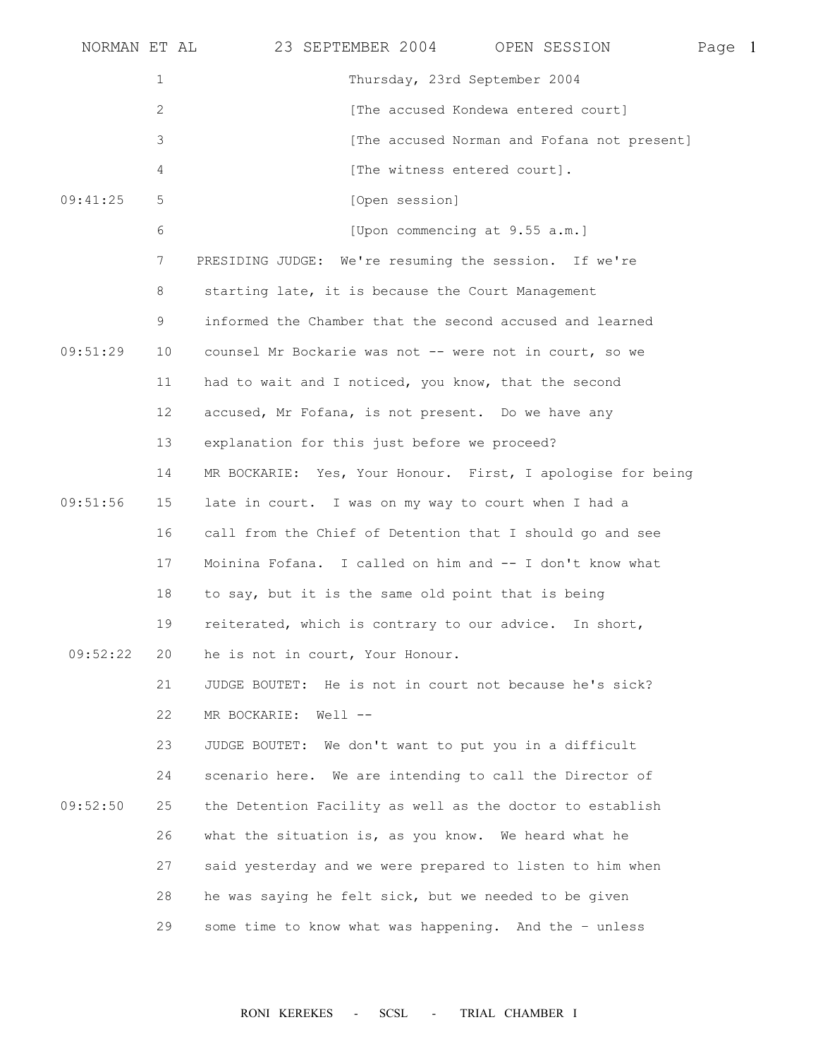Thursday, 23rd September 2004

[The accused Kondewa entered court]

[The accused Norman and Fofana not present]

[The witness entered court].

[Open session]

[Upon commencing at 9.55 a.m.]

PRESIDING JUDGE: We're resuming the session. If we're starting late, it is because the Court Management informed the Chamber that the second accused and learned counsel Mr Bockarie was not -- were not in court, so we had to wait and I noticed, you know, that the second accused, Mr Fofana, is not present. Do we have any explanation for this just before we proceed?

MR BOCKARIE: Yes, Your Honour. First, I apologise for being late in court. I was on my way to court when I had a call from the Chief of Detention that I should go and see Moinina Fofana. I called on him and -- I don't know what to say, but it is the same old point that is being reiterated, which is contrary to our advice. In short, he is not in court, Your Honour.

JUDGE BOUTET: He is not in court not because he's sick?

MR BOCKARIE: Well --

JUDGE BOUTET: We don't want to put you in a difficult scenario here. We are intending to call the Director of the Detention Facility as well as the doctor to establish what the situation is, as you know. We heard what he said yesterday and we were prepared to listen to him when he was saying he felt sick, but we needed to be given some time to know what was happening. And the - unless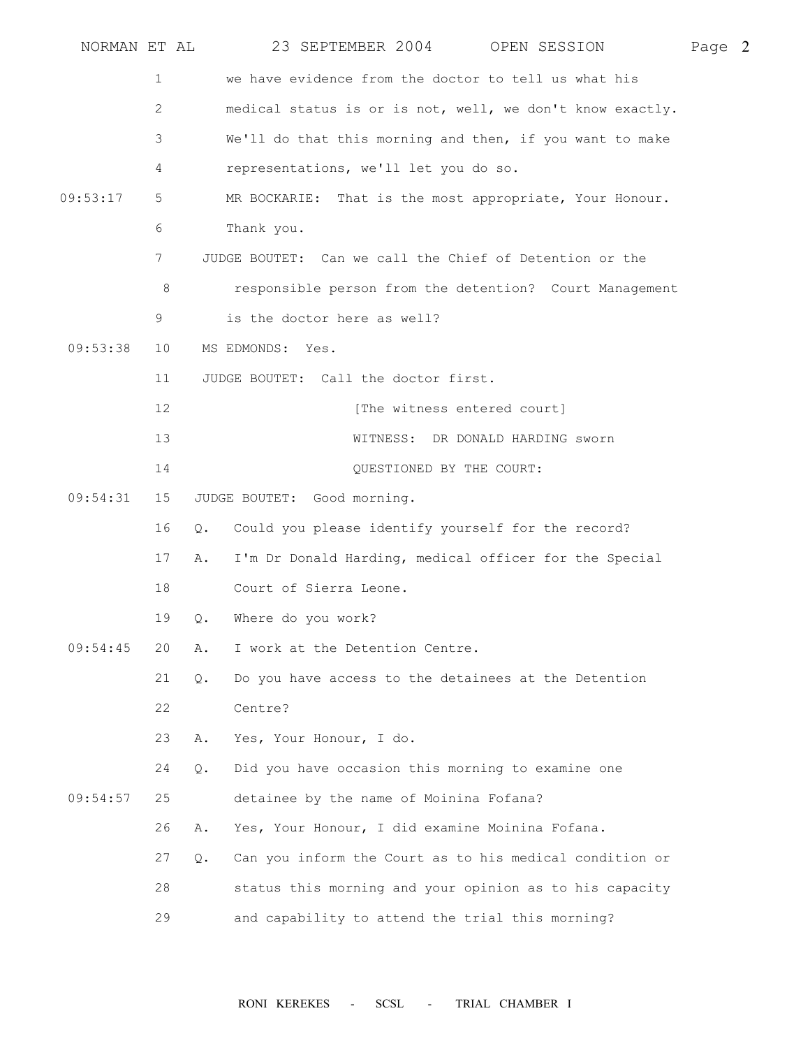we have evidence from the doctor to tell us what his medical status is or is not, well, we don't know exactly. We'll do that this morning and then, if you want to make representations, we'll let you do so.

MR BOCKARIE: That is the most appropriate, Your Honour. Thank you.

JUDGE BOUTET: Can we call the Chief of Detention or the responsible person from the detention? Court Management is the doctor here as well?

MS EDMONDS: Yes.

JUDGE BOUTET: Call the doctor first.

[The witness entered court]

WITNESS: DR DONALD HARDING sworn

QUESTIONED BY THE COURT:

JUDGE BOUTET: Good morning.

Q. Could you please identify yourself for the record?

A. I'm Dr Donald Harding, medical officer for the Special Court of Sierra Leone.

Q. Where do you work?

A. I work at the Detention Centre.

Q. Do you have access to the detainees at the Detention Centre?

A. Yes, Your Honour, I do.

Q. Did you have occasion this morning to examine one detainee by the name of Moinina Fofana?

A. Yes, Your Honour, I did examine Moinina Fofana.

Q. Can you inform the Court as to his medical condition or status this morning and your opinion as to his capacity and capability to attend the trial this morning?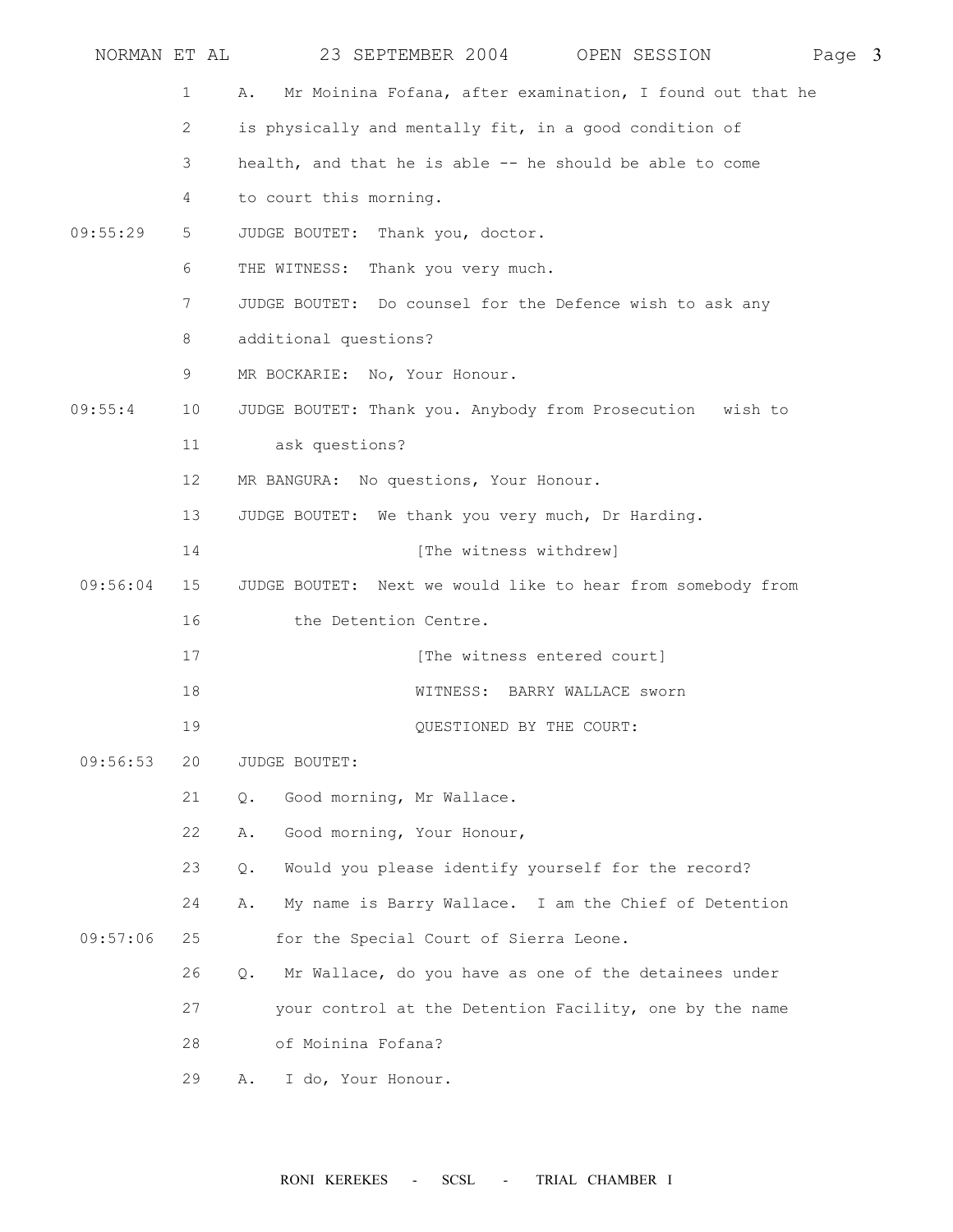1 A. Mr Moinina Fofana, after examination, I found out that he
2 is physically and mentally fit, in a good condition of
3 health, and that he is able -- he should be able to come
4 to court this morning.

09:55:29 5 JUDGE BOUTET: Thank you, doctor.
6 THE WITNESS: Thank you very much.
7 JUDGE BOUTET: Do counsel for the Defence wish to ask any
8 additional questions?
9 MR BOCKARIE: No, Your Honour.

09:55:4 10 JUDGE BOUTET: Thank you. Anybody from Prosecution wish to
11 ask questions?
12 MR BANGURA: No questions, Your Honour.
13 JUDGE BOUTET: We thank you very much, Dr Harding.
14 [The witness withdrew]

09:56:04 15 JUDGE BOUTET: Next we would like to hear from somebody from
16 the Detention Centre.
17 [The witness entered court]
18 WITNESS: BARRY WALLACE sworn
19 QUESTIONED BY THE COURT:

09:56:53 20 JUDGE BOUTET:
21 Q. Good morning, Mr Wallace.
22 A. Good morning, Your Honour,
23 Q. Would you please identify yourself for the record?
24 A. My name is Barry Wallace. I am the Chief of Detention

09:57:06 25 for the Special Court of Sierra Leone.
26 Q. Mr Wallace, do you have as one of the detainees under
27 your control at the Detention Facility, one by the name
28 of Moinina Fofana?
29 A. I do, Your Honour.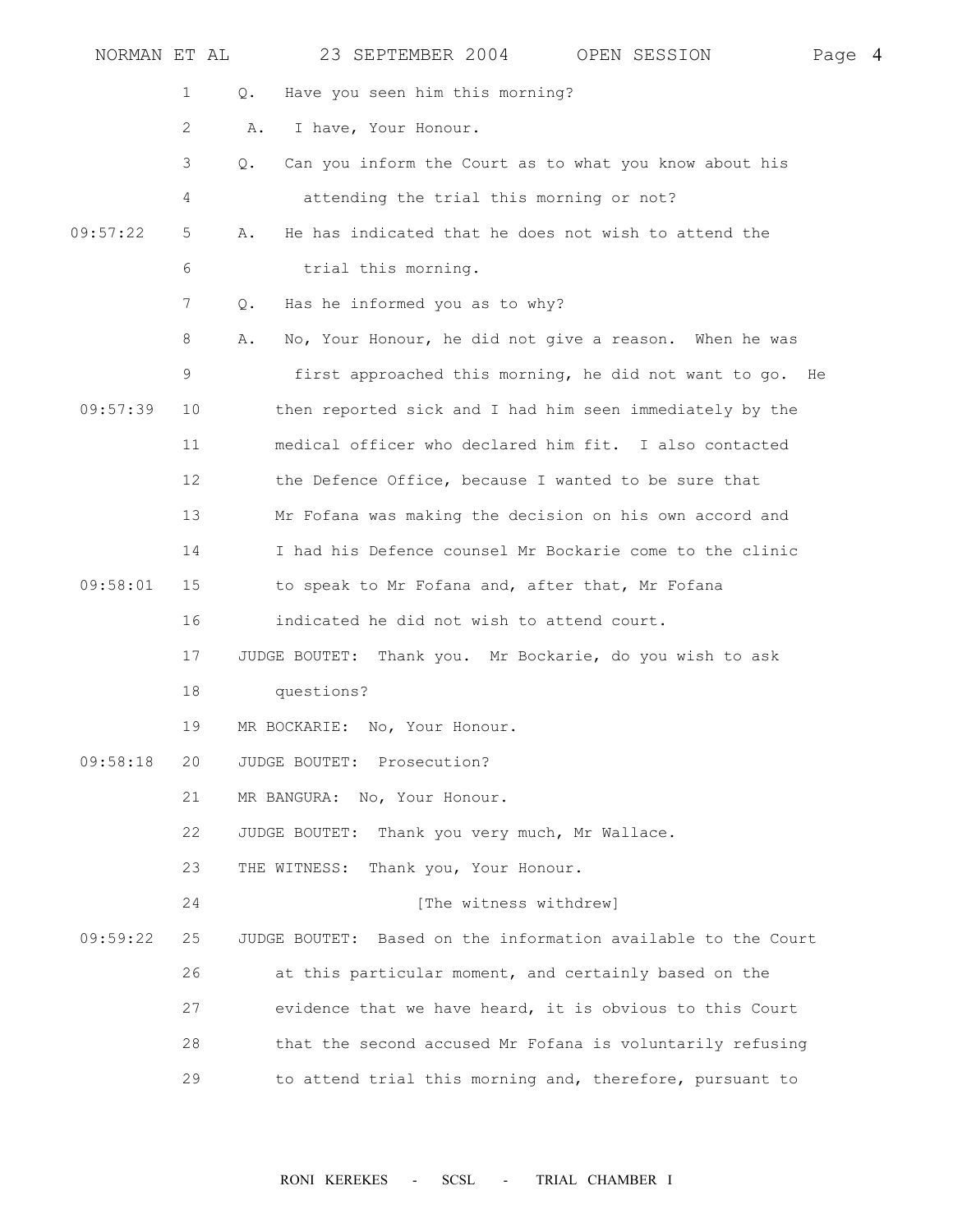Q. Have you seen him this morning?

A. I have, Your Honour.

Q. Can you inform the Court as to what you know about his attending the trial this morning or not?

A. He has indicated that he does not wish to attend the trial this morning.

Q. Has he informed you as to why?

A. No, Your Honour, he did not give a reason. When he was first approached this morning, he did not want to go. He then reported sick and I had him seen immediately by the medical officer who declared him fit. I also contacted the Defence Office, because I wanted to be sure that Mr Fofana was making the decision on his own accord and I had his Defence counsel Mr Bockarie come to the clinic to speak to Mr Fofana and, after that, Mr Fofana indicated he did not wish to attend court.

JUDGE BOUTET: Thank you. Mr Bockarie, do you wish to ask questions?

MR BOCKARIE: No, Your Honour.

JUDGE BOUTET: Prosecution?

MR BANGURA: No, Your Honour.

JUDGE BOUTET: Thank you very much, Mr Wallace.

THE WITNESS: Thank you, Your Honour.

[The witness withdrew]

JUDGE BOUTET: Based on the information available to the Court at this particular moment, and certainly based on the evidence that we have heard, it is obvious to this Court that the second accused Mr Fofana is voluntarily refusing to attend trial this morning and, therefore, pursuant to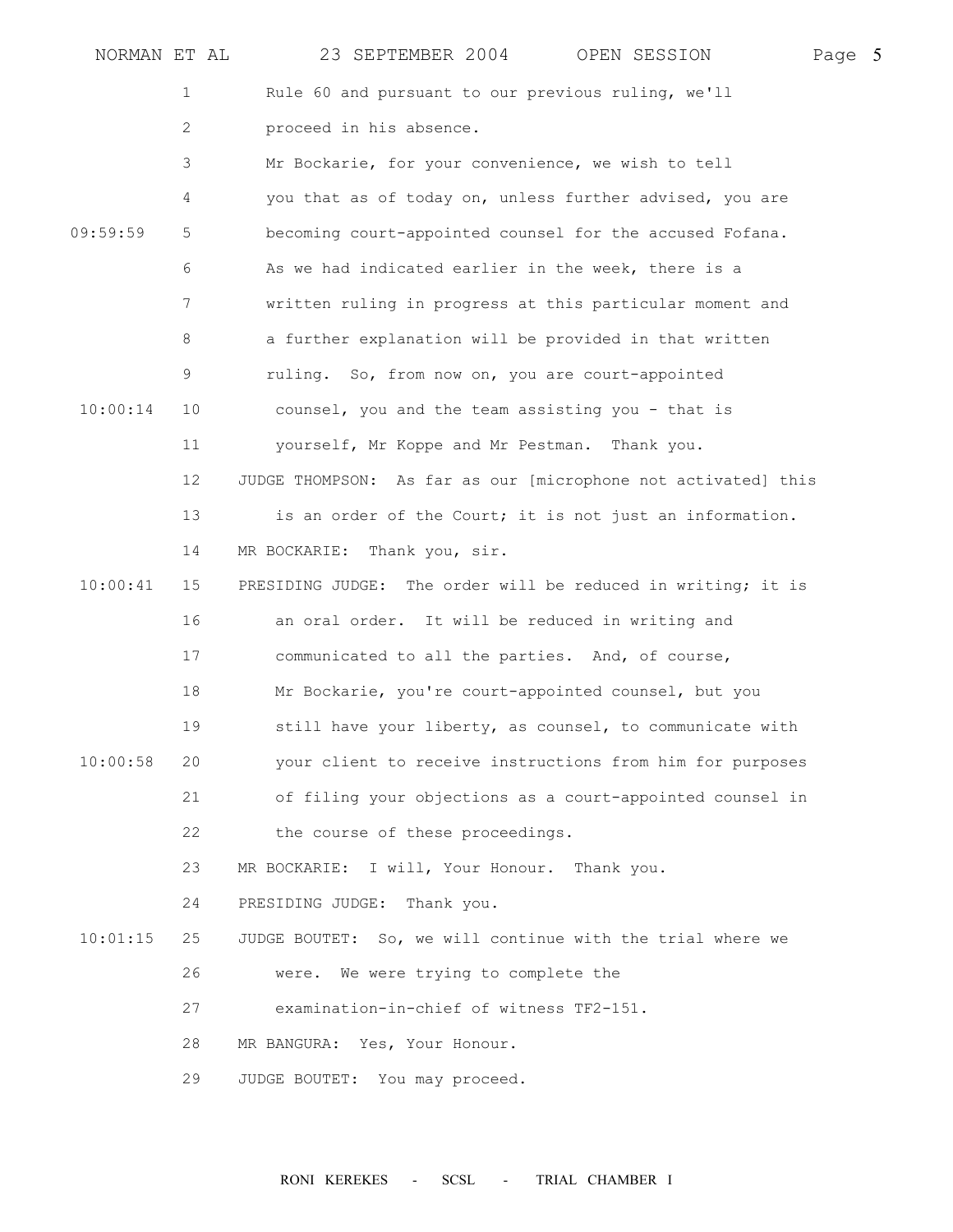Rule 60 and pursuant to our previous ruling, we'll proceed in his absence.

Mr Bockarie, for your convenience, we wish to tell you that as of today on, unless further advised, you are becoming court-appointed counsel for the accused Fofana. As we had indicated earlier in the week, there is a written ruling in progress at this particular moment and a further explanation will be provided in that written ruling. So, from now on, you are court-appointed counsel, you and the team assisting you - that is yourself, Mr Koppe and Mr Pestman. Thank you.

JUDGE THOMPSON: As far as our [microphone not activated] this is an order of the Court; it is not just an information.

MR BOCKARIE: Thank you, sir.

PRESIDING JUDGE: The order will be reduced in writing; it is an oral order. It will be reduced in writing and communicated to all the parties. And, of course, Mr Bockarie, you're court-appointed counsel, but you still have your liberty, as counsel, to communicate with your client to receive instructions from him for purposes of filing your objections as a court-appointed counsel in the course of these proceedings.

MR BOCKARIE: I will, Your Honour. Thank you.

PRESIDING JUDGE: Thank you.

JUDGE BOUTET: So, we will continue with the trial where we were. We were trying to complete the examination-in-chief of witness TF2-151.

MR BANGURA: Yes, Your Honour.

JUDGE BOUTET: You may proceed.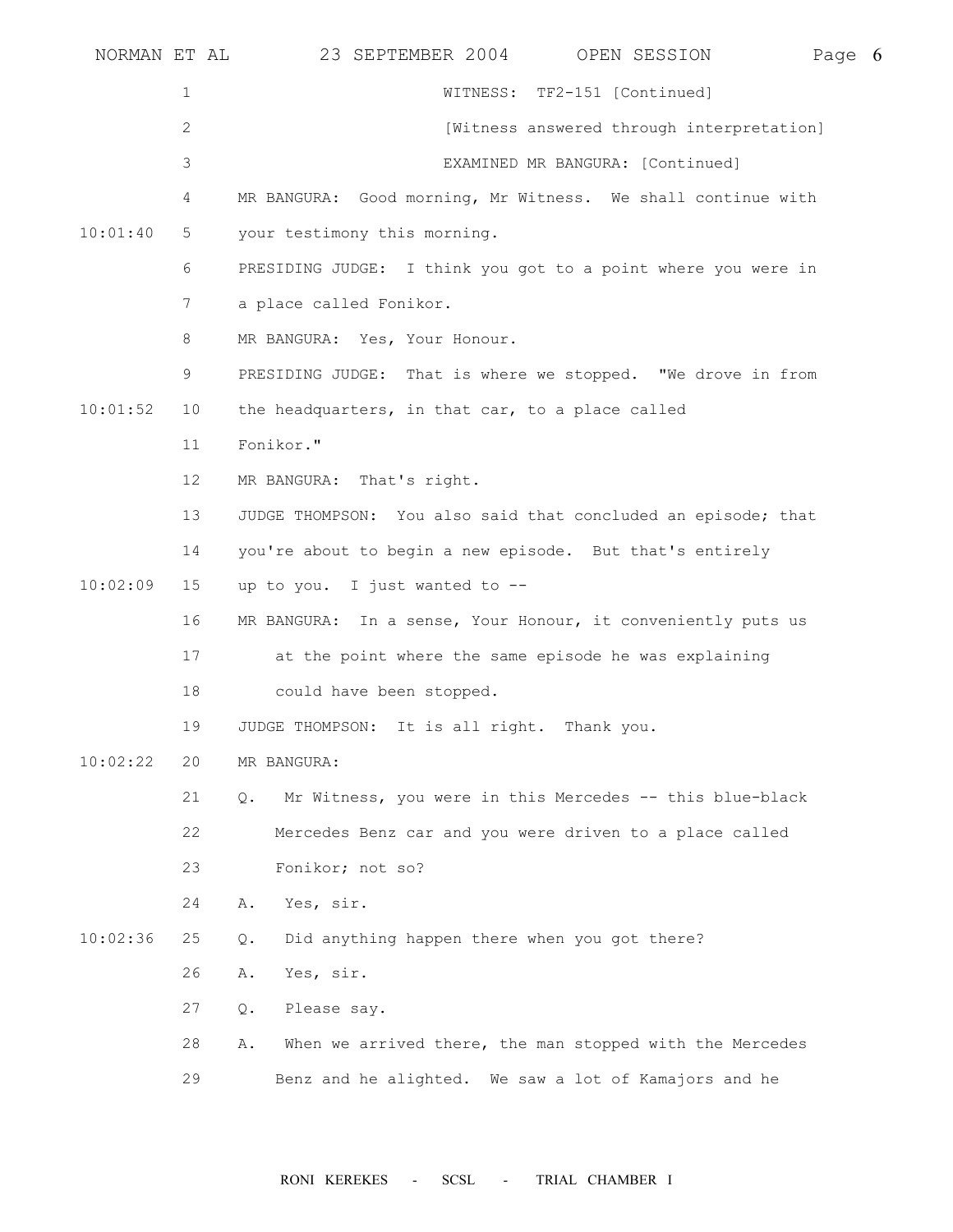WITNESS: TF2-151 [Continued]

[Witness answered through interpretation]

EXAMINED MR BANGURA: [Continued]

MR BANGURA: Good morning, Mr Witness. We shall continue with your testimony this morning.

PRESIDING JUDGE: I think you got to a point where you were in a place called Fonikor.

MR BANGURA: Yes, Your Honour.

PRESIDING JUDGE: That is where we stopped. "We drove in from the headquarters, in that car, to a place called Fonikor."

MR BANGURA: That's right.

JUDGE THOMPSON: You also said that concluded an episode; that you're about to begin a new episode. But that's entirely up to you. I just wanted to --

MR BANGURA: In a sense, Your Honour, it conveniently puts us at the point where the same episode he was explaining could have been stopped.

JUDGE THOMPSON: It is all right. Thank you.

MR BANGURA:

Q. Mr Witness, you were in this Mercedes -- this blue-black Mercedes Benz car and you were driven to a place called Fonikor; not so?

A. Yes, sir.

Q. Did anything happen there when you got there?

A. Yes, sir.

Q. Please say.

A. When we arrived there, the man stopped with the Mercedes Benz and he alighted. We saw a lot of Kamajors and he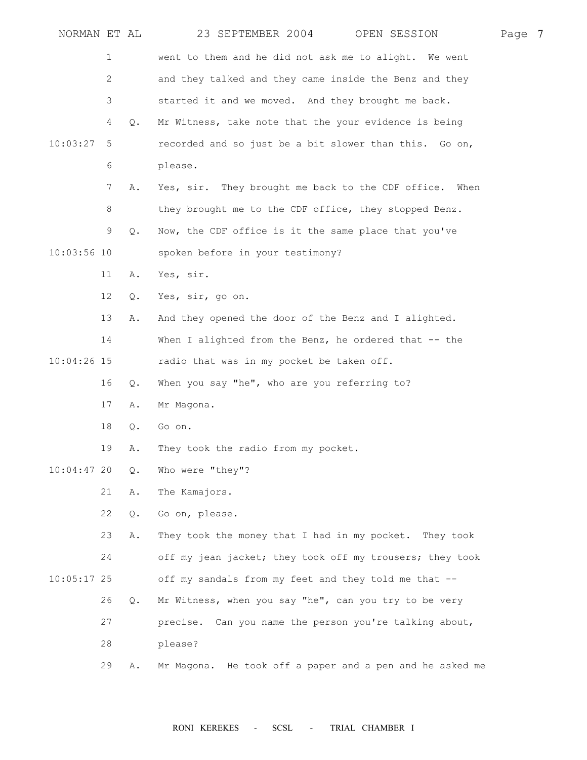went to them and he did not ask me to alight. We went and they talked and they came inside the Benz and they started it and we moved. And they brought me back.

Q. Mr Witness, take note that the your evidence is being recorded and so just be a bit slower than this. Go on, please.

A. Yes, sir. They brought me back to the CDF office. When they brought me to the CDF office, they stopped Benz.

Q. Now, the CDF office is it the same place that you've spoken before in your testimony?

A. Yes, sir.

Q. Yes, sir, go on.

A. And they opened the door of the Benz and I alighted. When I alighted from the Benz, he ordered that -- the radio that was in my pocket be taken off.

Q. When you say "he", who are you referring to?

A. Mr Magona.

Q. Go on.

A. They took the radio from my pocket.

Q. Who were "they"?

A. The Kamajors.

Q. Go on, please.

A. They took the money that I had in my pocket. They took off my jean jacket; they took off my trousers; they took off my sandals from my feet and they told me that --

Q. Mr Witness, when you say "he", can you try to be very precise. Can you name the person you're talking about, please?

A. Mr Magona. He took off a paper and a pen and he asked me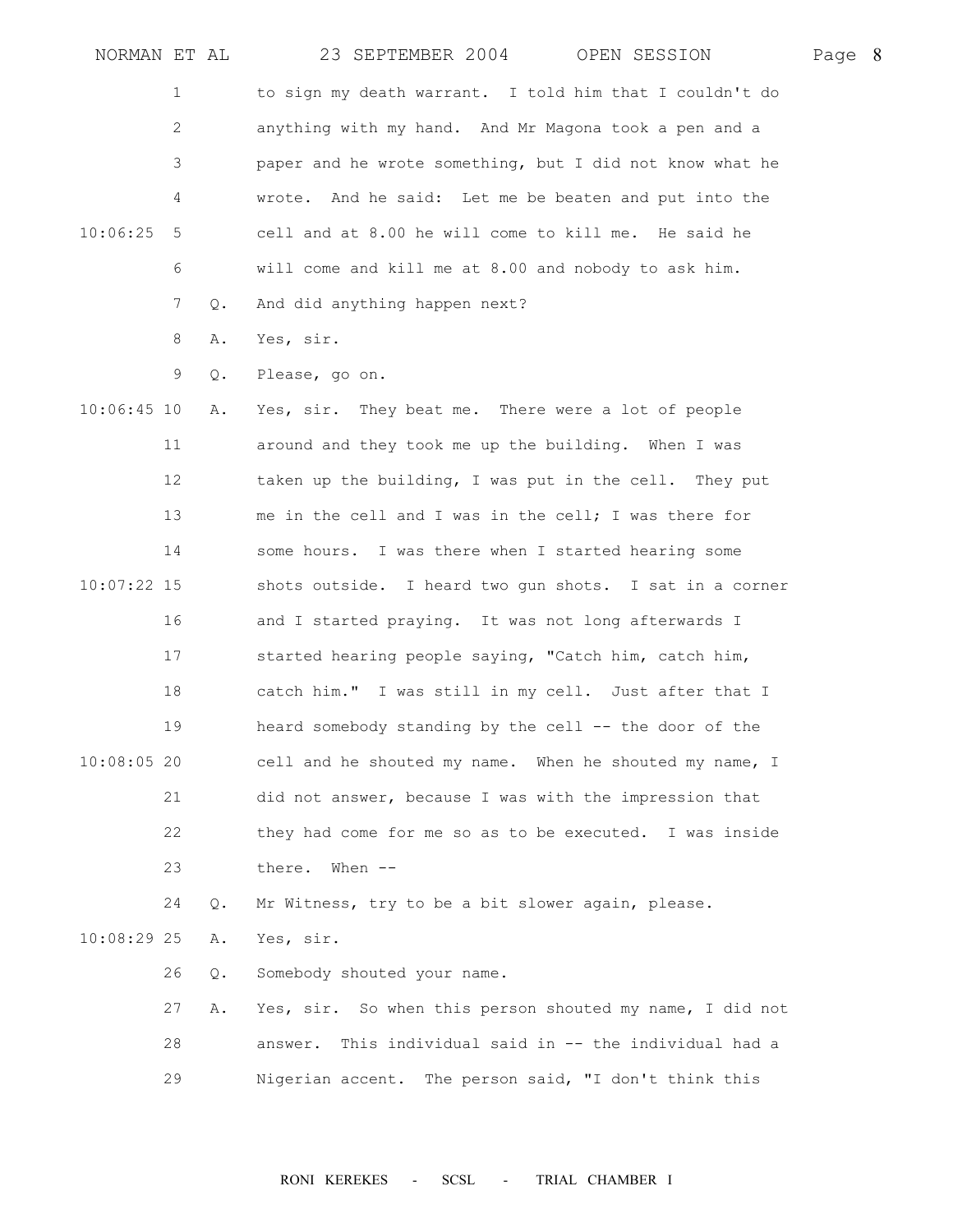to sign my death warrant. I told him that I couldn't do anything with my hand. And Mr Magona took a pen and a paper and he wrote something, but I did not know what he wrote. And he said: Let me be beaten and put into the cell and at 8.00 he will come to kill me. He said he will come and kill me at 8.00 and nobody to ask him.

Q. And did anything happen next?

A. Yes, sir.

Q. Please, go on.

A. Yes, sir. They beat me. There were a lot of people around and they took me up the building. When I was taken up the building, I was put in the cell. They put me in the cell and I was in the cell; I was there for some hours. I was there when I started hearing some shots outside. I heard two gun shots. I sat in a corner and I started praying. It was not long afterwards I started hearing people saying, "Catch him, catch him, catch him." I was still in my cell. Just after that I heard somebody standing by the cell -- the door of the cell and he shouted my name. When he shouted my name, I did not answer, because I was with the impression that they had come for me so as to be executed. I was inside there. When --

Q. Mr Witness, try to be a bit slower again, please.

A. Yes, sir.

Q. Somebody shouted your name.

A. Yes, sir. So when this person shouted my name, I did not answer. This individual said in -- the individual had a Nigerian accent. The person said, "I don't think this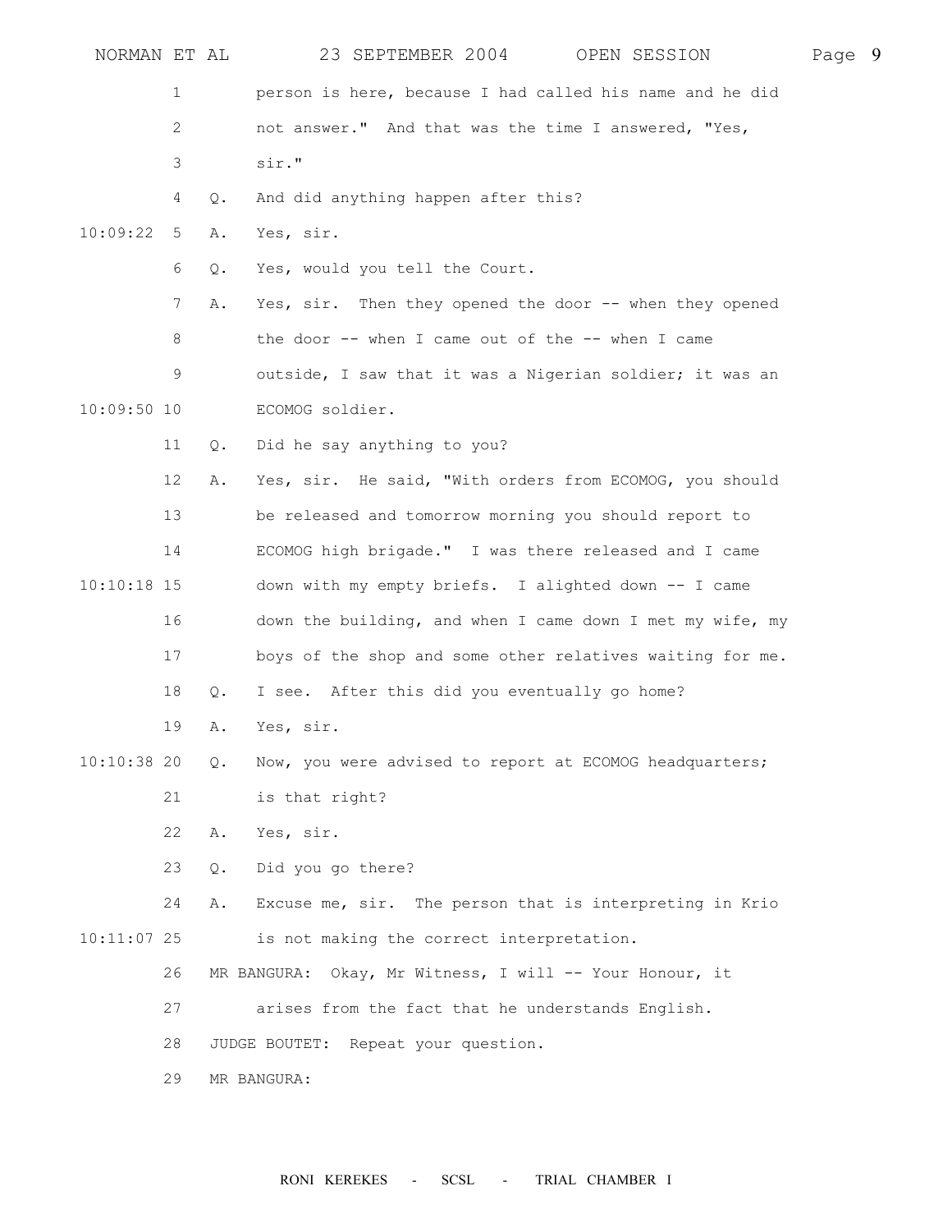person is here, because I had called his name and he did not answer." And that was the time I answered, "Yes, sir."

Q. And did anything happen after this?

A. Yes, sir.

Q. Yes, would you tell the Court.

A. Yes, sir. Then they opened the door -- when they opened the door -- when I came out of the -- when I came outside, I saw that it was a Nigerian soldier; it was an ECOMOG soldier.

Q. Did he say anything to you?

A. Yes, sir. He said, "With orders from ECOMOG, you should be released and tomorrow morning you should report to ECOMOG high brigade." I was there released and I came down with my empty briefs. I alighted down -- I came down the building, and when I came down I met my wife, my boys of the shop and some other relatives waiting for me.

Q. I see. After this did you eventually go home?

A. Yes, sir.

Q. Now, you were advised to report at ECOMOG headquarters; is that right?

A. Yes, sir.

Q. Did you go there?

A. Excuse me, sir. The person that is interpreting in Krio is not making the correct interpretation.

MR BANGURA: Okay, Mr Witness, I will -- Your Honour, it arises from the fact that he understands English.

JUDGE BOUTET: Repeat your question.

MR BANGURA: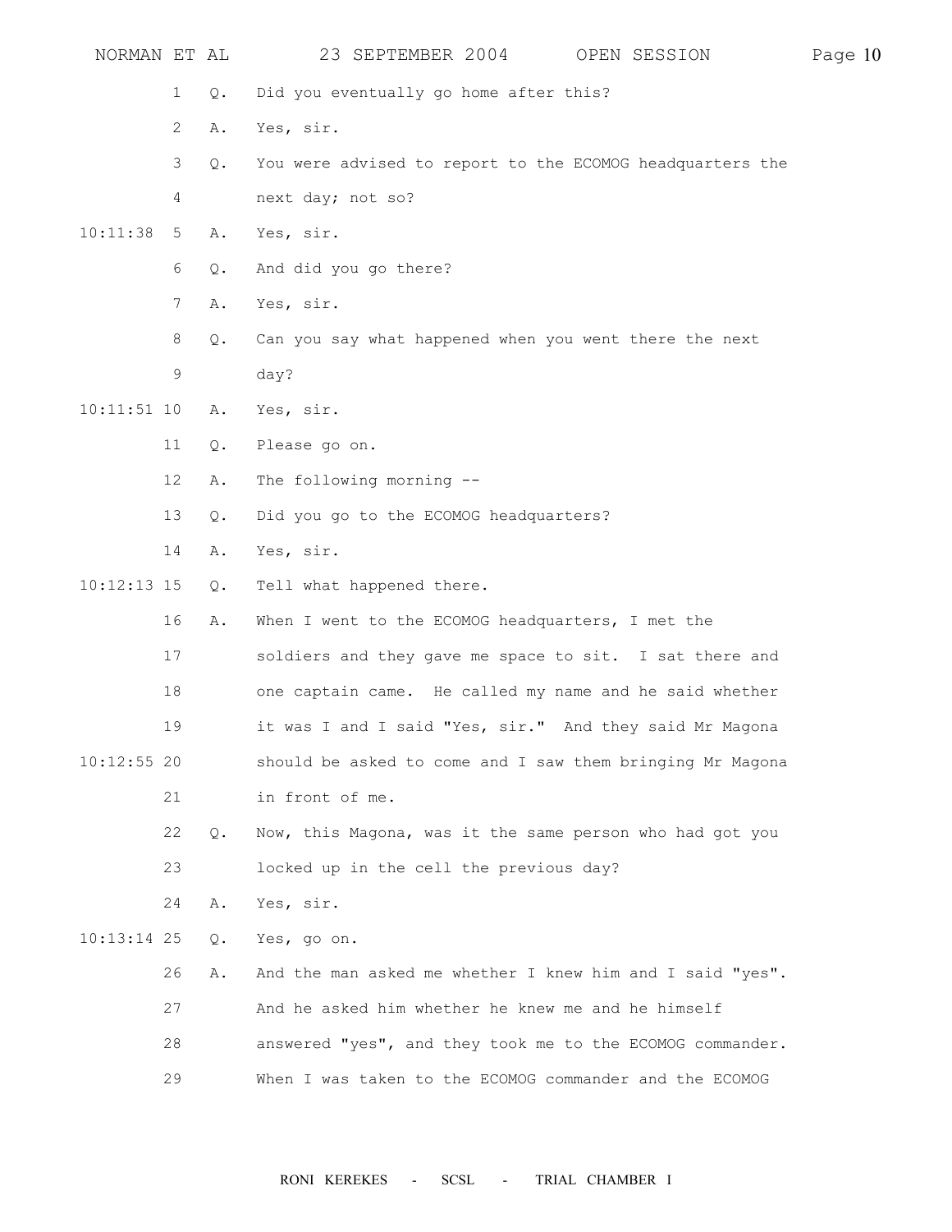1 Q. Did you eventually go home after this?

2 A. Yes, sir.

3 Q. You were advised to report to the ECOMOG headquarters the

4 next day; not so?

10:11:38 5 A. Yes, sir.

6 Q. And did you go there?

7 A. Yes, sir.

8 Q. Can you say what happened when you went there the next

9 day?

10:11:51 10 A. Yes, sir.

11 Q. Please go on.

12 A. The following morning --

13 Q. Did you go to the ECOMOG headquarters?

14 A. Yes, sir.

10:12:13 15 Q. Tell what happened there.

16 A. When I went to the ECOMOG headquarters, I met the

17 soldiers and they gave me space to sit. I sat there and

18 one captain came. He called my name and he said whether

19 it was I and I said "Yes, sir." And they said Mr Magona

10:12:55 20 should be asked to come and I saw them bringing Mr Magona

21 in front of me.

22 Q. Now, this Magona, was it the same person who had got you

23 locked up in the cell the previous day?

24 A. Yes, sir.

10:13:14 25 Q. Yes, go on.

26 A. And the man asked me whether I knew him and I said "yes".

27 And he asked him whether he knew me and he himself

28 answered "yes", and they took me to the ECOMOG commander.

29 When I was taken to the ECOMOG commander and the ECOMOG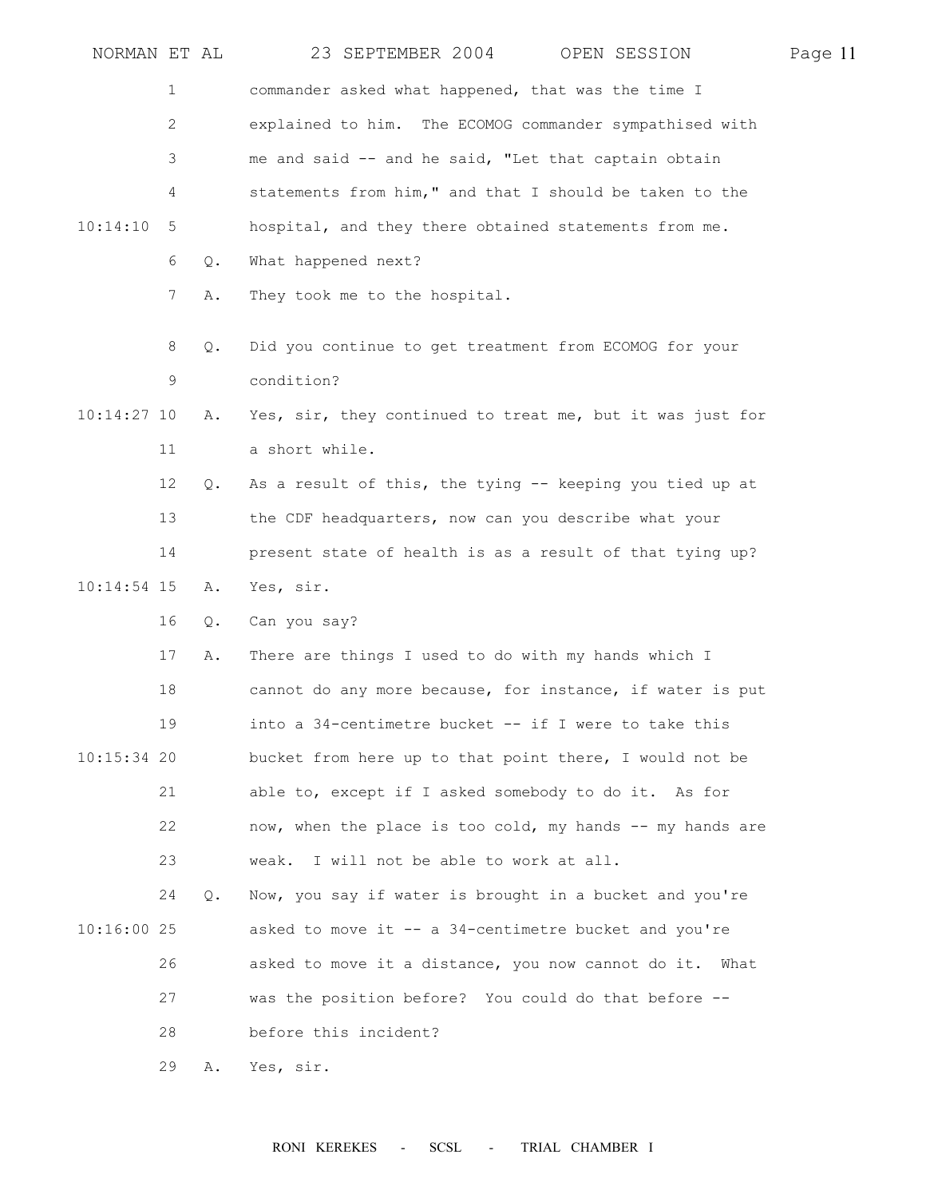commander asked what happened, that was the time I explained to him. The ECOMOG commander sympathised with me and said -- and he said, "Let that captain obtain statements from him," and that I should be taken to the hospital, and they there obtained statements from me.

Q. What happened next?

A. They took me to the hospital.

Q. Did you continue to get treatment from ECOMOG for your condition?

A. Yes, sir, they continued to treat me, but it was just for a short while.

Q. As a result of this, the tying -- keeping you tied up at the CDF headquarters, now can you describe what your present state of health is as a result of that tying up?

A. Yes, sir.

Q. Can you say?

A. There are things I used to do with my hands which I cannot do any more because, for instance, if water is put into a 34-centimetre bucket -- if I were to take this bucket from here up to that point there, I would not be able to, except if I asked somebody to do it. As for now, when the place is too cold, my hands -- my hands are weak. I will not be able to work at all.

Q. Now, you say if water is brought in a bucket and you're asked to move it -- a 34-centimetre bucket and you're asked to move it a distance, you now cannot do it. What was the position before? You could do that before -- before this incident?

A. Yes, sir.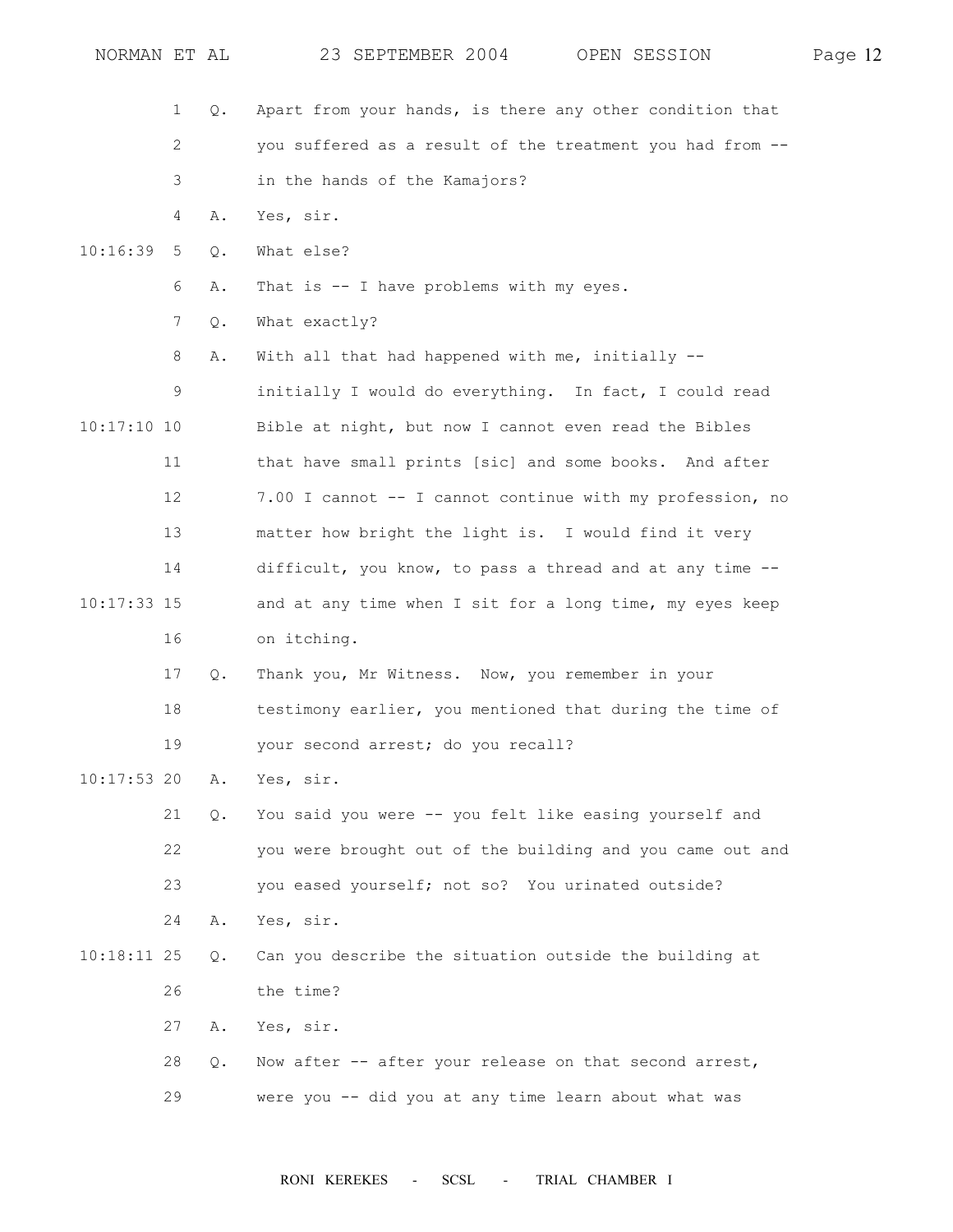Q. Apart from your hands, is there any other condition that you suffered as a result of the treatment you had from -- in the hands of the Kamajors?

A. Yes, sir.

Q. What else?

A. That is -- I have problems with my eyes.

Q. What exactly?

A. With all that had happened with me, initially -- initially I would do everything. In fact, I could read Bible at night, but now I cannot even read the Bibles that have small prints [sic] and some books. And after 7.00 I cannot -- I cannot continue with my profession, no matter how bright the light is. I would find it very difficult, you know, to pass a thread and at any time -- and at any time when I sit for a long time, my eyes keep on itching.

Q. Thank you, Mr Witness. Now, you remember in your testimony earlier, you mentioned that during the time of your second arrest; do you recall?

A. Yes, sir.

Q. You said you were -- you felt like easing yourself and you were brought out of the building and you came out and you eased yourself; not so? You urinated outside?

A. Yes, sir.

Q. Can you describe the situation outside the building at the time?

A. Yes, sir.

Q. Now after -- after your release on that second arrest, were you -- did you at any time learn about what was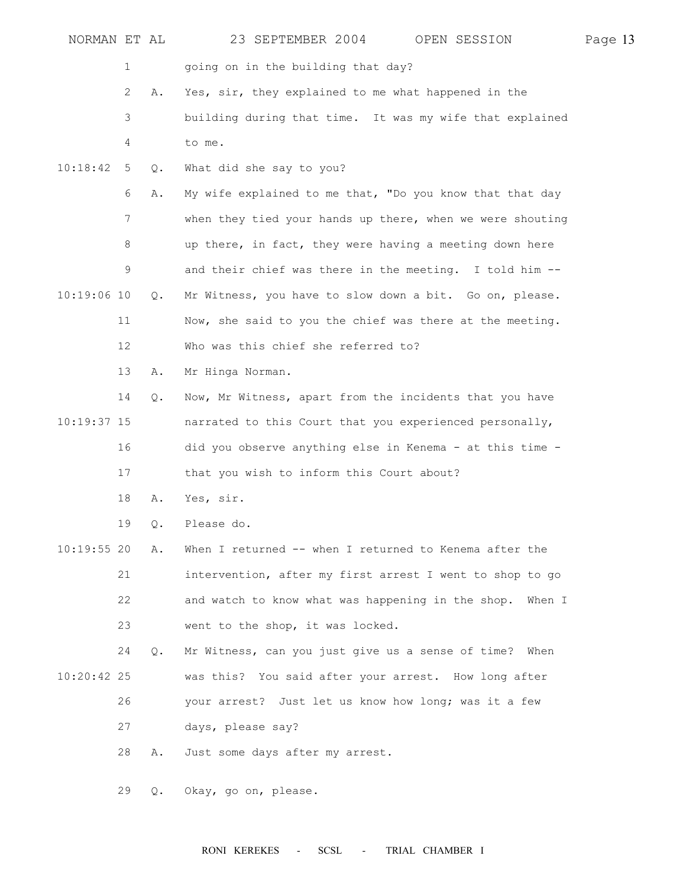going on in the building that day?

A. Yes, sir, they explained to me what happened in the building during that time. It was my wife that explained to me.

Q. What did she say to you?

A. My wife explained to me that, "Do you know that that day when they tied your hands up there, when we were shouting up there, in fact, they were having a meeting down here and their chief was there in the meeting. I told him --

Q. Mr Witness, you have to slow down a bit. Go on, please. Now, she said to you the chief was there at the meeting. Who was this chief she referred to?

A. Mr Hinga Norman.

Q. Now, Mr Witness, apart from the incidents that you have narrated to this Court that you experienced personally, did you observe anything else in Kenema - at this time - that you wish to inform this Court about?

A. Yes, sir.

Q. Please do.

A. When I returned -- when I returned to Kenema after the intervention, after my first arrest I went to shop to go and watch to know what was happening in the shop. When I went to the shop, it was locked.

Q. Mr Witness, can you just give us a sense of time? When was this? You said after your arrest. How long after your arrest? Just let us know how long; was it a few days, please say?

A. Just some days after my arrest.

Q. Okay, go on, please.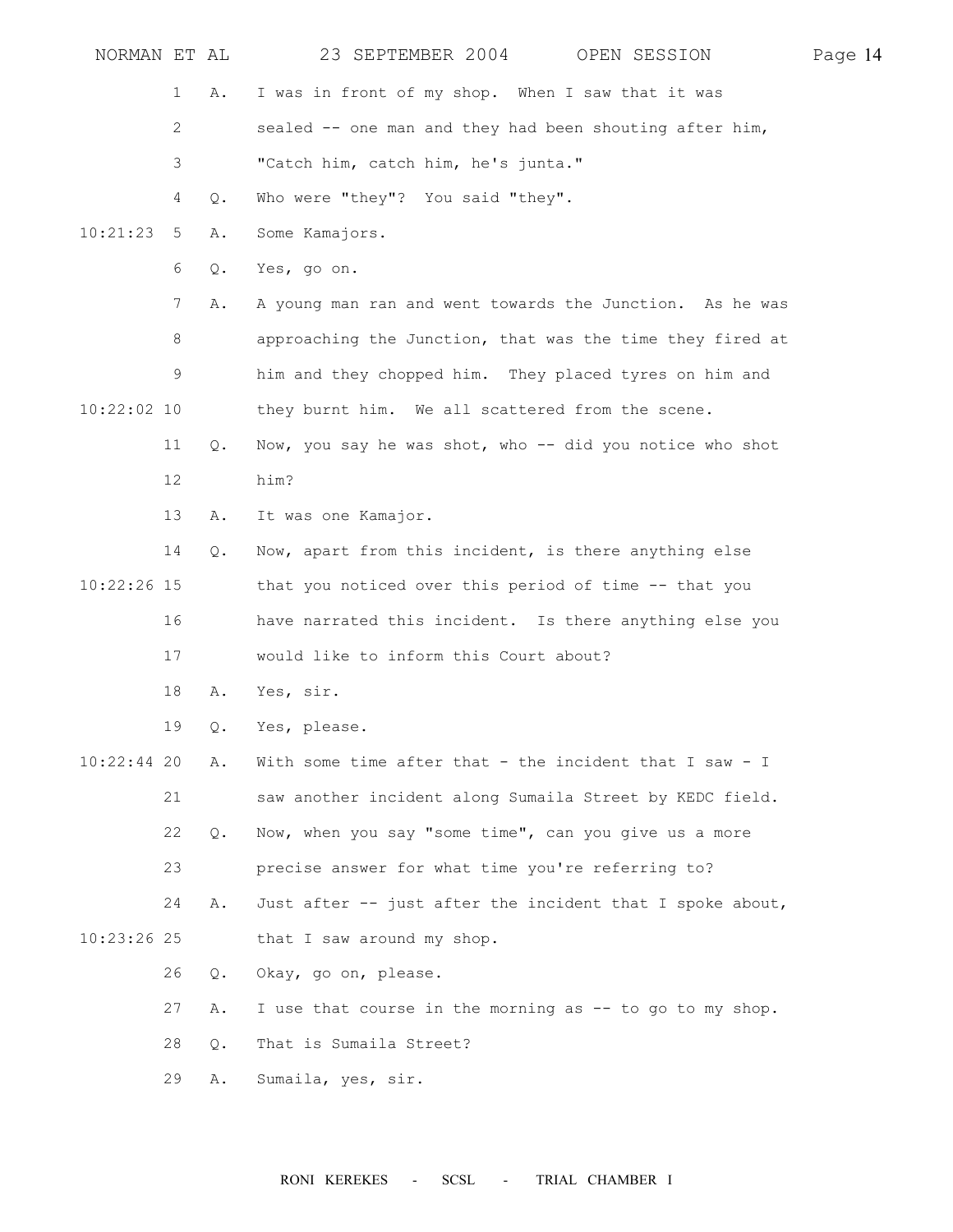1 A. I was in front of my shop. When I saw that it was
2 sealed -- one man and they had been shouting after him,
3 "Catch him, catch him, he's junta."
4 Q. Who were "they"? You said "they".
10:21:23 5 A. Some Kamajors.
6 Q. Yes, go on.
7 A. A young man ran and went towards the Junction. As he was
8 approaching the Junction, that was the time they fired at
9 him and they chopped him. They placed tyres on him and
10:22:02 10 they burnt him. We all scattered from the scene.
11 Q. Now, you say he was shot, who -- did you notice who shot
12 him?
13 A. It was one Kamajor.
14 Q. Now, apart from this incident, is there anything else
10:22:26 15 that you noticed over this period of time -- that you
16 have narrated this incident. Is there anything else you
17 would like to inform this Court about?
18 A. Yes, sir.
19 Q. Yes, please.
10:22:44 20 A. With some time after that - the incident that I saw - I
21 saw another incident along Sumaila Street by KEDC field.
22 Q. Now, when you say "some time", can you give us a more
23 precise answer for what time you're referring to?
24 A. Just after -- just after the incident that I spoke about,
10:23:26 25 that I saw around my shop.
26 Q. Okay, go on, please.
27 A. I use that course in the morning as -- to go to my shop.
28 Q. That is Sumaila Street?
29 A. Sumaila, yes, sir.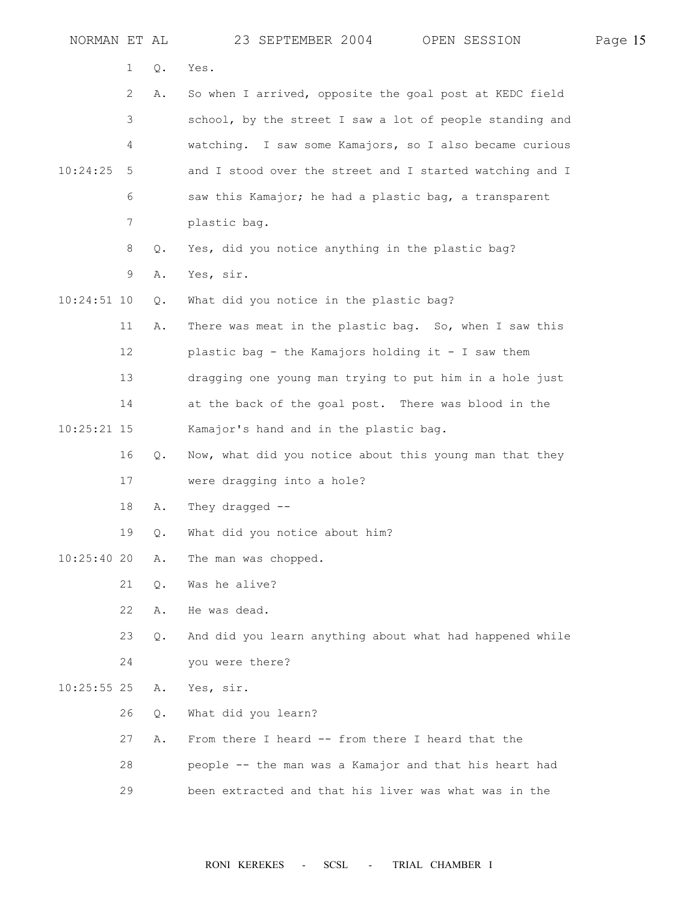1 Q. Yes.

2 A. So when I arrived, opposite the goal post at KEDC field

3 school, by the street I saw a lot of people standing and

4 watching. I saw some Kamajors, so I also became curious

10:24:25 5 and I stood over the street and I started watching and I

6 saw this Kamajor; he had a plastic bag, a transparent

7 plastic bag.

8 Q. Yes, did you notice anything in the plastic bag?

9 A. Yes, sir.

10:24:51 10 Q. What did you notice in the plastic bag?

11 A. There was meat in the plastic bag. So, when I saw this

12 plastic bag - the Kamajors holding it - I saw them

13 dragging one young man trying to put him in a hole just

14 at the back of the goal post. There was blood in the

10:25:21 15 Kamajor's hand and in the plastic bag.

16 Q. Now, what did you notice about this young man that they

17 were dragging into a hole?

18 A. They dragged --

19 Q. What did you notice about him?

10:25:40 20 A. The man was chopped.

21 Q. Was he alive?

22 A. He was dead.

23 Q. And did you learn anything about what had happened while

24 you were there?

10:25:55 25 A. Yes, sir.

26 Q. What did you learn?

27 A. From there I heard -- from there I heard that the

28 people -- the man was a Kamajor and that his heart had

29 been extracted and that his liver was what was in the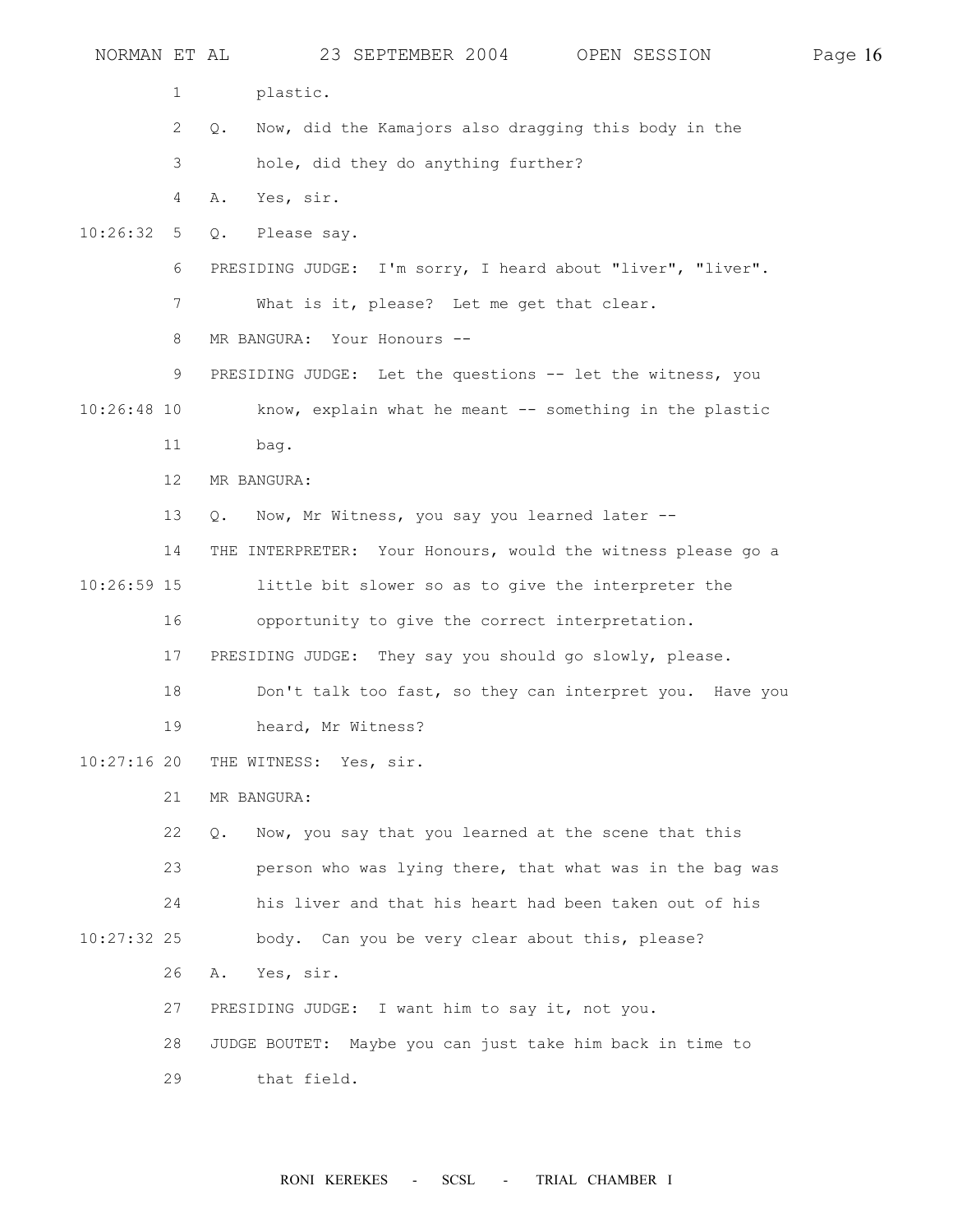plastic.

Q. Now, did the Kamajors also dragging this body in the hole, did they do anything further?

A. Yes, sir.

Q. Please say.

PRESIDING JUDGE: I'm sorry, I heard about "liver", "liver". What is it, please? Let me get that clear.

MR BANGURA: Your Honours --

PRESIDING JUDGE: Let the questions -- let the witness, you know, explain what he meant -- something in the plastic bag.

MR BANGURA:

Q. Now, Mr Witness, you say you learned later --

THE INTERPRETER: Your Honours, would the witness please go a little bit slower so as to give the interpreter the opportunity to give the correct interpretation.

PRESIDING JUDGE: They say you should go slowly, please. Don't talk too fast, so they can interpret you. Have you heard, Mr Witness?

THE WITNESS: Yes, sir.

MR BANGURA:

Q. Now, you say that you learned at the scene that this person who was lying there, that what was in the bag was his liver and that his heart had been taken out of his body. Can you be very clear about this, please?

A. Yes, sir.

PRESIDING JUDGE: I want him to say it, not you.

JUDGE BOUTET: Maybe you can just take him back in time to that field.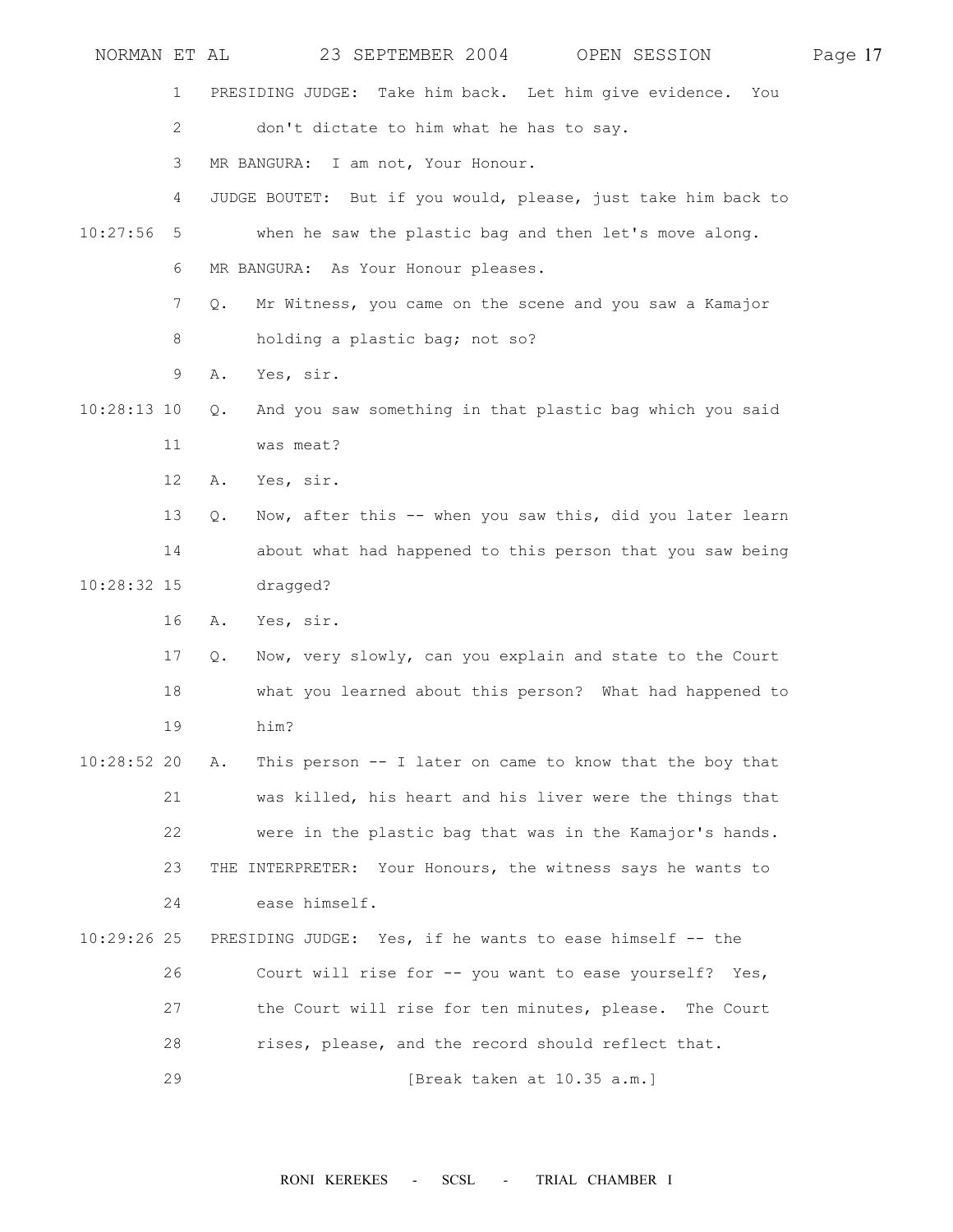PRESIDING JUDGE: Take him back. Let him give evidence. You don't dictate to him what he has to say.

MR BANGURA: I am not, Your Honour.

JUDGE BOUTET: But if you would, please, just take him back to when he saw the plastic bag and then let's move along.

MR BANGURA: As Your Honour pleases.

Q. Mr Witness, you came on the scene and you saw a Kamajor holding a plastic bag; not so?

A. Yes, sir.

Q. And you saw something in that plastic bag which you said was meat?

A. Yes, sir.

Q. Now, after this -- when you saw this, did you later learn about what had happened to this person that you saw being dragged?

A. Yes, sir.

Q. Now, very slowly, can you explain and state to the Court what you learned about this person? What had happened to him?

A. This person -- I later on came to know that the boy that was killed, his heart and his liver were the things that were in the plastic bag that was in the Kamajor's hands.

THE INTERPRETER: Your Honours, the witness says he wants to ease himself.

PRESIDING JUDGE: Yes, if he wants to ease himself -- the Court will rise for -- you want to ease yourself? Yes, the Court will rise for ten minutes, please. The Court rises, please, and the record should reflect that.

[Break taken at 10.35 a.m.]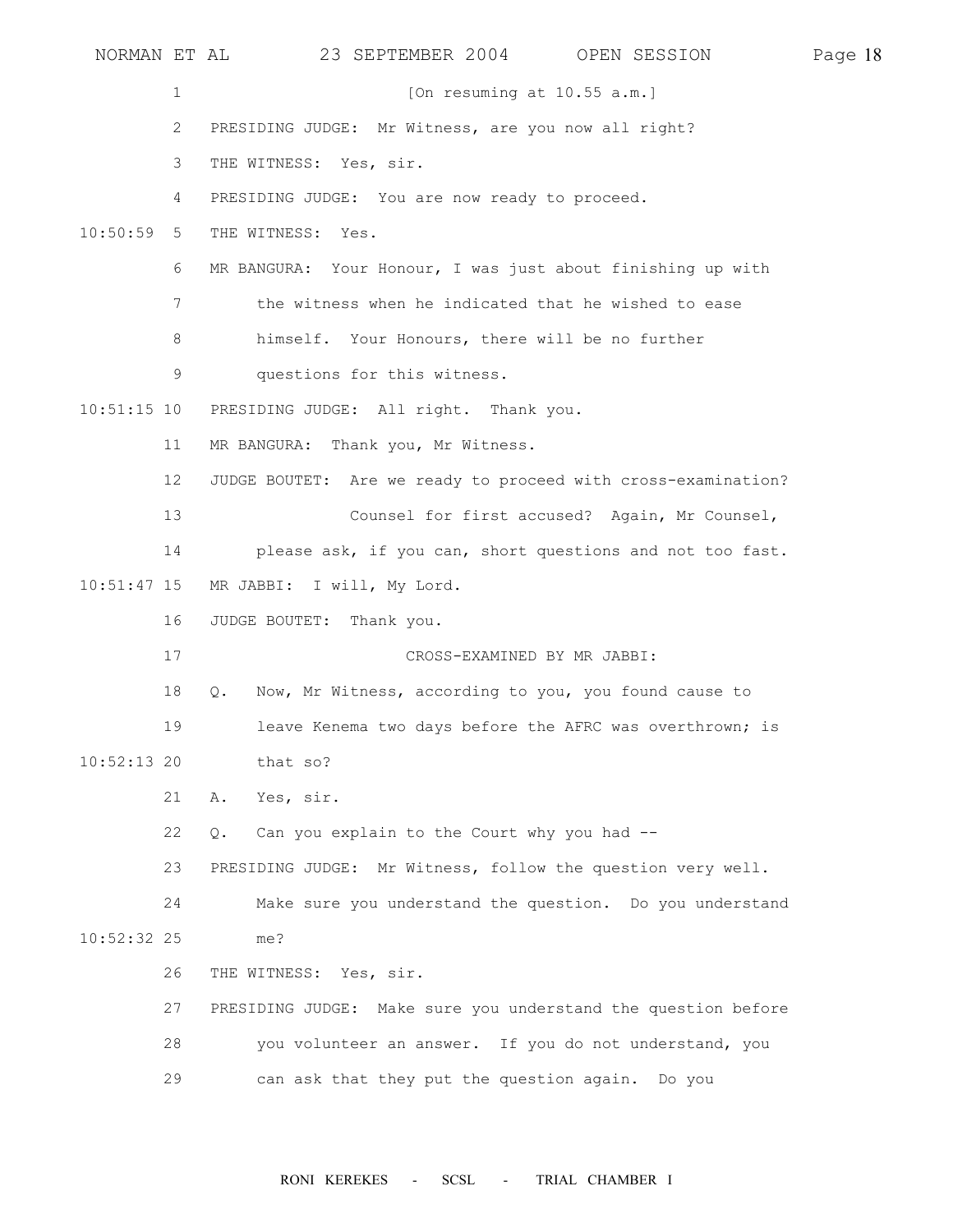[On resuming at 10.55 a.m.]

PRESIDING JUDGE: Mr Witness, are you now all right?

THE WITNESS: Yes, sir.

PRESIDING JUDGE: You are now ready to proceed.

THE WITNESS: Yes.

MR BANGURA: Your Honour, I was just about finishing up with the witness when he indicated that he wished to ease himself. Your Honours, there will be no further questions for this witness.

PRESIDING JUDGE: All right. Thank you.

MR BANGURA: Thank you, Mr Witness.

JUDGE BOUTET: Are we ready to proceed with cross-examination? Counsel for first accused? Again, Mr Counsel, please ask, if you can, short questions and not too fast.

MR JABBI: I will, My Lord.

JUDGE BOUTET: Thank you.

CROSS-EXAMINED BY MR JABBI:

Q. Now, Mr Witness, according to you, you found cause to leave Kenema two days before the AFRC was overthrown; is that so?

A. Yes, sir.

Q. Can you explain to the Court why you had --

PRESIDING JUDGE: Mr Witness, follow the question very well. Make sure you understand the question. Do you understand me?

THE WITNESS: Yes, sir.

PRESIDING JUDGE: Make sure you understand the question before you volunteer an answer. If you do not understand, you can ask that they put the question again. Do you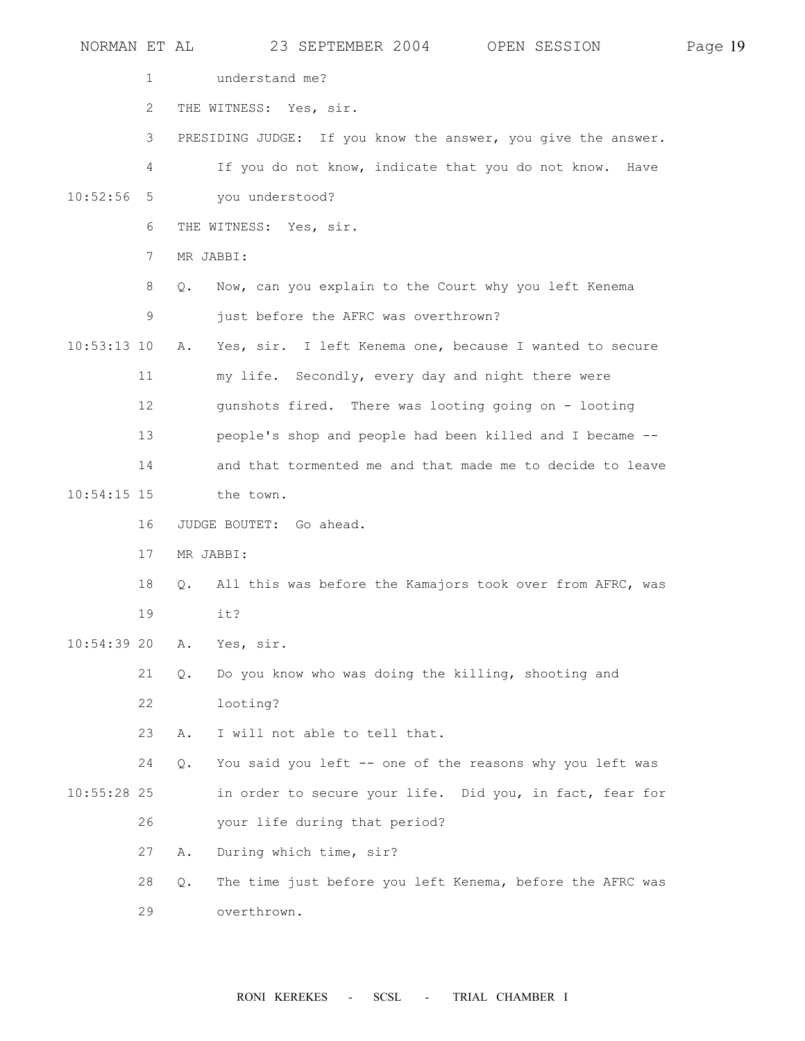understand me?

THE WITNESS: Yes, sir.

PRESIDING JUDGE: If you know the answer, you give the answer. If you do not know, indicate that you do not know. Have you understood?

THE WITNESS: Yes, sir.

MR JABBI:

Q. Now, can you explain to the Court why you left Kenema just before the AFRC was overthrown?

A. Yes, sir. I left Kenema one, because I wanted to secure my life. Secondly, every day and night there were gunshots fired. There was looting going on - looting people's shop and people had been killed and I became -- and that tormented me and that made me to decide to leave the town.

JUDGE BOUTET: Go ahead.

MR JABBI:

Q. All this was before the Kamajors took over from AFRC, was it?

A. Yes, sir.

Q. Do you know who was doing the killing, shooting and looting?

A. I will not able to tell that.

Q. You said you left -- one of the reasons why you left was in order to secure your life. Did you, in fact, fear for your life during that period?

A. During which time, sir?

Q. The time just before you left Kenema, before the AFRC was overthrown.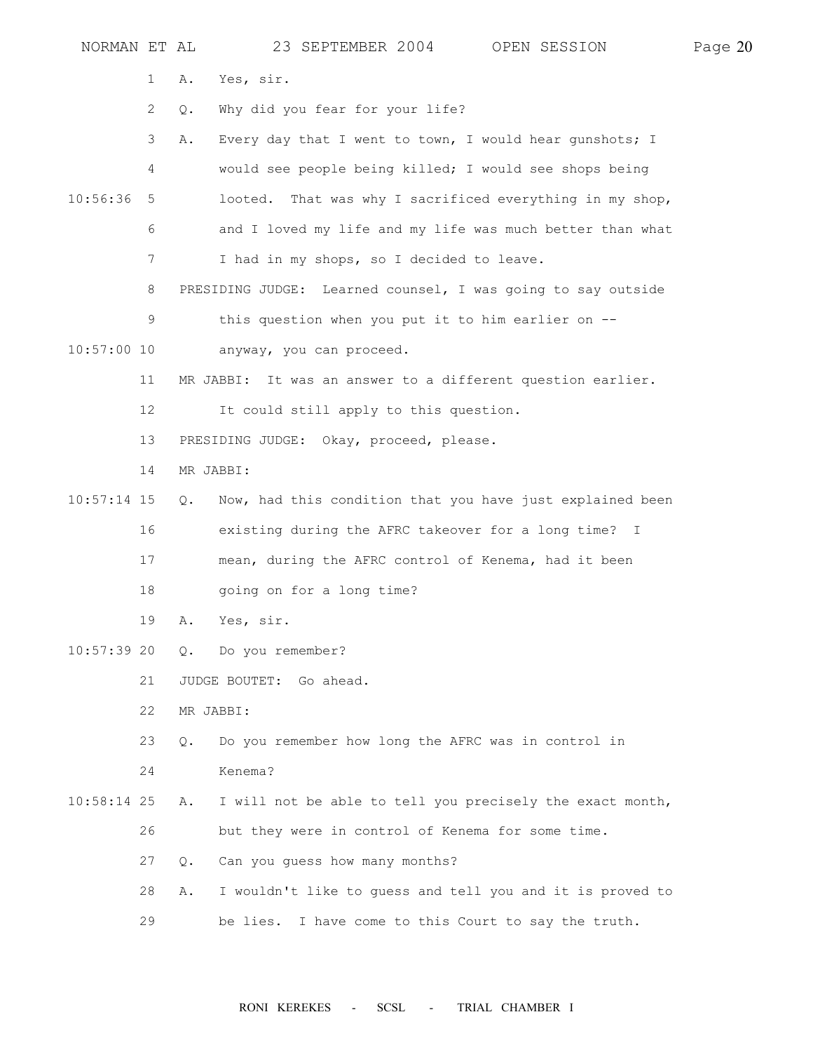1 A. Yes, sir.

2 Q. Why did you fear for your life?

3 A. Every day that I went to town, I would hear gunshots; I

4 would see people being killed; I would see shops being

10:56:36 5 looted. That was why I sacrificed everything in my shop,

6 and I loved my life and my life was much better than what

7 I had in my shops, so I decided to leave.

8 PRESIDING JUDGE: Learned counsel, I was going to say outside

9 this question when you put it to him earlier on --

10:57:00 10 anyway, you can proceed.

11 MR JABBI: It was an answer to a different question earlier.

12 It could still apply to this question.

13 PRESIDING JUDGE: Okay, proceed, please.

14 MR JABBI:

10:57:14 15 Q. Now, had this condition that you have just explained been

16 existing during the AFRC takeover for a long time? I

17 mean, during the AFRC control of Kenema, had it been

18 going on for a long time?

19 A. Yes, sir.

10:57:39 20 Q. Do you remember?

21 JUDGE BOUTET: Go ahead.

22 MR JABBI:

23 Q. Do you remember how long the AFRC was in control in

24 Kenema?

10:58:14 25 A. I will not be able to tell you precisely the exact month,

26 but they were in control of Kenema for some time.

27 Q. Can you guess how many months?

28 A. I wouldn't like to guess and tell you and it is proved to

29 be lies. I have come to this Court to say the truth.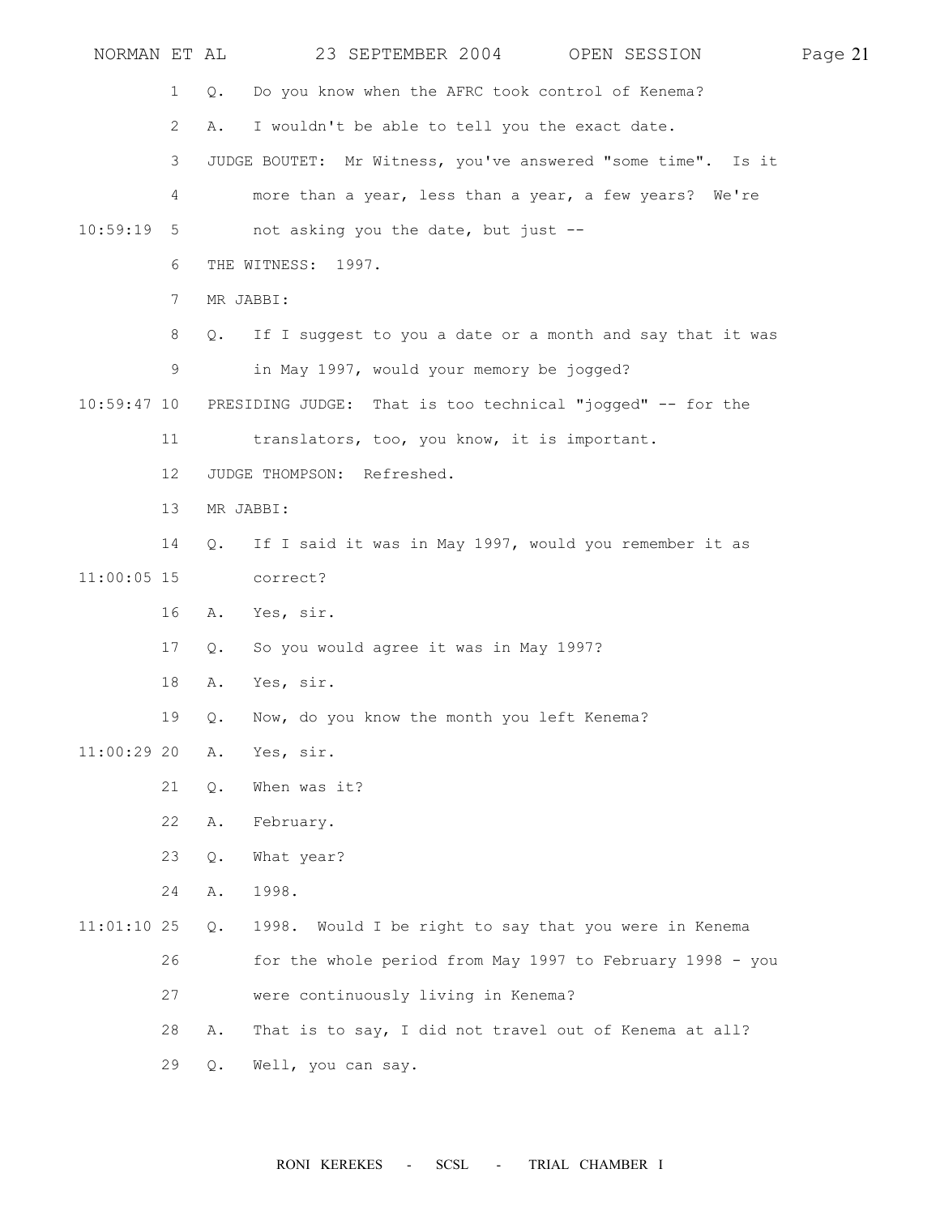Q. Do you know when the AFRC took control of Kenema?

A. I wouldn't be able to tell you the exact date.

JUDGE BOUTET: Mr Witness, you've answered "some time". Is it more than a year, less than a year, a few years? We're not asking you the date, but just --

THE WITNESS: 1997.

MR JABBI:

Q. If I suggest to you a date or a month and say that it was in May 1997, would your memory be jogged?

PRESIDING JUDGE: That is too technical "jogged" -- for the translators, too, you know, it is important.

JUDGE THOMPSON: Refreshed.

MR JABBI:

Q. If I said it was in May 1997, would you remember it as correct?

A. Yes, sir.

Q. So you would agree it was in May 1997?

A. Yes, sir.

Q. Now, do you know the month you left Kenema?

A. Yes, sir.

Q. When was it?

A. February.

Q. What year?

A. 1998.

Q. 1998. Would I be right to say that you were in Kenema for the whole period from May 1997 to February 1998 - you were continuously living in Kenema?

A. That is to say, I did not travel out of Kenema at all?

Q. Well, you can say.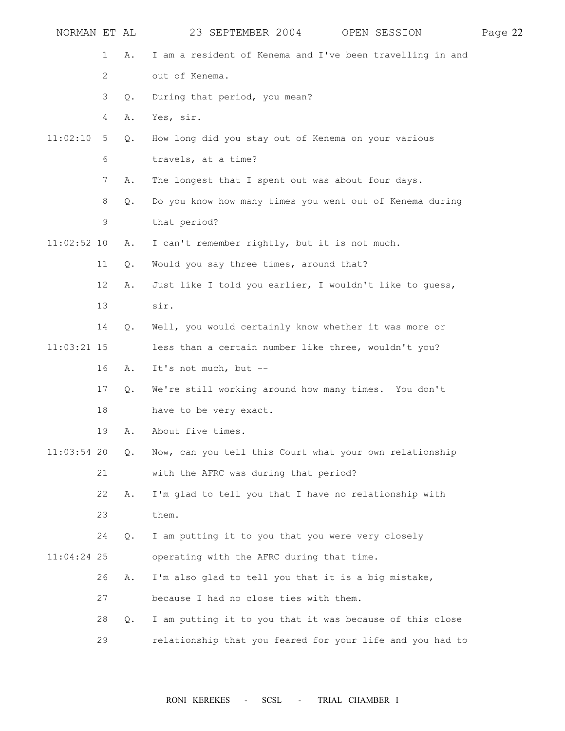A. I am a resident of Kenema and I've been travelling in and out of Kenema.

Q. During that period, you mean?

A. Yes, sir.

Q. How long did you stay out of Kenema on your various travels, at a time?

A. The longest that I spent out was about four days.

Q. Do you know how many times you went out of Kenema during that period?

A. I can't remember rightly, but it is not much.

Q. Would you say three times, around that?

A. Just like I told you earlier, I wouldn't like to guess, sir.

Q. Well, you would certainly know whether it was more or less than a certain number like three, wouldn't you?

A. It's not much, but --

Q. We're still working around how many times. You don't have to be very exact.

A. About five times.

Q. Now, can you tell this Court what your own relationship with the AFRC was during that period?

A. I'm glad to tell you that I have no relationship with them.

Q. I am putting it to you that you were very closely operating with the AFRC during that time.

A. I'm also glad to tell you that it is a big mistake, because I had no close ties with them.

Q. I am putting it to you that it was because of this close relationship that you feared for your life and you had to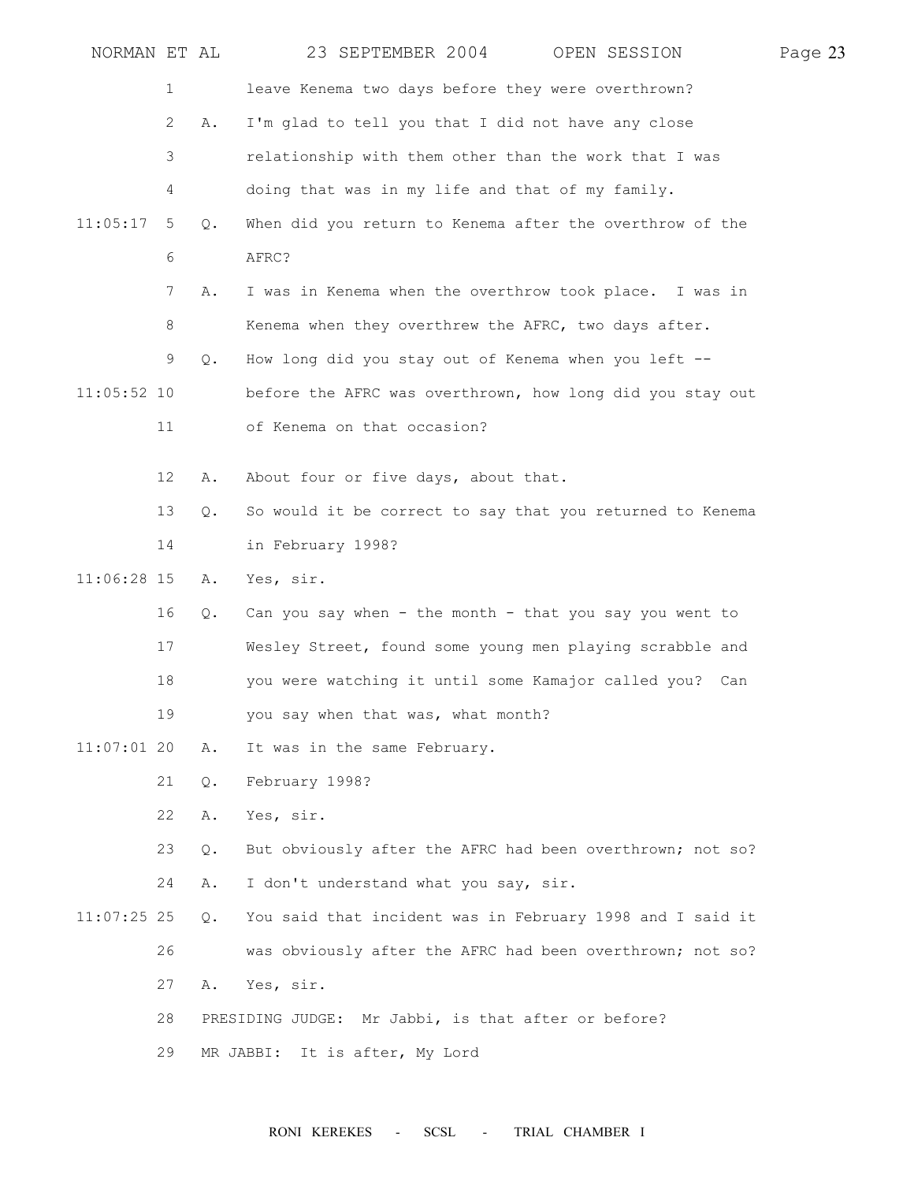1 leave Kenema two days before they were overthrown?

2 A. I'm glad to tell you that I did not have any close

3 relationship with them other than the work that I was

4 doing that was in my life and that of my family.

11:05:17 5 Q. When did you return to Kenema after the overthrow of the

6 AFRC?

7 A. I was in Kenema when the overthrow took place. I was in

8 Kenema when they overthrew the AFRC, two days after.

9 Q. How long did you stay out of Kenema when you left --

11:05:52 10 before the AFRC was overthrown, how long did you stay out

11 of Kenema on that occasion?

12 A. About four or five days, about that.

13 Q. So would it be correct to say that you returned to Kenema

14 in February 1998?

11:06:28 15 A. Yes, sir.

16 Q. Can you say when - the month - that you say you went to

17 Wesley Street, found some young men playing scrabble and

18 you were watching it until some Kamajor called you? Can

19 you say when that was, what month?

11:07:01 20 A. It was in the same February.

21 Q. February 1998?

22 A. Yes, sir.

23 Q. But obviously after the AFRC had been overthrown; not so?

24 A. I don't understand what you say, sir.

11:07:25 25 Q. You said that incident was in February 1998 and I said it

26 was obviously after the AFRC had been overthrown; not so?

27 A. Yes, sir.

28 PRESIDING JUDGE: Mr Jabbi, is that after or before?

29 MR JABBI: It is after, My Lord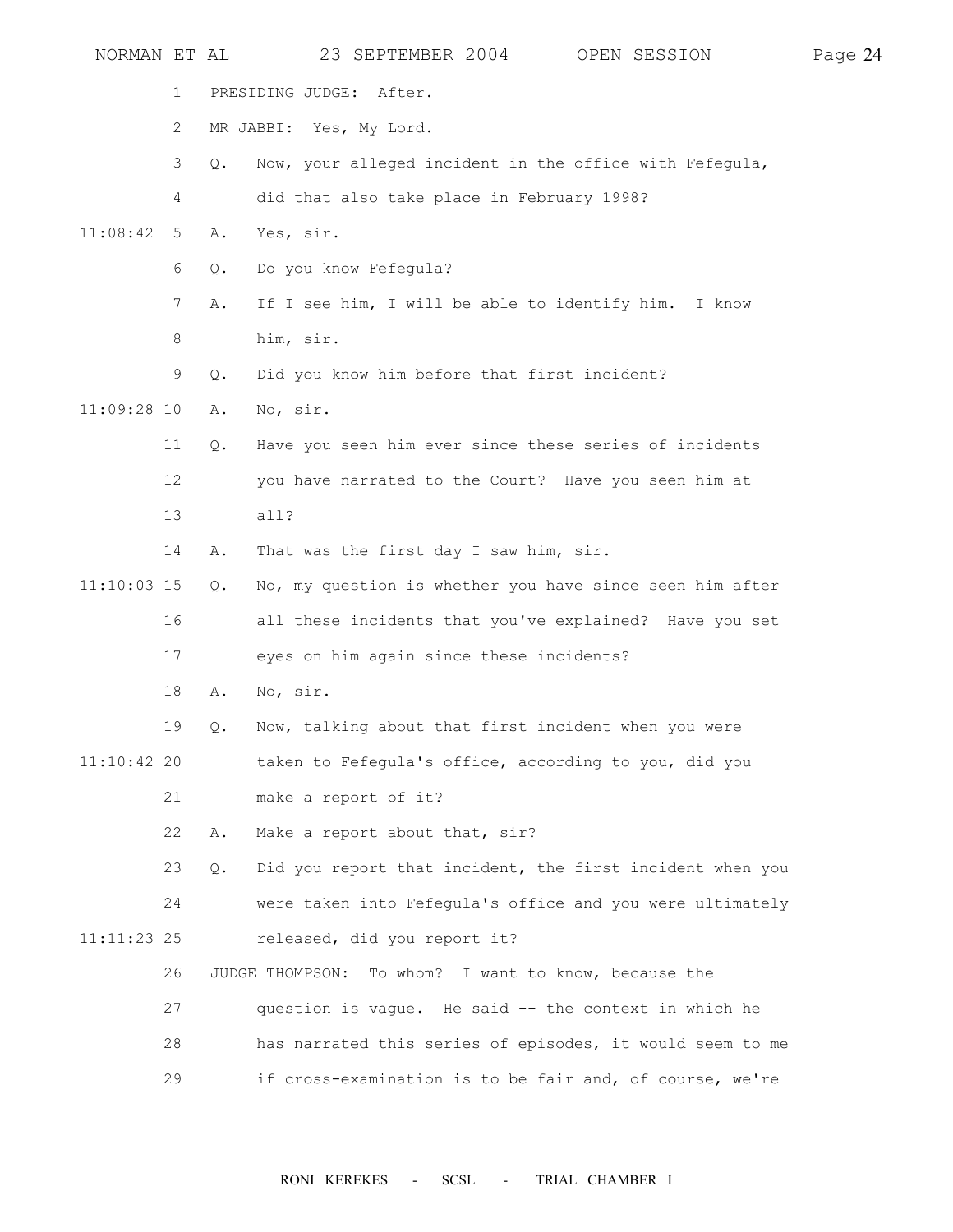PRESIDING JUDGE: After.

MR JABBI: Yes, My Lord.

Q. Now, your alleged incident in the office with Fefegula, did that also take place in February 1998?

A. Yes, sir.

Q. Do you know Fefegula?

A. If I see him, I will be able to identify him. I know him, sir.

Q. Did you know him before that first incident?

A. No, sir.

Q. Have you seen him ever since these series of incidents you have narrated to the Court? Have you seen him at all?

A. That was the first day I saw him, sir.

Q. No, my question is whether you have since seen him after all these incidents that you've explained? Have you set eyes on him again since these incidents?

A. No, sir.

Q. Now, talking about that first incident when you were taken to Fefegula's office, according to you, did you make a report of it?

A. Make a report about that, sir?

Q. Did you report that incident, the first incident when you were taken into Fefegula's office and you were ultimately released, did you report it?

JUDGE THOMPSON: To whom? I want to know, because the question is vague. He said -- the context in which he has narrated this series of episodes, it would seem to me if cross-examination is to be fair and, of course, we're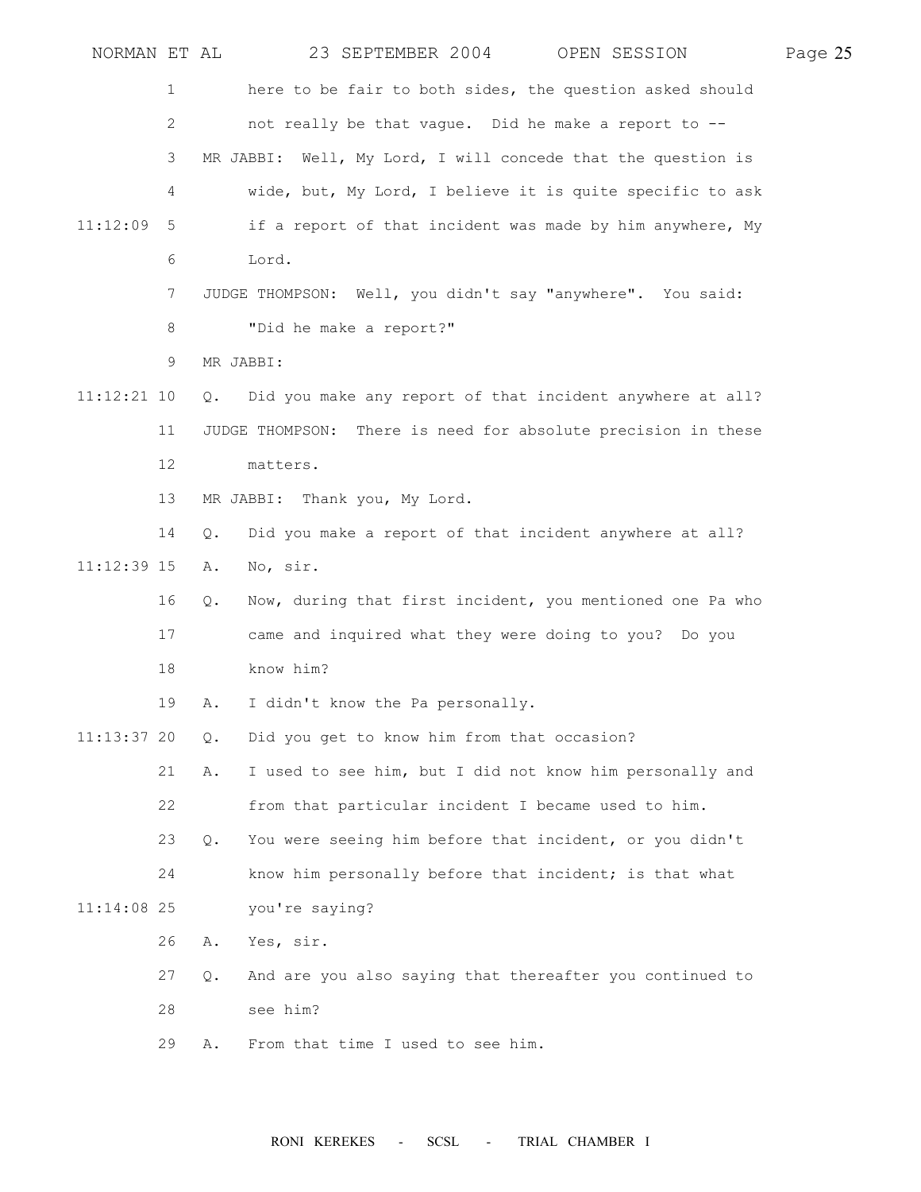here to be fair to both sides, the question asked should not really be that vague. Did he make a report to --

MR JABBI: Well, My Lord, I will concede that the question is wide, but, My Lord, I believe it is quite specific to ask if a report of that incident was made by him anywhere, My Lord.

JUDGE THOMPSON: Well, you didn't say "anywhere". You said: "Did he make a report?"

MR JABBI:

Q. Did you make any report of that incident anywhere at all?

JUDGE THOMPSON: There is need for absolute precision in these matters.

MR JABBI: Thank you, My Lord.

Q. Did you make a report of that incident anywhere at all?

A. No, sir.

Q. Now, during that first incident, you mentioned one Pa who came and inquired what they were doing to you? Do you know him?

A. I didn't know the Pa personally.

Q. Did you get to know him from that occasion?

A. I used to see him, but I did not know him personally and from that particular incident I became used to him.

Q. You were seeing him before that incident, or you didn't know him personally before that incident; is that what you're saying?

A. Yes, sir.

Q. And are you also saying that thereafter you continued to see him?

A. From that time I used to see him.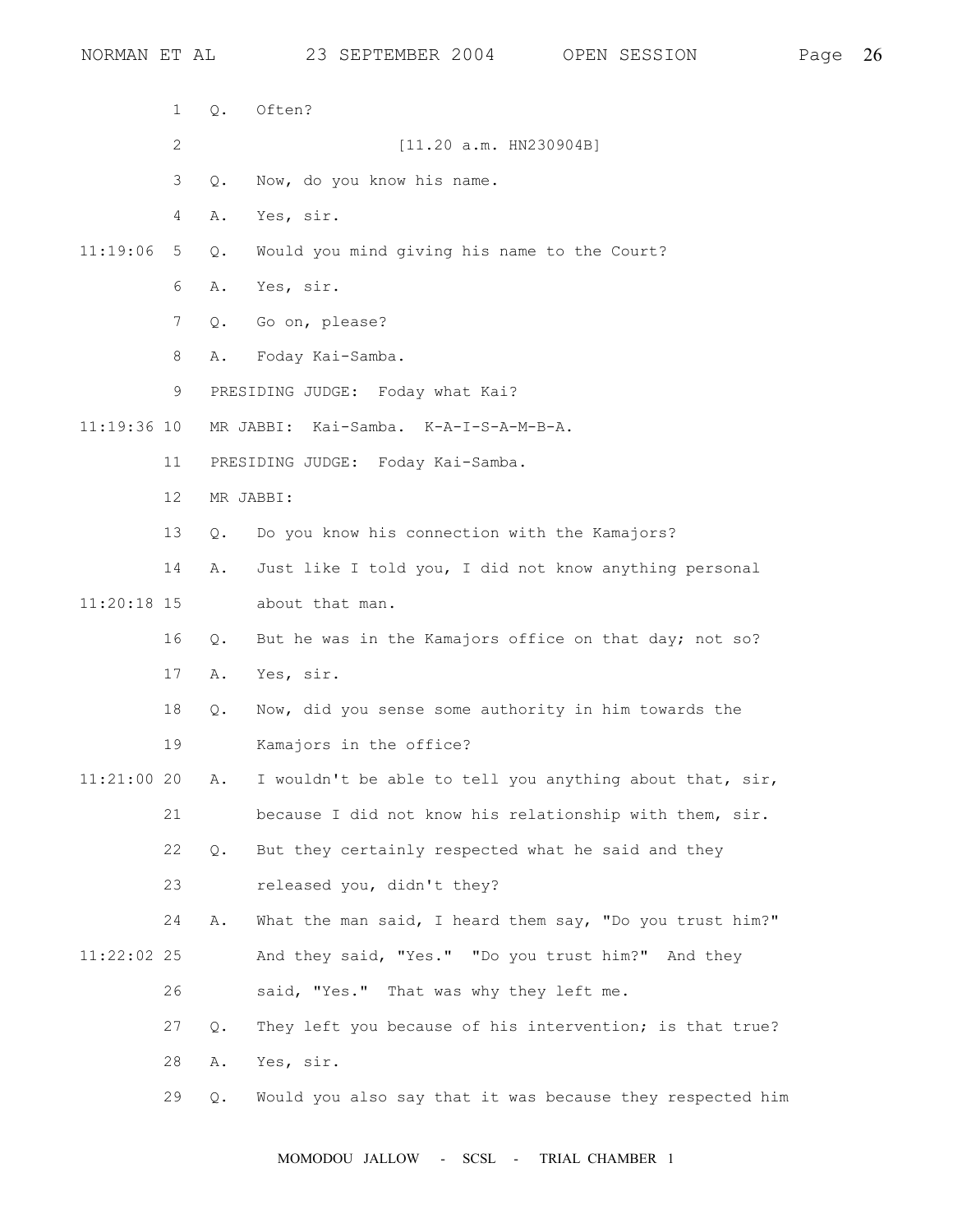1 Q. Often?

2 [11.20 a.m. HN230904B]

3 Q. Now, do you know his name.

4 A. Yes, sir.

11:19:06 5 Q. Would you mind giving his name to the Court?

6 A. Yes, sir.

7 Q. Go on, please?

8 A. Foday Kai-Samba.

9 PRESIDING JUDGE: Foday what Kai?

11:19:36 10 MR JABBI: Kai-Samba. K-A-I-S-A-M-B-A.

11 PRESIDING JUDGE: Foday Kai-Samba.

12 MR JABBI:

13 Q. Do you know his connection with the Kamajors?

14 A. Just like I told you, I did not know anything personal

11:20:18 15 about that man.

16 Q. But he was in the Kamajors office on that day; not so?

17 A. Yes, sir.

18 Q. Now, did you sense some authority in him towards the

19 Kamajors in the office?

11:21:00 20 A. I wouldn't be able to tell you anything about that, sir,

21 because I did not know his relationship with them, sir.

22 Q. But they certainly respected what he said and they

23 released you, didn't they?

24 A. What the man said, I heard them say, "Do you trust him?"

11:22:02 25 And they said, "Yes." "Do you trust him?" And they

26 said, "Yes." That was why they left me.

27 Q. They left you because of his intervention; is that true?

28 A. Yes, sir.

29 Q. Would you also say that it was because they respected him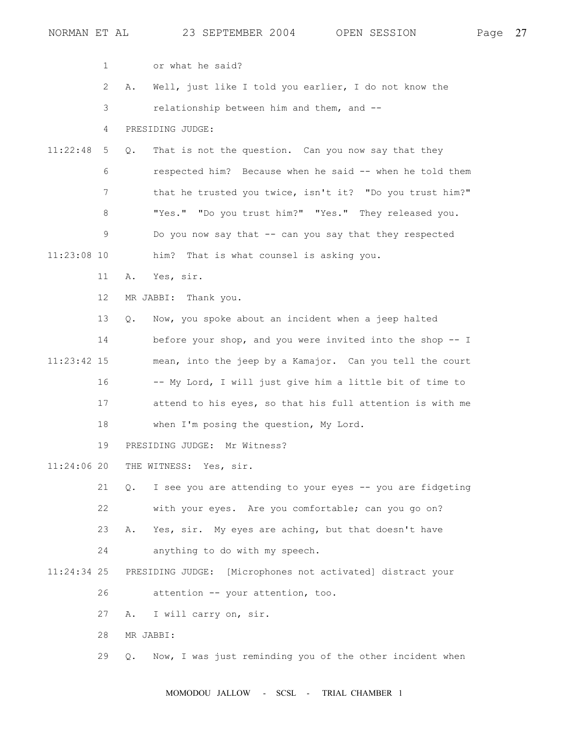1 or what he said?

2 A. Well, just like I told you earlier, I do not know the

3 relationship between him and them, and --

4 PRESIDING JUDGE:

11:22:48 5 Q. That is not the question. Can you now say that they

6 respected him? Because when he said -- when he told them

7 that he trusted you twice, isn't it? "Do you trust him?"

8 "Yes." "Do you trust him?" "Yes." They released you.

9 Do you now say that -- can you say that they respected

11:23:08 10 him? That is what counsel is asking you.

11 A. Yes, sir.

12 MR JABBI: Thank you.

13 Q. Now, you spoke about an incident when a jeep halted

14 before your shop, and you were invited into the shop -- I

11:23:42 15 mean, into the jeep by a Kamajor. Can you tell the court

16 -- My Lord, I will just give him a little bit of time to

17 attend to his eyes, so that his full attention is with me

18 when I'm posing the question, My Lord.

19 PRESIDING JUDGE: Mr Witness?

11:24:06 20 THE WITNESS: Yes, sir.

21 Q. I see you are attending to your eyes -- you are fidgeting

22 with your eyes. Are you comfortable; can you go on?

23 A. Yes, sir. My eyes are aching, but that doesn't have

24 anything to do with my speech.

11:24:34 25 PRESIDING JUDGE: [Microphones not activated] distract your

26 attention -- your attention, too.

27 A. I will carry on, sir.

28 MR JABBI:

29 Q. Now, I was just reminding you of the other incident when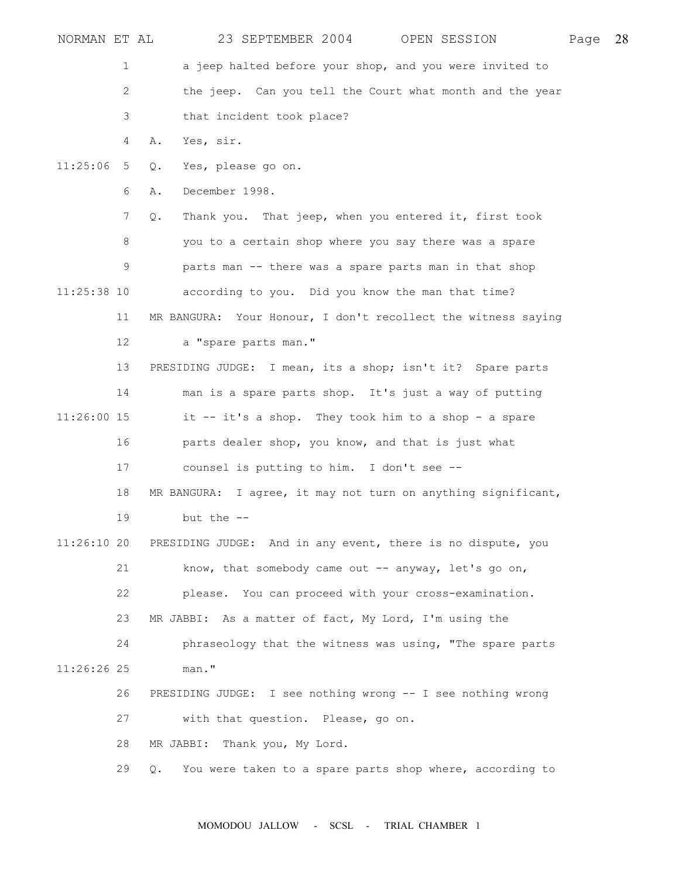a jeep halted before your shop, and you were invited to the jeep. Can you tell the Court what month and the year that incident took place?

A. Yes, sir.

Q. Yes, please go on.

A. December 1998.

Q. Thank you. That jeep, when you entered it, first took you to a certain shop where you say there was a spare parts man -- there was a spare parts man in that shop according to you. Did you know the man that time?

MR BANGURA: Your Honour, I don't recollect the witness saying a "spare parts man."

PRESIDING JUDGE: I mean, its a shop; isn't it? Spare parts man is a spare parts shop. It's just a way of putting it -- it's a shop. They took him to a shop - a spare parts dealer shop, you know, and that is just what counsel is putting to him. I don't see --

MR BANGURA: I agree, it may not turn on anything significant, but the --

PRESIDING JUDGE: And in any event, there is no dispute, you know, that somebody came out -- anyway, let's go on, please. You can proceed with your cross-examination.

MR JABBI: As a matter of fact, My Lord, I'm using the phraseology that the witness was using, "The spare parts man."

PRESIDING JUDGE: I see nothing wrong -- I see nothing wrong with that question. Please, go on.

MR JABBI: Thank you, My Lord.

Q. You were taken to a spare parts shop where, according to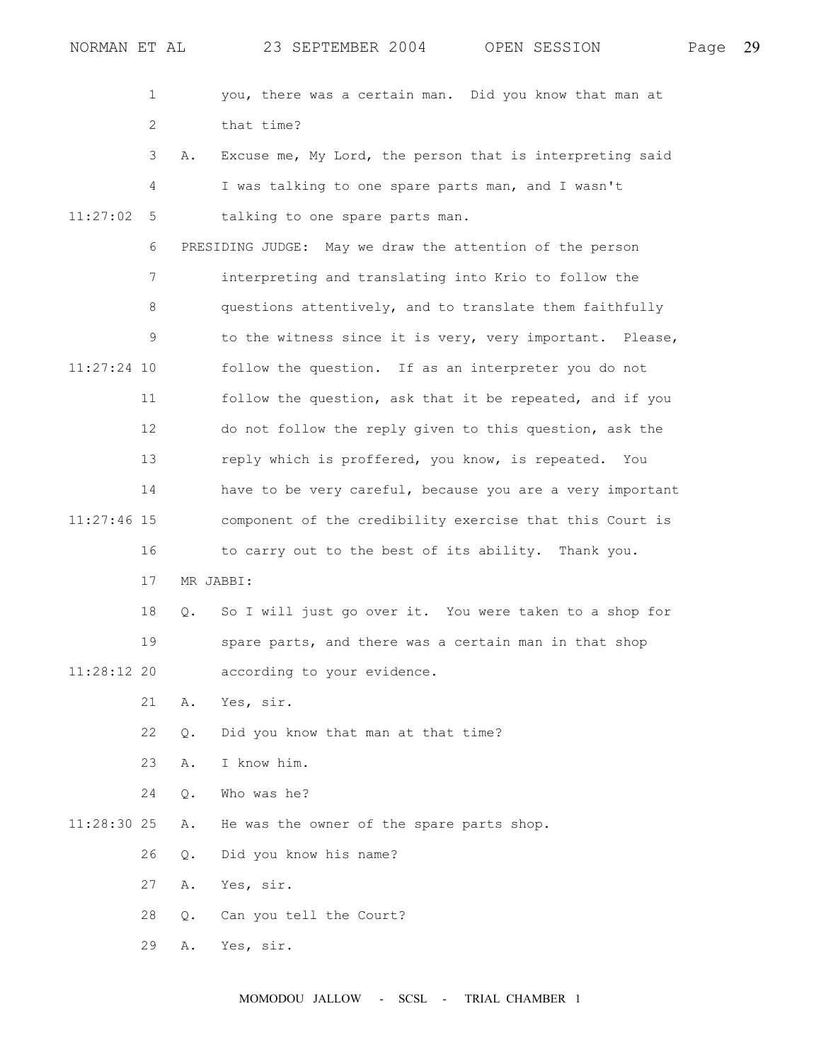you, there was a certain man. Did you know that man at that time?

A. Excuse me, My Lord, the person that is interpreting said I was talking to one spare parts man, and I wasn't talking to one spare parts man.

PRESIDING JUDGE: May we draw the attention of the person interpreting and translating into Krio to follow the questions attentively, and to translate them faithfully to the witness since it is very, very important. Please, follow the question. If as an interpreter you do not follow the question, ask that it be repeated, and if you do not follow the reply given to this question, ask the reply which is proffered, you know, is repeated. You have to be very careful, because you are a very important component of the credibility exercise that this Court is to carry out to the best of its ability. Thank you.

MR JABBI:

Q. So I will just go over it. You were taken to a shop for spare parts, and there was a certain man in that shop according to your evidence.

A. Yes, sir.

Q. Did you know that man at that time?

A. I know him.

Q. Who was he?

A. He was the owner of the spare parts shop.

Q. Did you know his name?

A. Yes, sir.

Q. Can you tell the Court?

A. Yes, sir.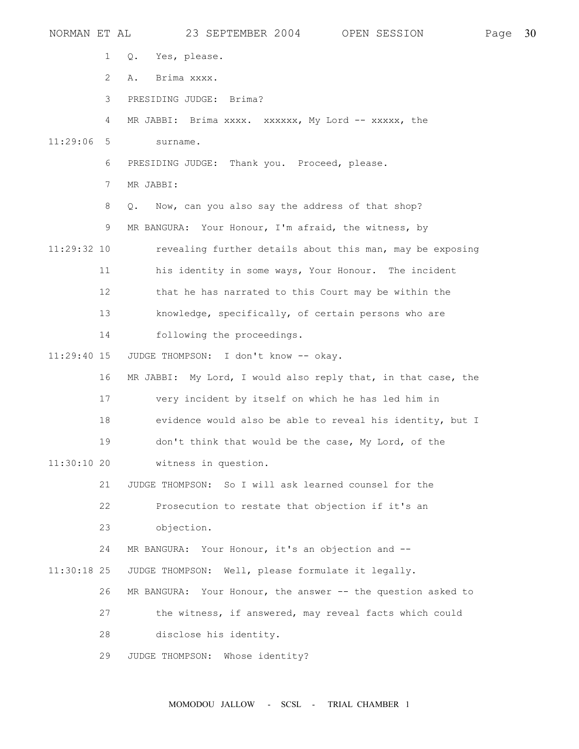1 Q. Yes, please.

2 A. Brima xxxx.

3 PRESIDING JUDGE: Brima?

4 MR JABBI: Brima xxxx. xxxxxx, My Lord -- xxxxx, the

11:29:06 5 surname.

6 PRESIDING JUDGE: Thank you. Proceed, please.

7 MR JABBI:

8 Q. Now, can you also say the address of that shop?

9 MR BANGURA: Your Honour, I'm afraid, the witness, by

11:29:32 10 revealing further details about this man, may be exposing

11 his identity in some ways, Your Honour. The incident

12 that he has narrated to this Court may be within the

13 knowledge, specifically, of certain persons who are

14 following the proceedings.

11:29:40 15 JUDGE THOMPSON: I don't know -- okay.

16 MR JABBI: My Lord, I would also reply that, in that case, the

17 very incident by itself on which he has led him in

18 evidence would also be able to reveal his identity, but I

19 don't think that would be the case, My Lord, of the

11:30:10 20 witness in question.

21 JUDGE THOMPSON: So I will ask learned counsel for the

22 Prosecution to restate that objection if it's an

23 objection.

24 MR BANGURA: Your Honour, it's an objection and --

11:30:18 25 JUDGE THOMPSON: Well, please formulate it legally.

26 MR BANGURA: Your Honour, the answer -- the question asked to

27 the witness, if answered, may reveal facts which could

28 disclose his identity.

29 JUDGE THOMPSON: Whose identity?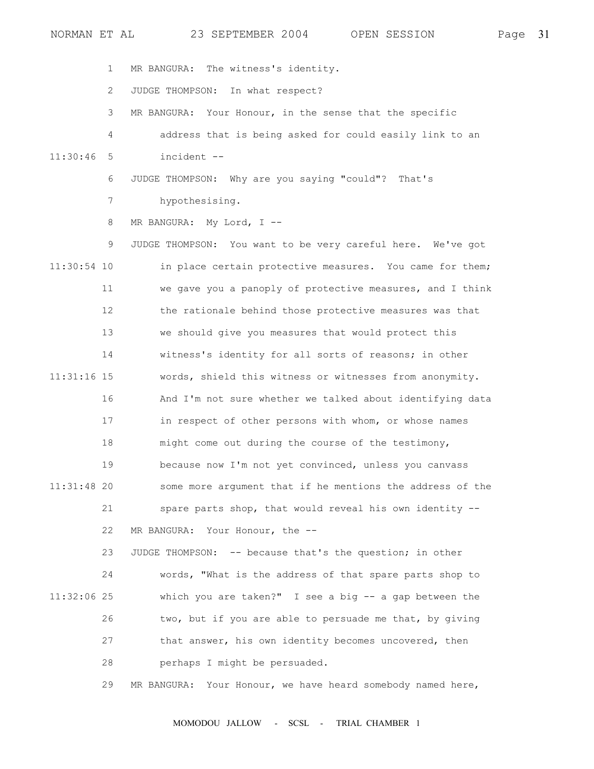MR BANGURA: The witness's identity.

JUDGE THOMPSON: In what respect?

MR BANGURA: Your Honour, in the sense that the specific address that is being asked for could easily link to an incident --

JUDGE THOMPSON: Why are you saying "could"? That's hypothesising.

MR BANGURA: My Lord, I --

JUDGE THOMPSON: You want to be very careful here. We've got in place certain protective measures. You came for them; we gave you a panoply of protective measures, and I think the rationale behind those protective measures was that we should give you measures that would protect this witness's identity for all sorts of reasons; in other words, shield this witness or witnesses from anonymity. And I'm not sure whether we talked about identifying data in respect of other persons with whom, or whose names might come out during the course of the testimony, because now I'm not yet convinced, unless you canvass some more argument that if he mentions the address of the spare parts shop, that would reveal his own identity --

MR BANGURA: Your Honour, the --

JUDGE THOMPSON: -- because that's the question; in other words, "What is the address of that spare parts shop to which you are taken?" I see a big -- a gap between the two, but if you are able to persuade me that, by giving that answer, his own identity becomes uncovered, then perhaps I might be persuaded.

MR BANGURA: Your Honour, we have heard somebody named here,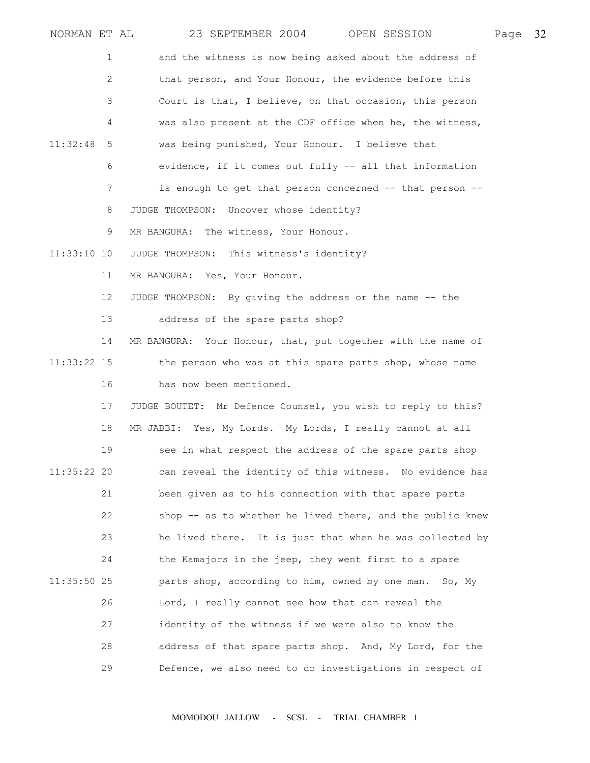and the witness is now being asked about the address of that person, and Your Honour, the evidence before this Court is that, I believe, on that occasion, this person was also present at the CDF office when he, the witness, was being punished, Your Honour. I believe that evidence, if it comes out fully -- all that information is enough to get that person concerned -- that person --

JUDGE THOMPSON: Uncover whose identity?

MR BANGURA: The witness, Your Honour.

JUDGE THOMPSON: This witness's identity?

MR BANGURA: Yes, Your Honour.

JUDGE THOMPSON: By giving the address or the name -- the address of the spare parts shop?

MR BANGURA: Your Honour, that, put together with the name of the person who was at this spare parts shop, whose name has now been mentioned.

JUDGE BOUTET: Mr Defence Counsel, you wish to reply to this?

MR JABBI: Yes, My Lords. My Lords, I really cannot at all see in what respect the address of the spare parts shop can reveal the identity of this witness. No evidence has been given as to his connection with that spare parts shop -- as to whether he lived there, and the public knew he lived there. It is just that when he was collected by the Kamajors in the jeep, they went first to a spare parts shop, according to him, owned by one man. So, My Lord, I really cannot see how that can reveal the identity of the witness if we were also to know the address of that spare parts shop. And, My Lord, for the Defence, we also need to do investigations in respect of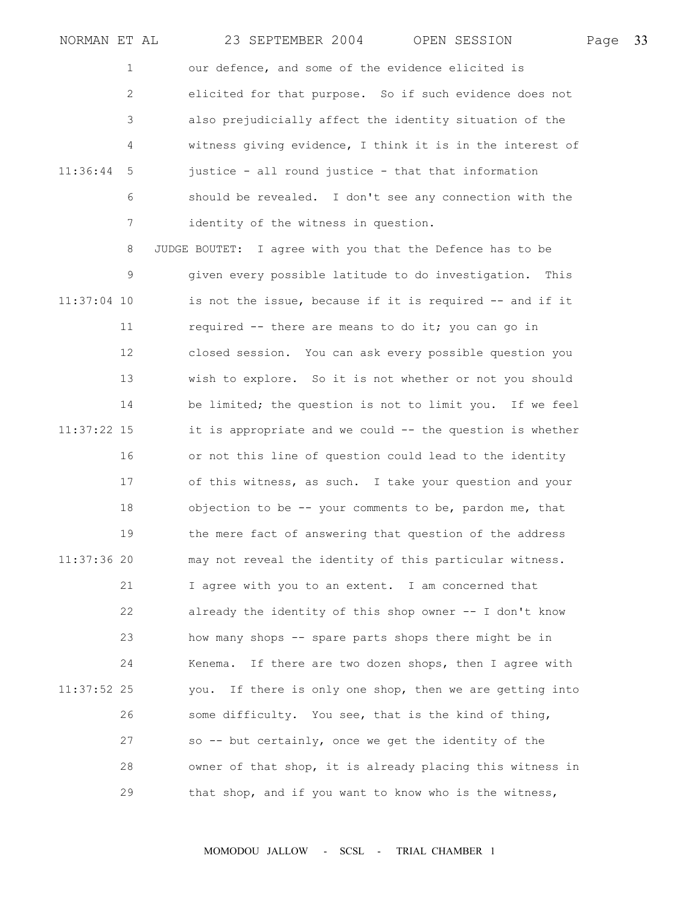our defence, and some of the evidence elicited is elicited for that purpose. So if such evidence does not also prejudicially affect the identity situation of the witness giving evidence, I think it is in the interest of justice - all round justice - that that information should be revealed. I don't see any connection with the identity of the witness in question.

JUDGE BOUTET: I agree with you that the Defence has to be given every possible latitude to do investigation. This is not the issue, because if it is required -- and if it required -- there are means to do it; you can go in closed session. You can ask every possible question you wish to explore. So it is not whether or not you should be limited; the question is not to limit you. If we feel it is appropriate and we could -- the question is whether or not this line of question could lead to the identity of this witness, as such. I take your question and your objection to be -- your comments to be, pardon me, that the mere fact of answering that question of the address may not reveal the identity of this particular witness. I agree with you to an extent. I am concerned that already the identity of this shop owner -- I don't know how many shops -- spare parts shops there might be in Kenema. If there are two dozen shops, then I agree with you. If there is only one shop, then we are getting into some difficulty. You see, that is the kind of thing, so -- but certainly, once we get the identity of the owner of that shop, it is already placing this witness in that shop, and if you want to know who is the witness,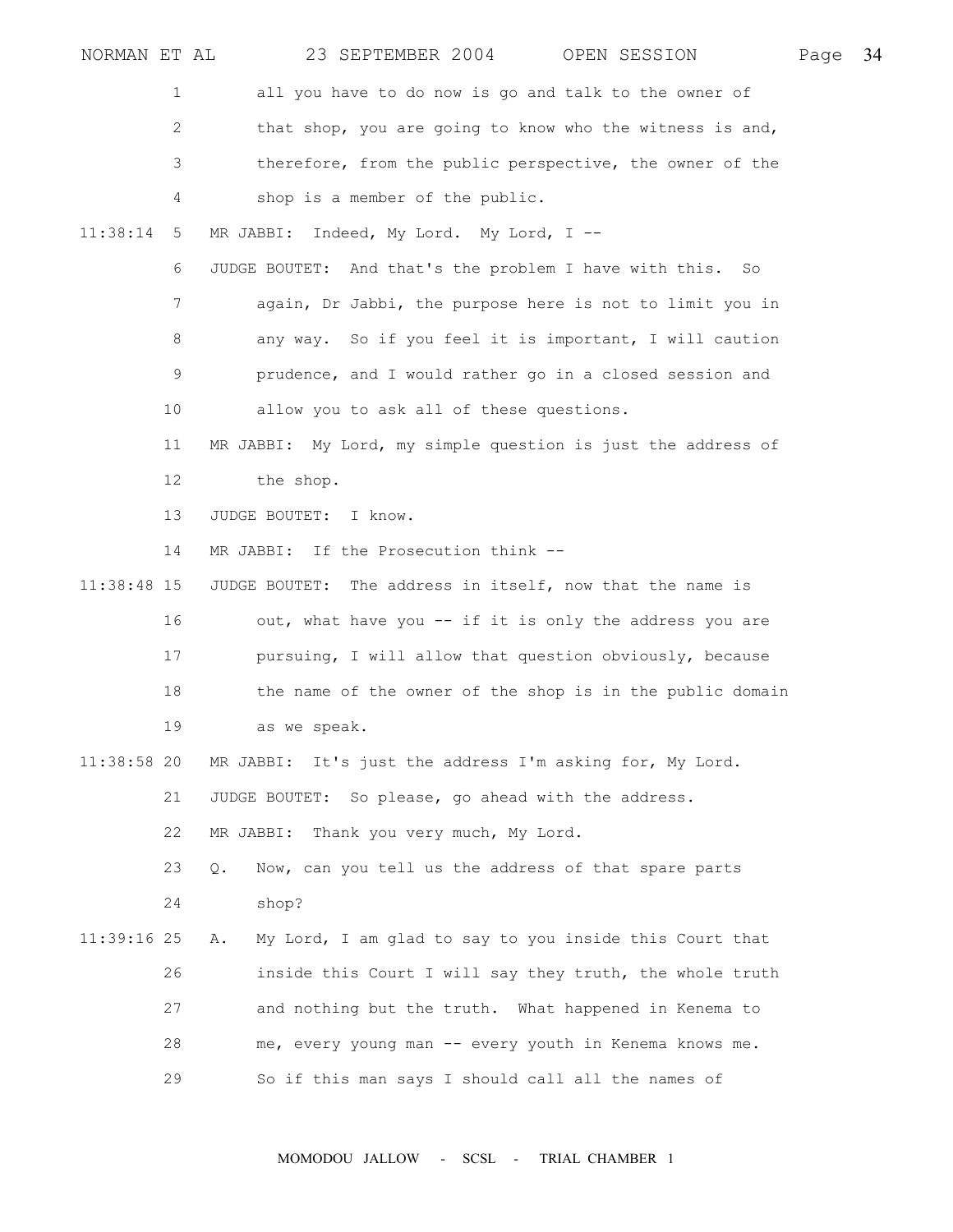all you have to do now is go and talk to the owner of that shop, you are going to know who the witness is and, therefore, from the public perspective, the owner of the shop is a member of the public.

MR JABBI: Indeed, My Lord. My Lord, I --

JUDGE BOUTET: And that's the problem I have with this. So again, Dr Jabbi, the purpose here is not to limit you in any way. So if you feel it is important, I will caution prudence, and I would rather go in a closed session and allow you to ask all of these questions.

MR JABBI: My Lord, my simple question is just the address of the shop.

JUDGE BOUTET: I know.

MR JABBI: If the Prosecution think --

JUDGE BOUTET: The address in itself, now that the name is out, what have you -- if it is only the address you are pursuing, I will allow that question obviously, because the name of the owner of the shop is in the public domain as we speak.

MR JABBI: It's just the address I'm asking for, My Lord.

JUDGE BOUTET: So please, go ahead with the address.

MR JABBI: Thank you very much, My Lord.

Q. Now, can you tell us the address of that spare parts shop?

A. My Lord, I am glad to say to you inside this Court that inside this Court I will say they truth, the whole truth and nothing but the truth. What happened in Kenema to me, every young man -- every youth in Kenema knows me. So if this man says I should call all the names of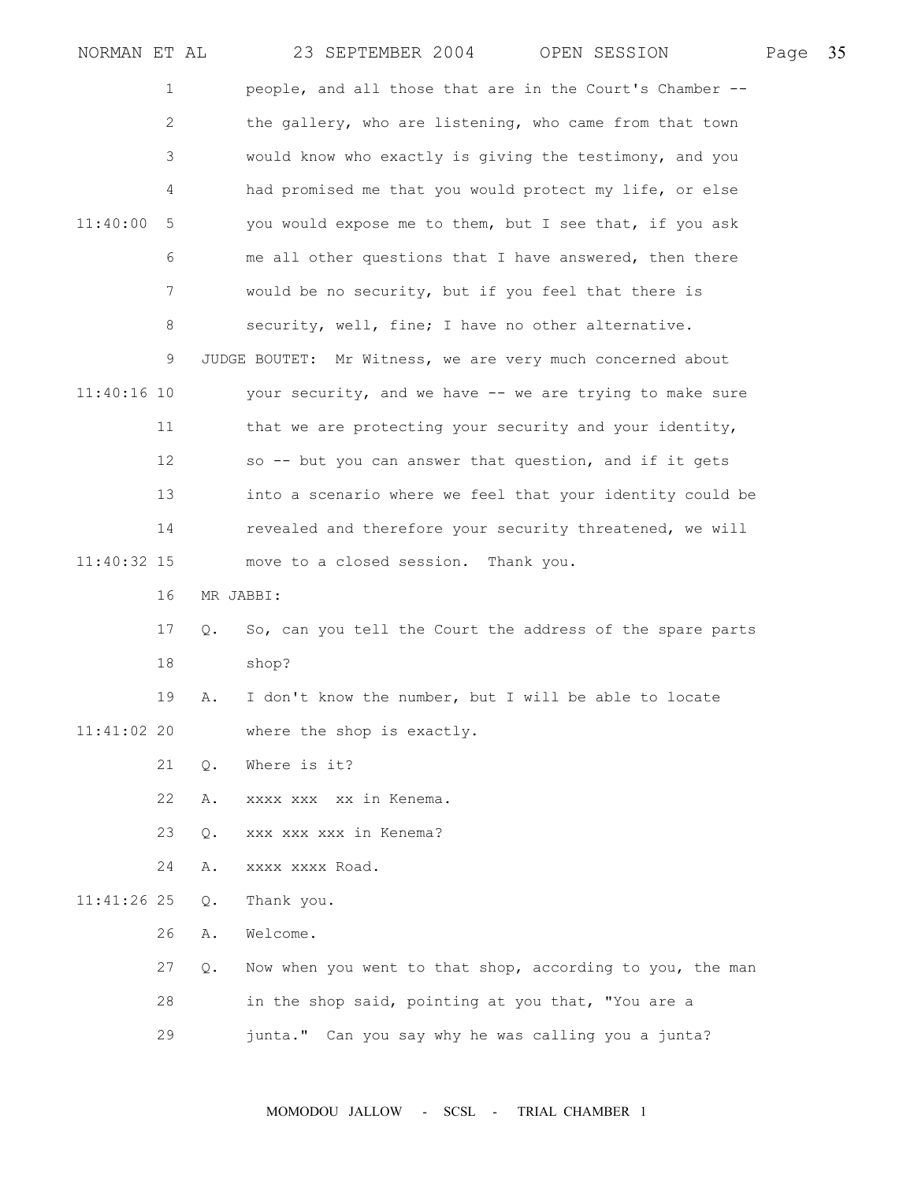people, and all those that are in the Court's Chamber -- the gallery, who are listening, who came from that town would know who exactly is giving the testimony, and you had promised me that you would protect my life, or else you would expose me to them, but I see that, if you ask me all other questions that I have answered, then there would be no security, but if you feel that there is security, well, fine; I have no other alternative.

JUDGE BOUTET: Mr Witness, we are very much concerned about your security, and we have -- we are trying to make sure that we are protecting your security and your identity, so -- but you can answer that question, and if it gets into a scenario where we feel that your identity could be revealed and therefore your security threatened, we will move to a closed session. Thank you.

MR JABBI:

Q. So, can you tell the Court the address of the spare parts shop?

A. I don't know the number, but I will be able to locate where the shop is exactly.

Q. Where is it?

A. xxxx xxx xx in Kenema.

Q. xxx xxx xxx in Kenema?

A. xxxx xxxx Road.

Q. Thank you.

A. Welcome.

Q. Now when you went to that shop, according to you, the man in the shop said, pointing at you that, "You are a junta." Can you say why he was calling you a junta?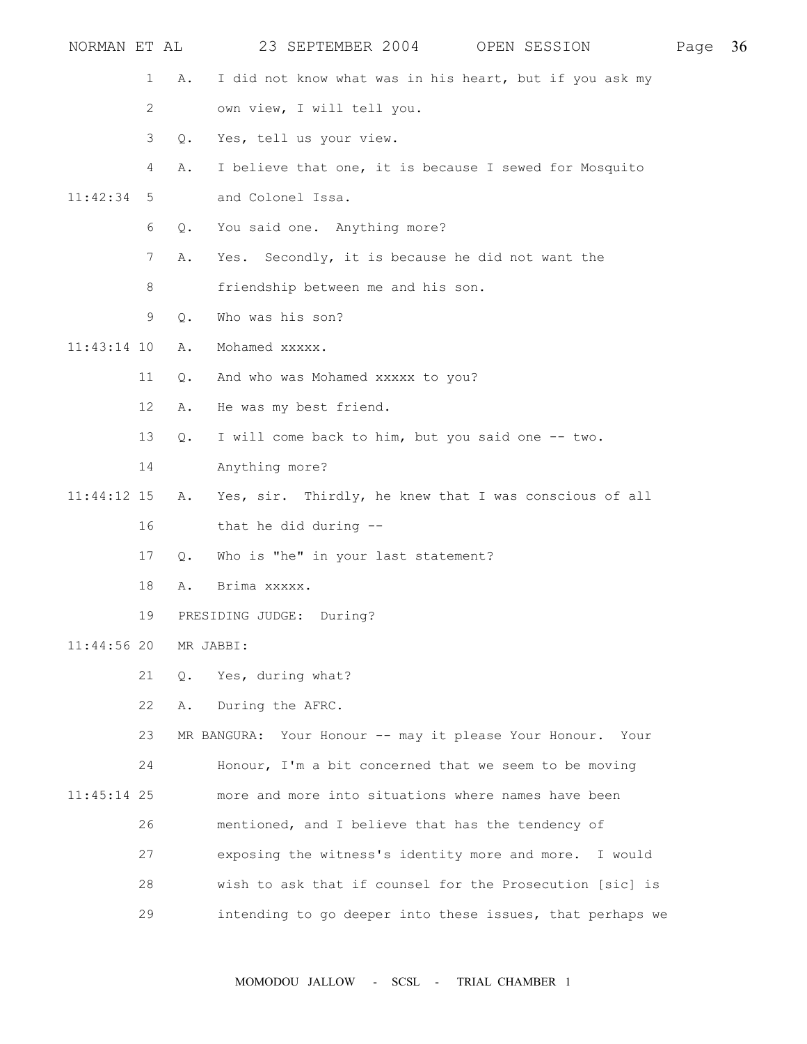1 A. I did not know what was in his heart, but if you ask my
2 own view, I will tell you.
3 Q. Yes, tell us your view.
4 A. I believe that one, it is because I sewed for Mosquito
11:42:34 5 and Colonel Issa.
6 Q. You said one. Anything more?
7 A. Yes. Secondly, it is because he did not want the
8 friendship between me and his son.
9 Q. Who was his son?
11:43:14 10 A. Mohamed xxxxx.
11 Q. And who was Mohamed xxxxx to you?
12 A. He was my best friend.
13 Q. I will come back to him, but you said one -- two.
14 Anything more?
11:44:12 15 A. Yes, sir. Thirdly, he knew that I was conscious of all
16 that he did during --
17 Q. Who is "he" in your last statement?
18 A. Brima xxxxx.
19 PRESIDING JUDGE: During?
11:44:56 20 MR JABBI:
21 Q. Yes, during what?
22 A. During the AFRC.
23 MR BANGURA: Your Honour -- may it please Your Honour. Your
24 Honour, I'm a bit concerned that we seem to be moving
11:45:14 25 more and more into situations where names have been
26 mentioned, and I believe that has the tendency of
27 exposing the witness's identity more and more. I would
28 wish to ask that if counsel for the Prosecution [sic] is
29 intending to go deeper into these issues, that perhaps we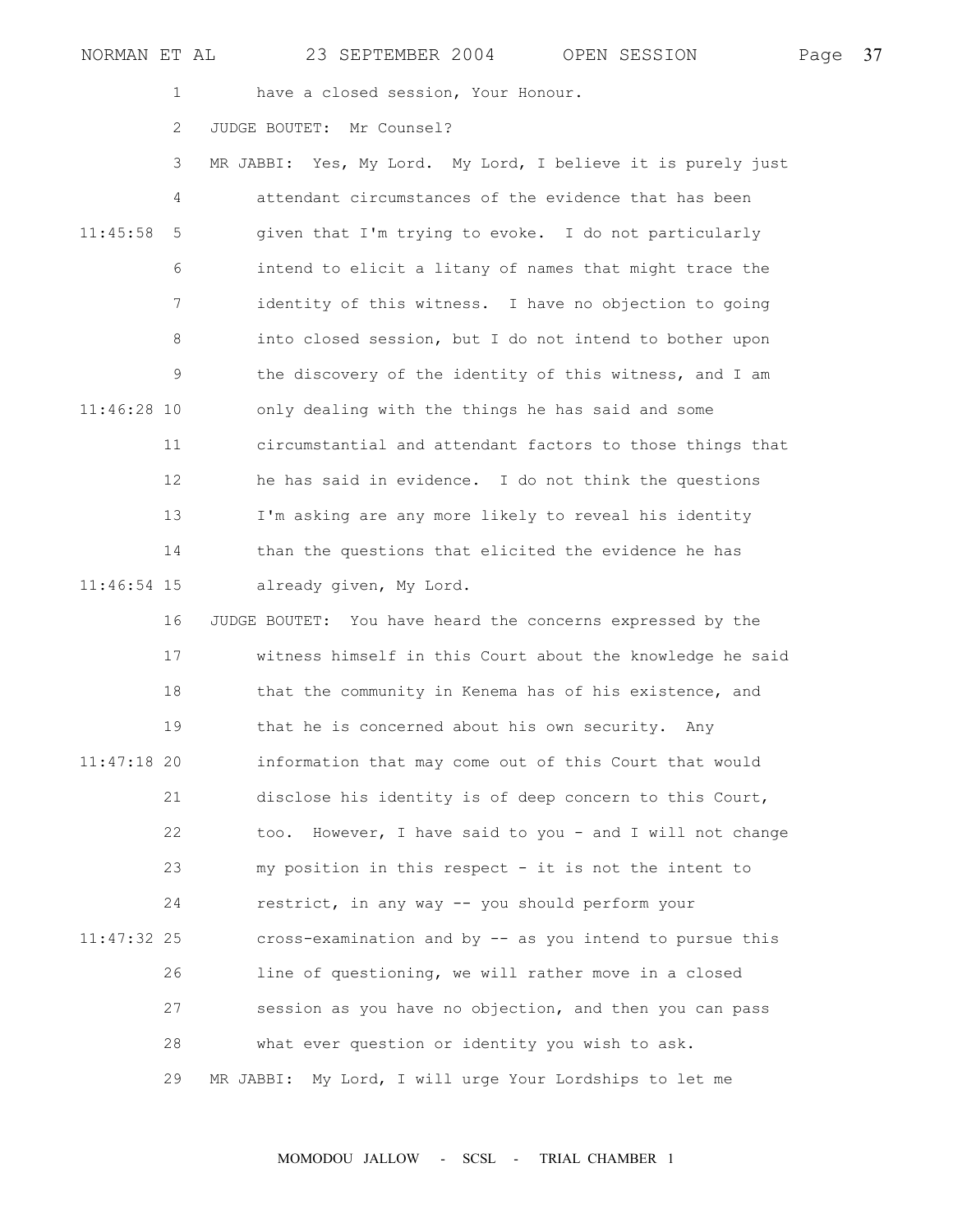have a closed session, Your Honour.

JUDGE BOUTET: Mr Counsel?

MR JABBI: Yes, My Lord. My Lord, I believe it is purely just attendant circumstances of the evidence that has been given that I'm trying to evoke. I do not particularly intend to elicit a litany of names that might trace the identity of this witness. I have no objection to going into closed session, but I do not intend to bother upon the discovery of the identity of this witness, and I am only dealing with the things he has said and some circumstantial and attendant factors to those things that he has said in evidence. I do not think the questions I'm asking are any more likely to reveal his identity than the questions that elicited the evidence he has already given, My Lord.

JUDGE BOUTET: You have heard the concerns expressed by the witness himself in this Court about the knowledge he said that the community in Kenema has of his existence, and that he is concerned about his own security. Any information that may come out of this Court that would disclose his identity is of deep concern to this Court, too. However, I have said to you - and I will not change my position in this respect - it is not the intent to restrict, in any way -- you should perform your cross-examination and by -- as you intend to pursue this line of questioning, we will rather move in a closed session as you have no objection, and then you can pass what ever question or identity you wish to ask.

MR JABBI: My Lord, I will urge Your Lordships to let me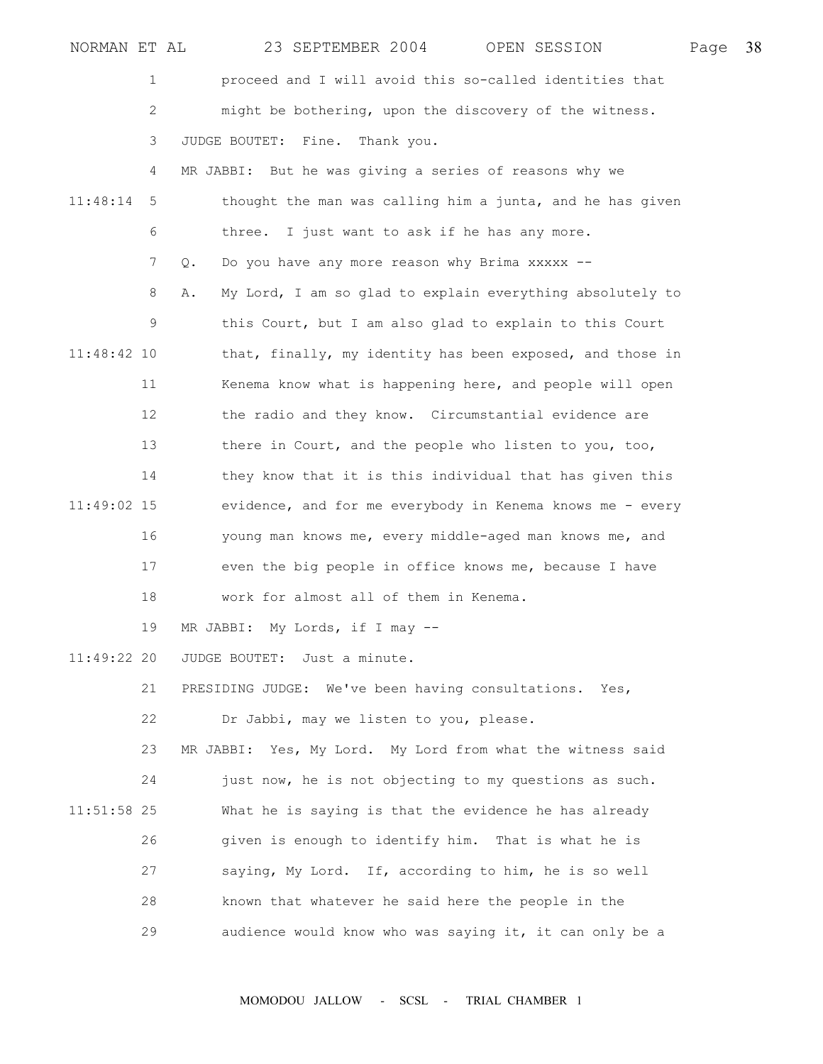proceed and I will avoid this so-called identities that might be bothering, upon the discovery of the witness.

JUDGE BOUTET: Fine. Thank you.

MR JABBI: But he was giving a series of reasons why we thought the man was calling him a junta, and he has given three. I just want to ask if he has any more.

Q. Do you have any more reason why Brima xxxxx --

A. My Lord, I am so glad to explain everything absolutely to this Court, but I am also glad to explain to this Court that, finally, my identity has been exposed, and those in Kenema know what is happening here, and people will open the radio and they know. Circumstantial evidence are there in Court, and the people who listen to you, too, they know that it is this individual that has given this evidence, and for me everybody in Kenema knows me - every young man knows me, every middle-aged man knows me, and even the big people in office knows me, because I have work for almost all of them in Kenema.

MR JABBI: My Lords, if I may --

JUDGE BOUTET: Just a minute.

PRESIDING JUDGE: We've been having consultations. Yes, Dr Jabbi, may we listen to you, please.

MR JABBI: Yes, My Lord. My Lord from what the witness said just now, he is not objecting to my questions as such. What he is saying is that the evidence he has already given is enough to identify him. That is what he is saying, My Lord. If, according to him, he is so well known that whatever he said here the people in the audience would know who was saying it, it can only be a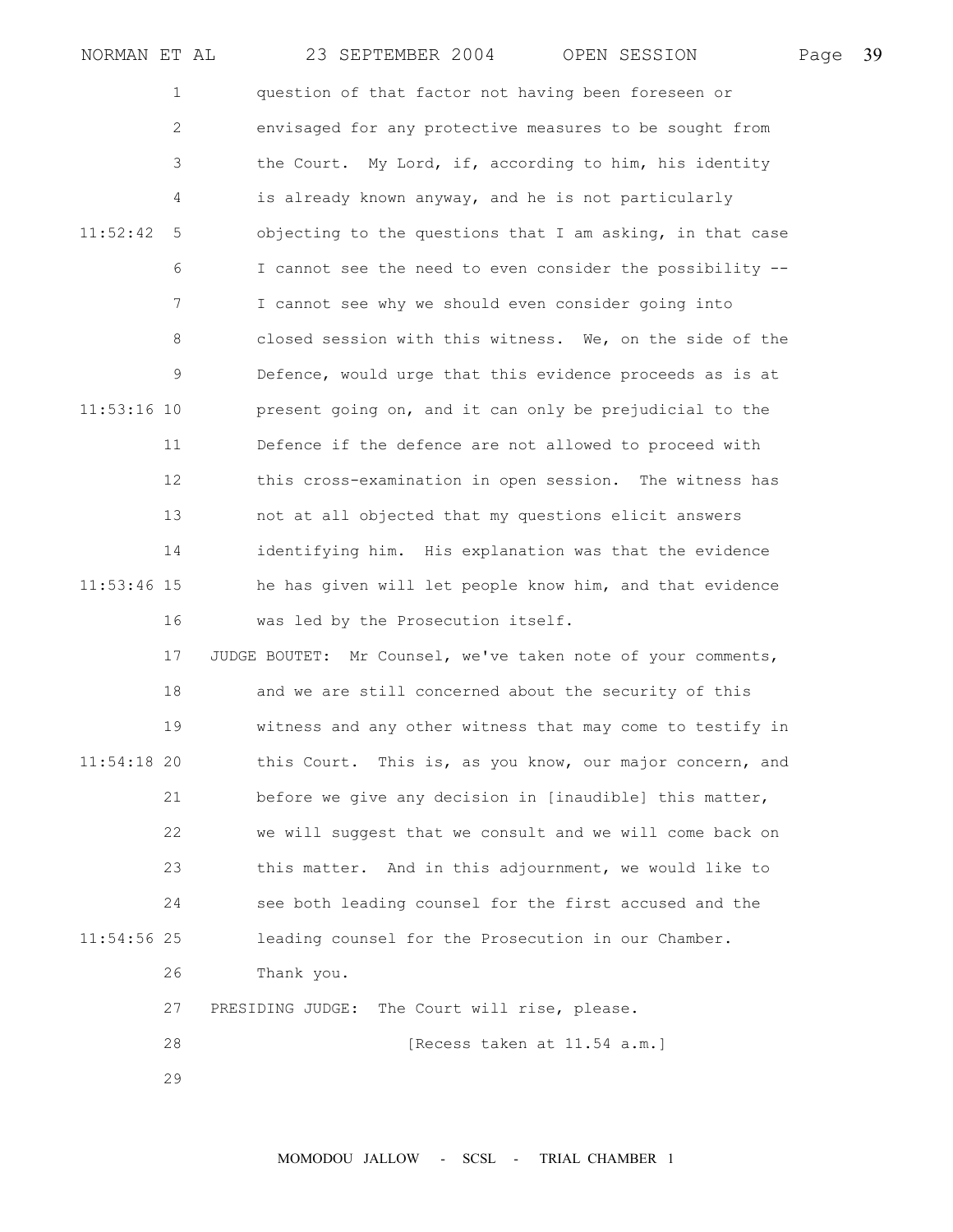question of that factor not having been foreseen or envisaged for any protective measures to be sought from the Court. My Lord, if, according to him, his identity is already known anyway, and he is not particularly objecting to the questions that I am asking, in that case I cannot see the need to even consider the possibility -- I cannot see why we should even consider going into closed session with this witness. We, on the side of the Defence, would urge that this evidence proceeds as is at present going on, and it can only be prejudicial to the Defence if the defence are not allowed to proceed with this cross-examination in open session. The witness has not at all objected that my questions elicit answers identifying him. His explanation was that the evidence he has given will let people know him, and that evidence was led by the Prosecution itself.

JUDGE BOUTET: Mr Counsel, we've taken note of your comments, and we are still concerned about the security of this witness and any other witness that may come to testify in this Court. This is, as you know, our major concern, and before we give any decision in [inaudible] this matter, we will suggest that we consult and we will come back on this matter. And in this adjournment, we would like to see both leading counsel for the first accused and the leading counsel for the Prosecution in our Chamber. Thank you.

PRESIDING JUDGE: The Court will rise, please.

[Recess taken at 11.54 a.m.]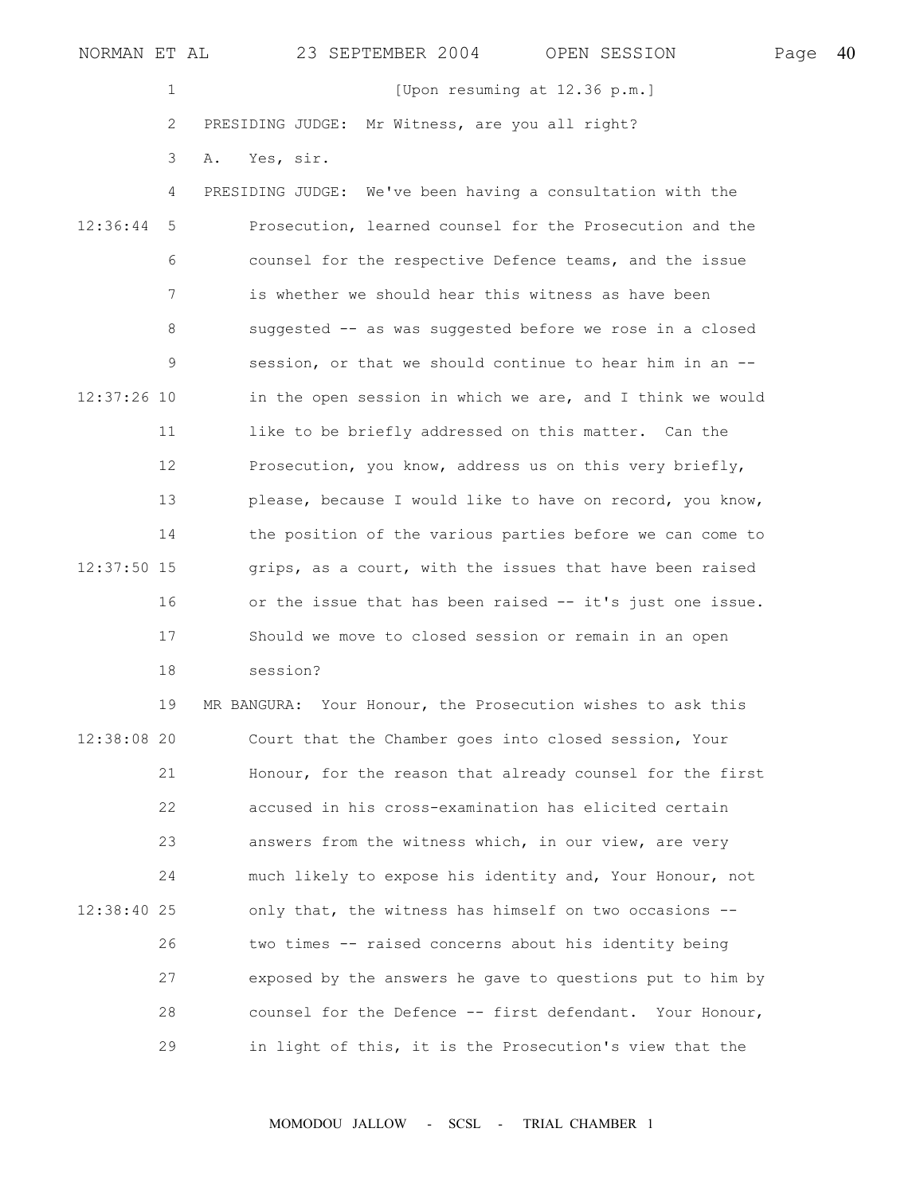[Upon resuming at 12.36 p.m.]

PRESIDING JUDGE: Mr Witness, are you all right?

A. Yes, sir.

PRESIDING JUDGE: We've been having a consultation with the Prosecution, learned counsel for the Prosecution and the counsel for the respective Defence teams, and the issue is whether we should hear this witness as have been suggested -- as was suggested before we rose in a closed session, or that we should continue to hear him in an -- in the open session in which we are, and I think we would like to be briefly addressed on this matter. Can the Prosecution, you know, address us on this very briefly, please, because I would like to have on record, you know, the position of the various parties before we can come to grips, as a court, with the issues that have been raised or the issue that has been raised -- it's just one issue. Should we move to closed session or remain in an open session?

MR BANGURA: Your Honour, the Prosecution wishes to ask this Court that the Chamber goes into closed session, Your Honour, for the reason that already counsel for the first accused in his cross-examination has elicited certain answers from the witness which, in our view, are very much likely to expose his identity and, Your Honour, not only that, the witness has himself on two occasions -- two times -- raised concerns about his identity being exposed by the answers he gave to questions put to him by counsel for the Defence -- first defendant. Your Honour, in light of this, it is the Prosecution's view that the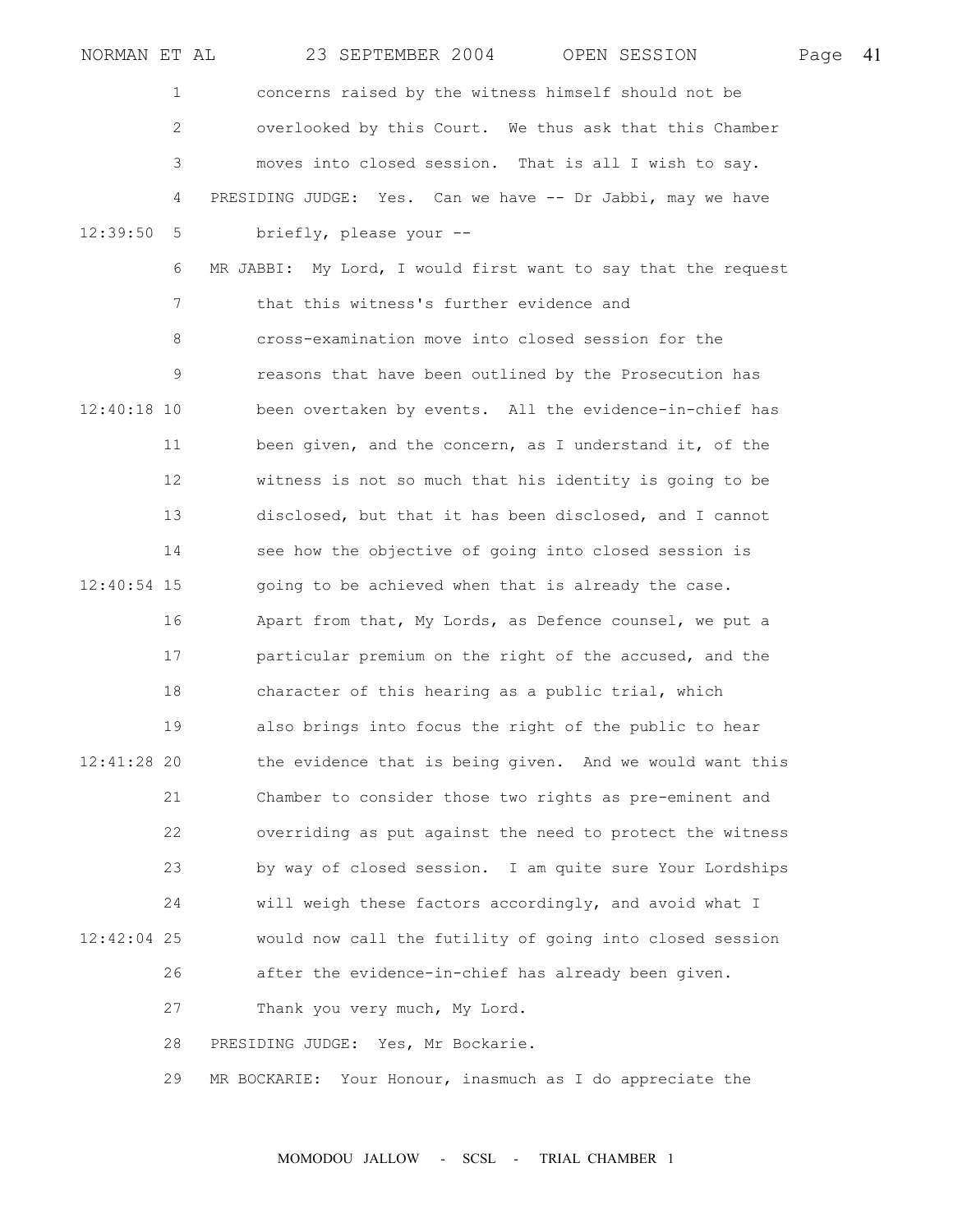concerns raised by the witness himself should not be overlooked by this Court. We thus ask that this Chamber moves into closed session. That is all I wish to say.

PRESIDING JUDGE: Yes. Can we have -- Dr Jabbi, may we have briefly, please your --

MR JABBI: My Lord, I would first want to say that the request that this witness's further evidence and cross-examination move into closed session for the reasons that have been outlined by the Prosecution has been overtaken by events. All the evidence-in-chief has been given, and the concern, as I understand it, of the witness is not so much that his identity is going to be disclosed, but that it has been disclosed, and I cannot see how the objective of going into closed session is going to be achieved when that is already the case. Apart from that, My Lords, as Defence counsel, we put a particular premium on the right of the accused, and the character of this hearing as a public trial, which also brings into focus the right of the public to hear the evidence that is being given. And we would want this Chamber to consider those two rights as pre-eminent and overriding as put against the need to protect the witness by way of closed session. I am quite sure Your Lordships will weigh these factors accordingly, and avoid what I would now call the futility of going into closed session after the evidence-in-chief has already been given. Thank you very much, My Lord.

PRESIDING JUDGE: Yes, Mr Bockarie.

MR BOCKARIE: Your Honour, inasmuch as I do appreciate the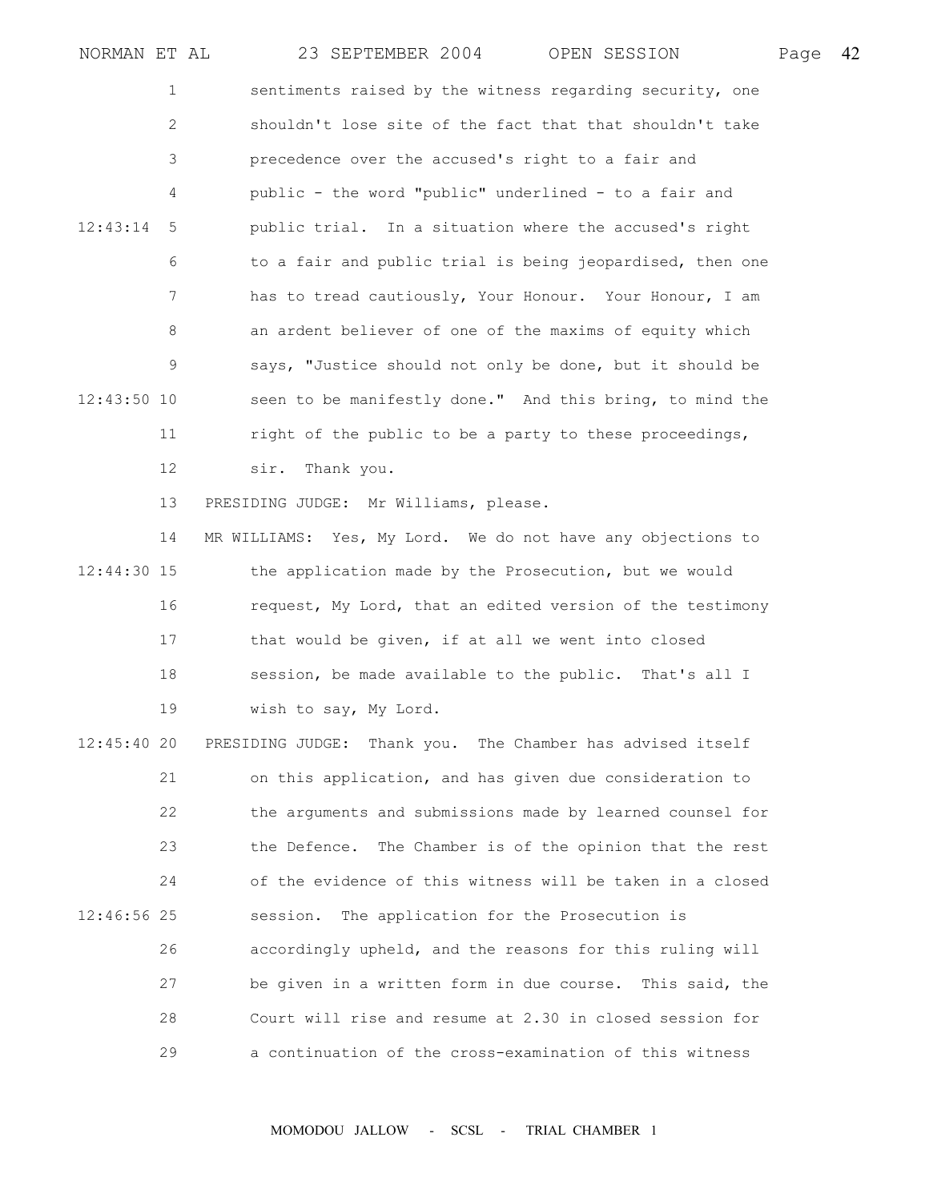sentiments raised by the witness regarding security, one shouldn't lose site of the fact that that shouldn't take precedence over the accused's right to a fair and public - the word "public" underlined - to a fair and public trial. In a situation where the accused's right to a fair and public trial is being jeopardised, then one has to tread cautiously, Your Honour. Your Honour, I am an ardent believer of one of the maxims of equity which says, "Justice should not only be done, but it should be seen to be manifestly done." And this bring, to mind the right of the public to be a party to these proceedings, sir. Thank you.

PRESIDING JUDGE: Mr Williams, please.

MR WILLIAMS: Yes, My Lord. We do not have any objections to the application made by the Prosecution, but we would request, My Lord, that an edited version of the testimony that would be given, if at all we went into closed session, be made available to the public. That's all I wish to say, My Lord.

PRESIDING JUDGE: Thank you. The Chamber has advised itself on this application, and has given due consideration to the arguments and submissions made by learned counsel for the Defence. The Chamber is of the opinion that the rest of the evidence of this witness will be taken in a closed session. The application for the Prosecution is accordingly upheld, and the reasons for this ruling will be given in a written form in due course. This said, the Court will rise and resume at 2.30 in closed session for a continuation of the cross-examination of this witness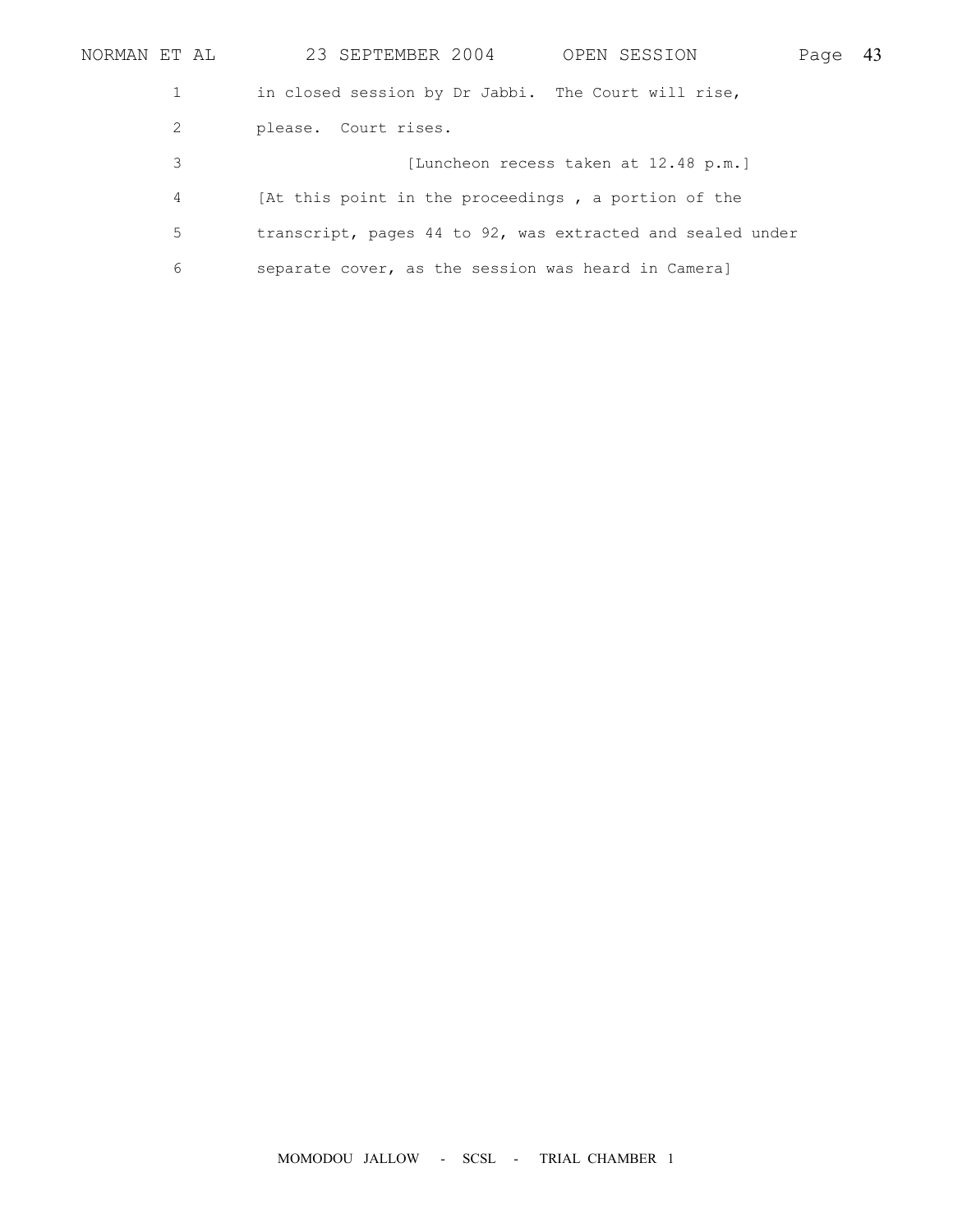in closed session by Dr Jabbi. The Court will rise, please. Court rises.

[Luncheon recess taken at 12.48 p.m.]

[At this point in the proceedings , a portion of the transcript, pages 44 to 92, was extracted and sealed under separate cover, as the session was heard in Camera]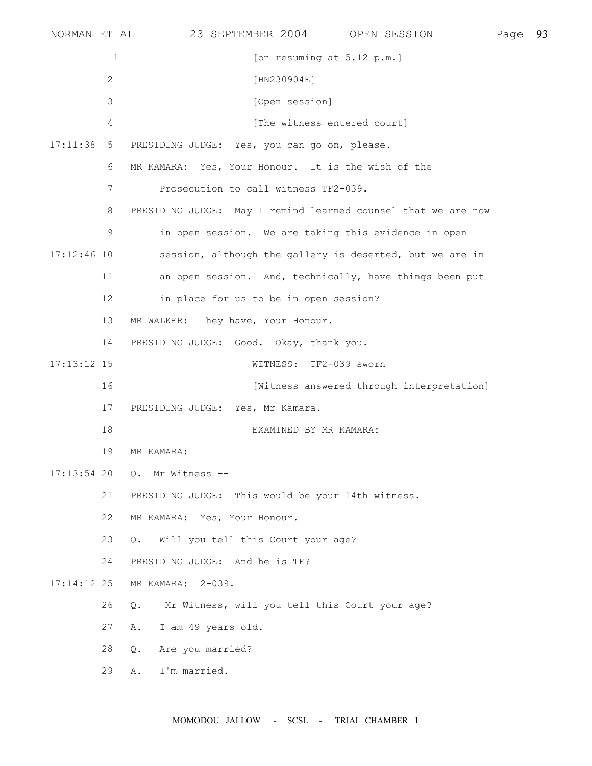[on resuming at 5.12 p.m.]

[HN230904E]

[Open session]

[The witness entered court]

PRESIDING JUDGE: Yes, you can go on, please.

MR KAMARA: Yes, Your Honour. It is the wish of the Prosecution to call witness TF2-039.

PRESIDING JUDGE: May I remind learned counsel that we are now in open session. We are taking this evidence in open session, although the gallery is deserted, but we are in an open session. And, technically, have things been put in place for us to be in open session?

MR WALKER: They have, Your Honour.

PRESIDING JUDGE: Good. Okay, thank you.

WITNESS: TF2-039 sworn

[Witness answered through interpretation]

PRESIDING JUDGE: Yes, Mr Kamara.

EXAMINED BY MR KAMARA:

MR KAMARA:

Q. Mr Witness --

PRESIDING JUDGE: This would be your 14th witness.

MR KAMARA: Yes, Your Honour.

Q. Will you tell this Court your age?

PRESIDING JUDGE: And he is TF?

MR KAMARA: 2-039.

Q. Mr Witness, will you tell this Court your age?

A. I am 49 years old.

Q. Are you married?

A. I'm married.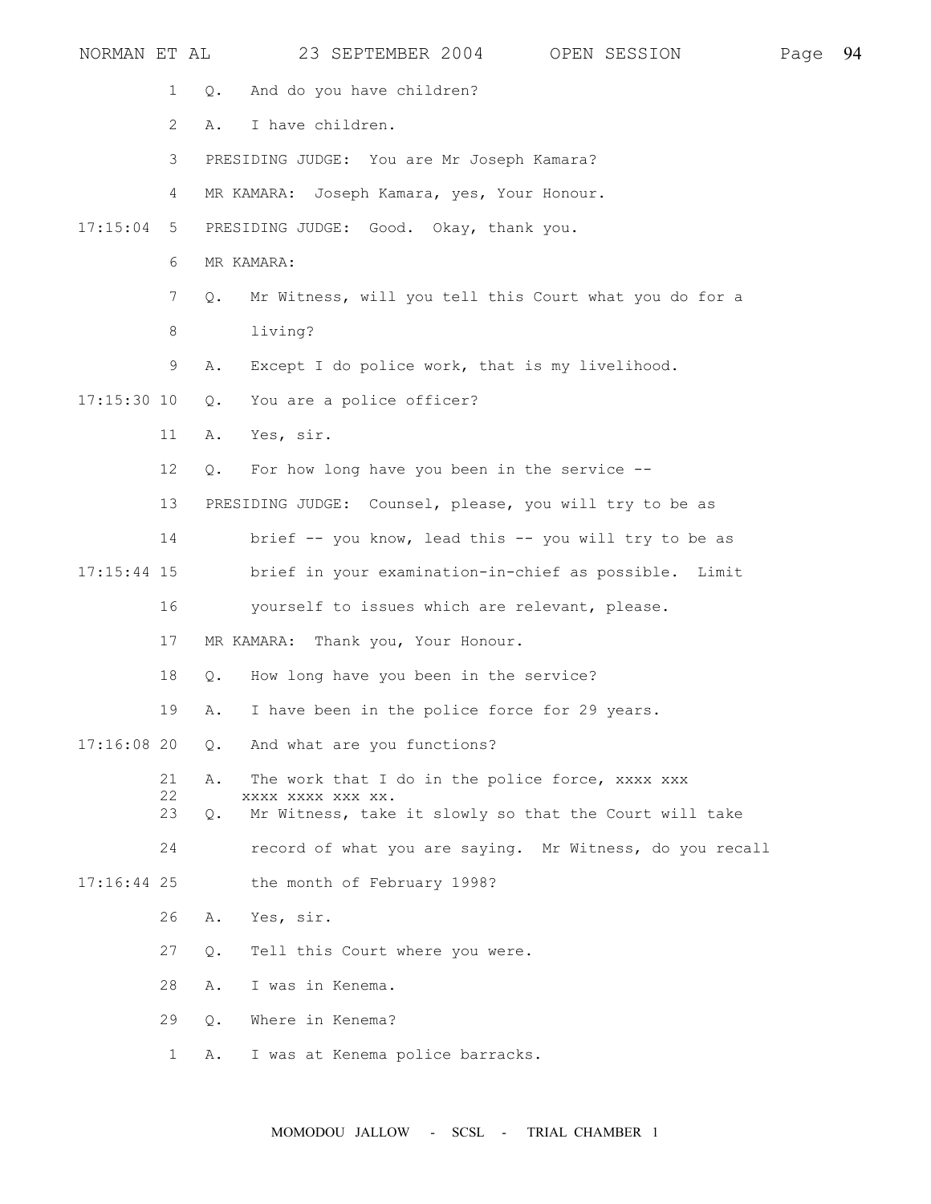Q. And do you have children?

A. I have children.

PRESIDING JUDGE: You are Mr Joseph Kamara?

MR KAMARA: Joseph Kamara, yes, Your Honour.

PRESIDING JUDGE: Good. Okay, thank you.

MR KAMARA:

Q. Mr Witness, will you tell this Court what you do for a living?

A. Except I do police work, that is my livelihood.

Q. You are a police officer?

A. Yes, sir.

Q. For how long have you been in the service --

PRESIDING JUDGE: Counsel, please, you will try to be as brief -- you know, lead this -- you will try to be as brief in your examination-in-chief as possible. Limit yourself to issues which are relevant, please.

MR KAMARA: Thank you, Your Honour.

Q. How long have you been in the service?

A. I have been in the police force for 29 years.

Q. And what are you functions?

A. The work that I do in the police force, xxxx xxx xxxx xxxx xxx xx.

Q. Mr Witness, take it slowly so that the Court will take record of what you are saying. Mr Witness, do you recall the month of February 1998?

A. Yes, sir.

Q. Tell this Court where you were.

A. I was in Kenema.

Q. Where in Kenema?

A. I was at Kenema police barracks.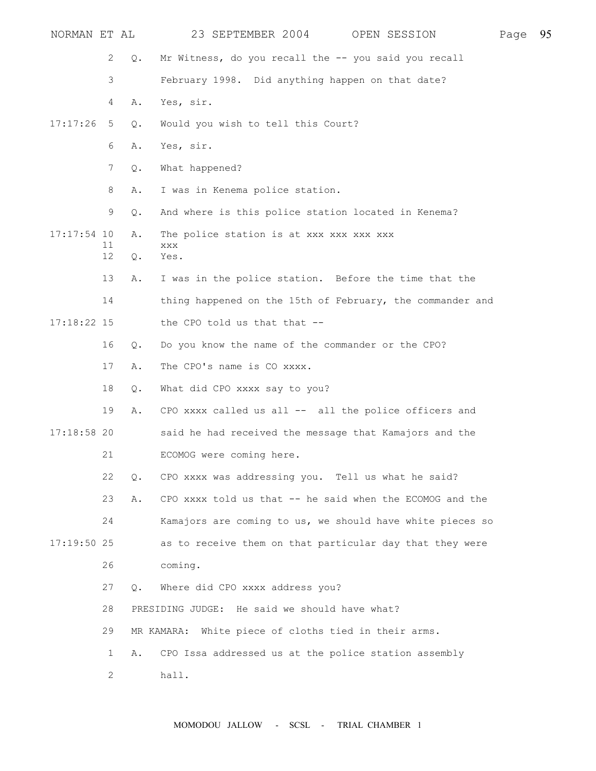2 Q. Mr Witness, do you recall the -- you said you recall

3 February 1998. Did anything happen on that date?

4 A. Yes, sir.

17:17:26 5 Q. Would you wish to tell this Court?

6 A. Yes, sir.

7 Q. What happened?

8 A. I was in Kenema police station.

9 Q. And where is this police station located in Kenema?

17:17:54 10 A. The police station is at xxx xxx xxx xxx

11 xxx

12 Q. Yes.

13 A. I was in the police station. Before the time that the

14 thing happened on the 15th of February, the commander and

17:18:22 15 the CPO told us that that --

16 Q. Do you know the name of the commander or the CPO?

17 A. The CPO's name is CO xxxx.

18 Q. What did CPO xxxx say to you?

19 A. CPO xxxx called us all -- all the police officers and

17:18:58 20 said he had received the message that Kamajors and the

21 ECOMOG were coming here.

22 Q. CPO xxxx was addressing you. Tell us what he said?

23 A. CPO xxxx told us that -- he said when the ECOMOG and the

24 Kamajors are coming to us, we should have white pieces so

17:19:50 25 as to receive them on that particular day that they were

26 coming.

27 Q. Where did CPO xxxx address you?

28 PRESIDING JUDGE: He said we should have what?

29 MR KAMARA: White piece of cloths tied in their arms.

1 A. CPO Issa addressed us at the police station assembly

2 hall.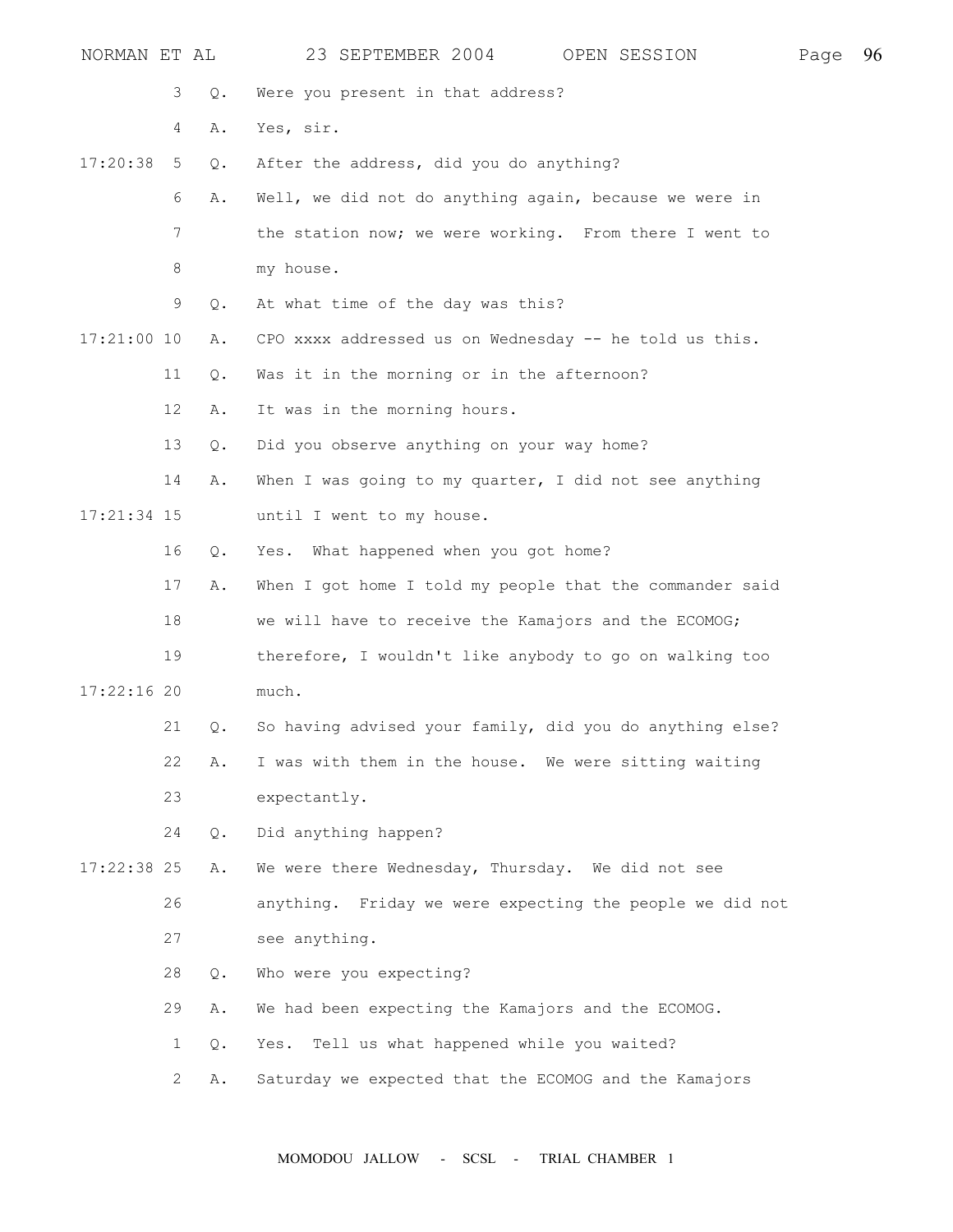3 Q. Were you present in that address?

4 A. Yes, sir.

17:20:38 5 Q. After the address, did you do anything?

6 A. Well, we did not do anything again, because we were in

7 the station now; we were working. From there I went to

8 my house.

9 Q. At what time of the day was this?

17:21:00 10 A. CPO xxxx addressed us on Wednesday -- he told us this.

11 Q. Was it in the morning or in the afternoon?

12 A. It was in the morning hours.

13 Q. Did you observe anything on your way home?

14 A. When I was going to my quarter, I did not see anything

17:21:34 15 until I went to my house.

16 Q. Yes. What happened when you got home?

17 A. When I got home I told my people that the commander said

18 we will have to receive the Kamajors and the ECOMOG;

19 therefore, I wouldn't like anybody to go on walking too

17:22:16 20 much.

21 Q. So having advised your family, did you do anything else?

22 A. I was with them in the house. We were sitting waiting

23 expectantly.

24 Q. Did anything happen?

17:22:38 25 A. We were there Wednesday, Thursday. We did not see

26 anything. Friday we were expecting the people we did not

27 see anything.

28 Q. Who were you expecting?

29 A. We had been expecting the Kamajors and the ECOMOG.

1 Q. Yes. Tell us what happened while you waited?

2 A. Saturday we expected that the ECOMOG and the Kamajors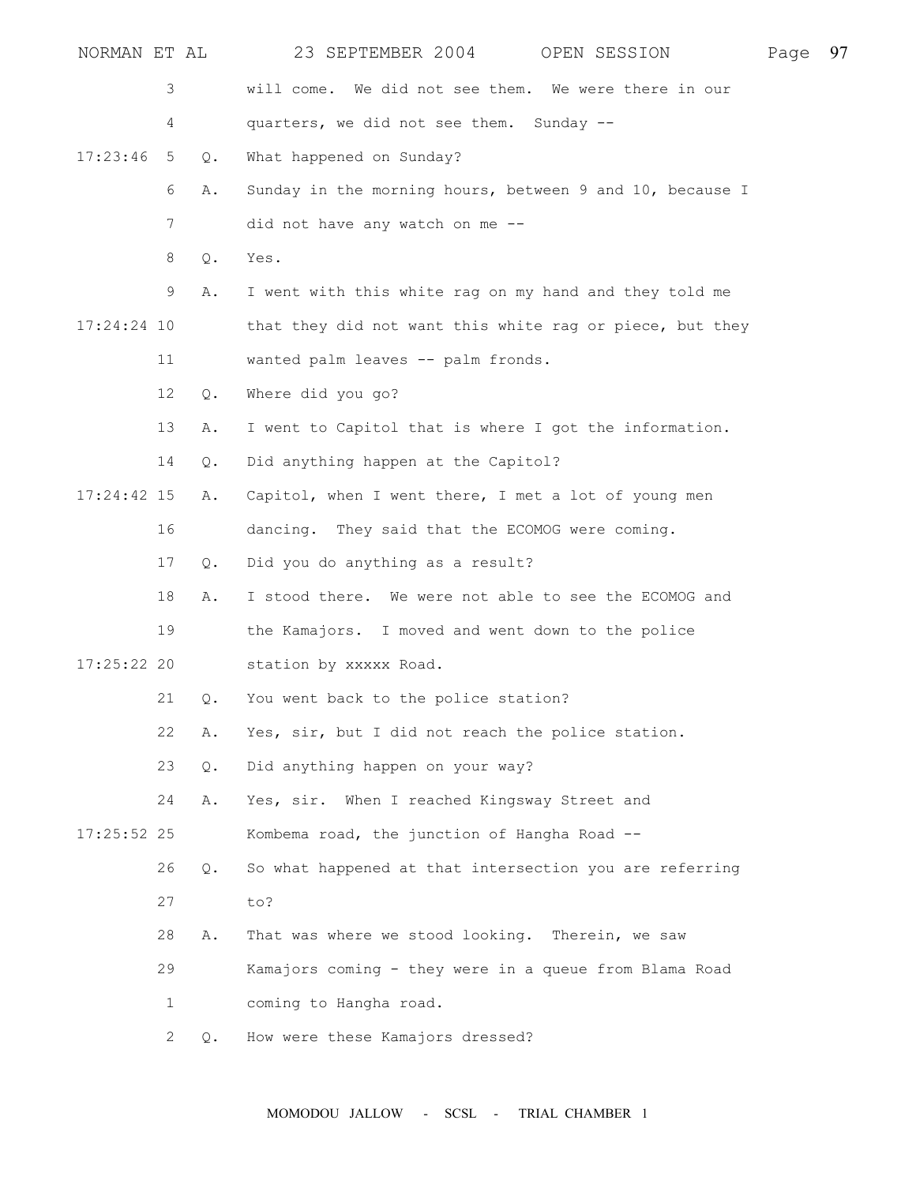will come. We did not see them. We were there in our quarters, we did not see them. Sunday --

Q. What happened on Sunday?

A. Sunday in the morning hours, between 9 and 10, because I did not have any watch on me --

Q. Yes.

A. I went with this white rag on my hand and they told me that they did not want this white rag or piece, but they wanted palm leaves -- palm fronds.

Q. Where did you go?

A. I went to Capitol that is where I got the information.

Q. Did anything happen at the Capitol?

A. Capitol, when I went there, I met a lot of young men dancing. They said that the ECOMOG were coming.

Q. Did you do anything as a result?

A. I stood there. We were not able to see the ECOMOG and the Kamajors. I moved and went down to the police station by xxxxx Road.

Q. You went back to the police station?

A. Yes, sir, but I did not reach the police station.

Q. Did anything happen on your way?

A. Yes, sir. When I reached Kingsway Street and Kombema road, the junction of Hangha Road --

Q. So what happened at that intersection you are referring to?

A. That was where we stood looking. Therein, we saw Kamajors coming - they were in a queue from Blama Road coming to Hangha road.

Q. How were these Kamajors dressed?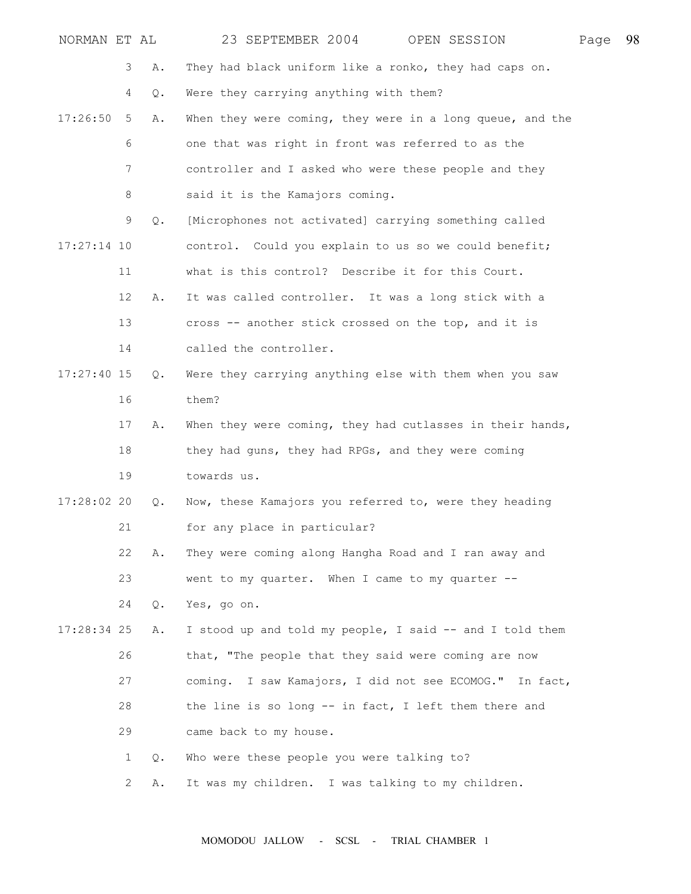3 A. They had black uniform like a ronko, they had caps on.

4 Q. Were they carrying anything with them?

17:26:50 5 A. When they were coming, they were in a long queue, and the

6 one that was right in front was referred to as the

7 controller and I asked who were these people and they

8 said it is the Kamajors coming.

9 Q. [Microphones not activated] carrying something called

17:27:14 10 control. Could you explain to us so we could benefit;

11 what is this control? Describe it for this Court.

12 A. It was called controller. It was a long stick with a

13 cross -- another stick crossed on the top, and it is

14 called the controller.

17:27:40 15 Q. Were they carrying anything else with them when you saw

16 them?

17 A. When they were coming, they had cutlasses in their hands,

18 they had guns, they had RPGs, and they were coming

19 towards us.

17:28:02 20 Q. Now, these Kamajors you referred to, were they heading

21 for any place in particular?

22 A. They were coming along Hangha Road and I ran away and

23 went to my quarter. When I came to my quarter --

24 Q. Yes, go on.

17:28:34 25 A. I stood up and told my people, I said -- and I told them

26 that, "The people that they said were coming are now

27 coming. I saw Kamajors, I did not see ECOMOG." In fact,

28 the line is so long -- in fact, I left them there and

29 came back to my house.

1 Q. Who were these people you were talking to?

2 A. It was my children. I was talking to my children.

MOMODOU JALLOW - SCSL - TRIAL CHAMBER 1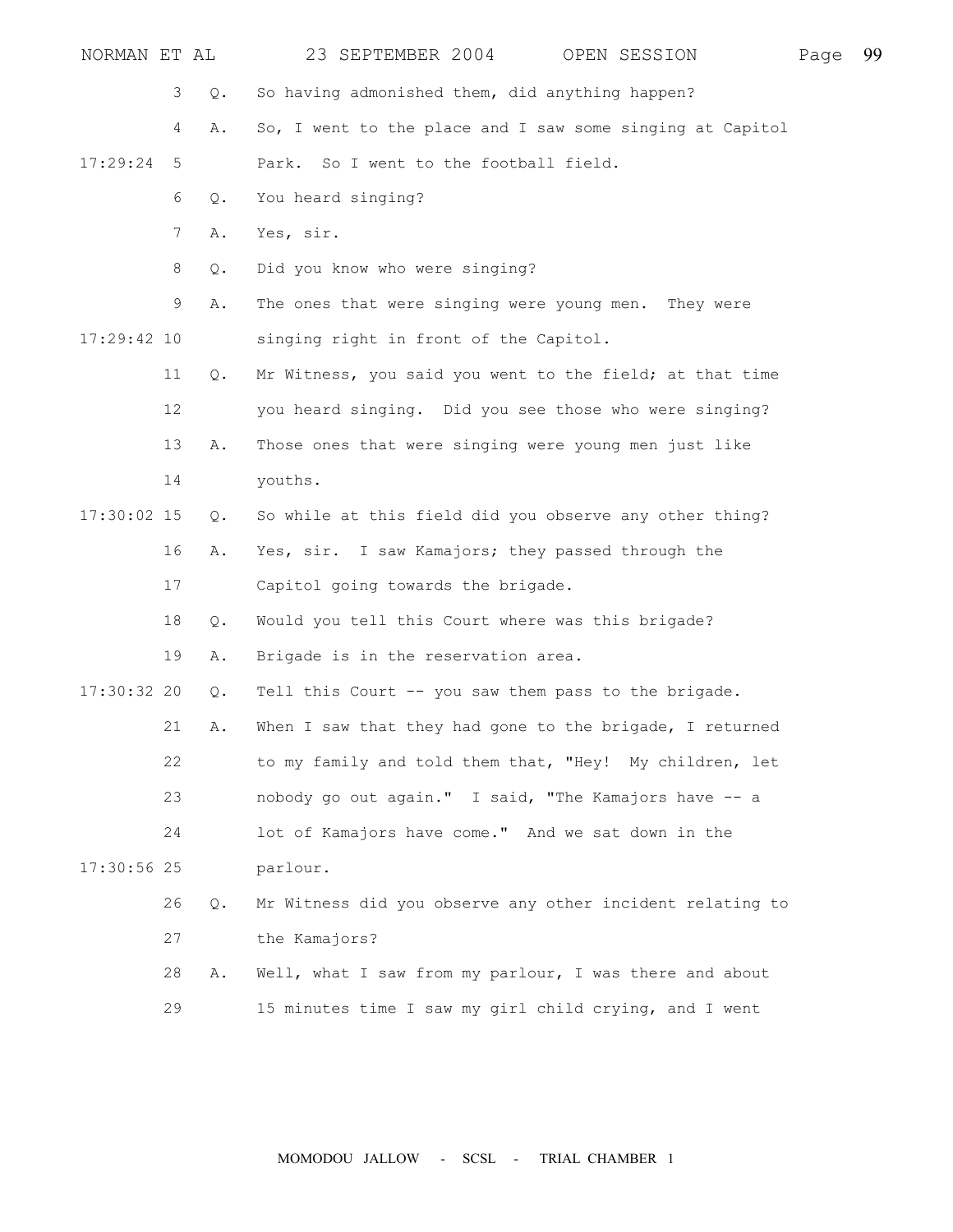3 Q. So having admonished them, did anything happen?

4 A. So, I went to the place and I saw some singing at Capitol

17:29:24 5 Park. So I went to the football field.

6 Q. You heard singing?

7 A. Yes, sir.

8 Q. Did you know who were singing?

9 A. The ones that were singing were young men. They were

17:29:42 10 singing right in front of the Capitol.

11 Q. Mr Witness, you said you went to the field; at that time

12 you heard singing. Did you see those who were singing?

13 A. Those ones that were singing were young men just like

14 youths.

17:30:02 15 Q. So while at this field did you observe any other thing?

16 A. Yes, sir. I saw Kamajors; they passed through the

17 Capitol going towards the brigade.

18 Q. Would you tell this Court where was this brigade?

19 A. Brigade is in the reservation area.

17:30:32 20 Q. Tell this Court -- you saw them pass to the brigade.

21 A. When I saw that they had gone to the brigade, I returned

22 to my family and told them that, "Hey! My children, let

23 nobody go out again." I said, "The Kamajors have -- a

24 lot of Kamajors have come." And we sat down in the

17:30:56 25 parlour.

26 Q. Mr Witness did you observe any other incident relating to

27 the Kamajors?

28 A. Well, what I saw from my parlour, I was there and about

29 15 minutes time I saw my girl child crying, and I went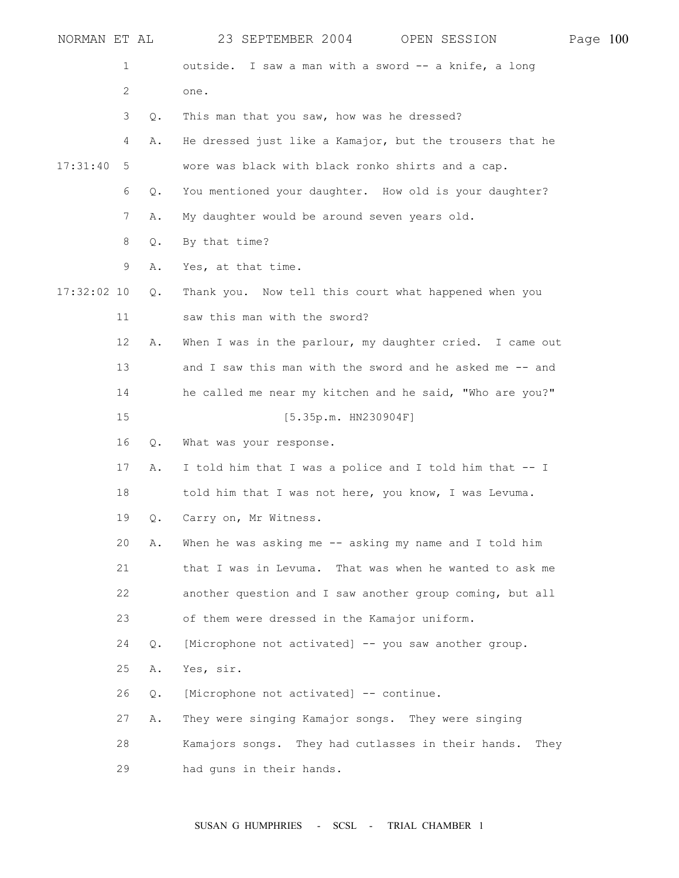outside. I saw a man with a sword -- a knife, a long one.

Q. This man that you saw, how was he dressed?

A. He dressed just like a Kamajor, but the trousers that he wore was black with black ronko shirts and a cap.

Q. You mentioned your daughter. How old is your daughter?

A. My daughter would be around seven years old.

Q. By that time?

A. Yes, at that time.

Q. Thank you. Now tell this court what happened when you saw this man with the sword?

A. When I was in the parlour, my daughter cried. I came out and I saw this man with the sword and he asked me -- and he called me near my kitchen and he said, "Who are you?"

[5.35p.m. HN230904F]

Q. What was your response.

A. I told him that I was a police and I told him that -- I told him that I was not here, you know, I was Levuma.

Q. Carry on, Mr Witness.

A. When he was asking me -- asking my name and I told him that I was in Levuma. That was when he wanted to ask me another question and I saw another group coming, but all of them were dressed in the Kamajor uniform.

Q. [Microphone not activated] -- you saw another group.

A. Yes, sir.

Q. [Microphone not activated] -- continue.

A. They were singing Kamajor songs. They were singing Kamajors songs. They had cutlasses in their hands. They had guns in their hands.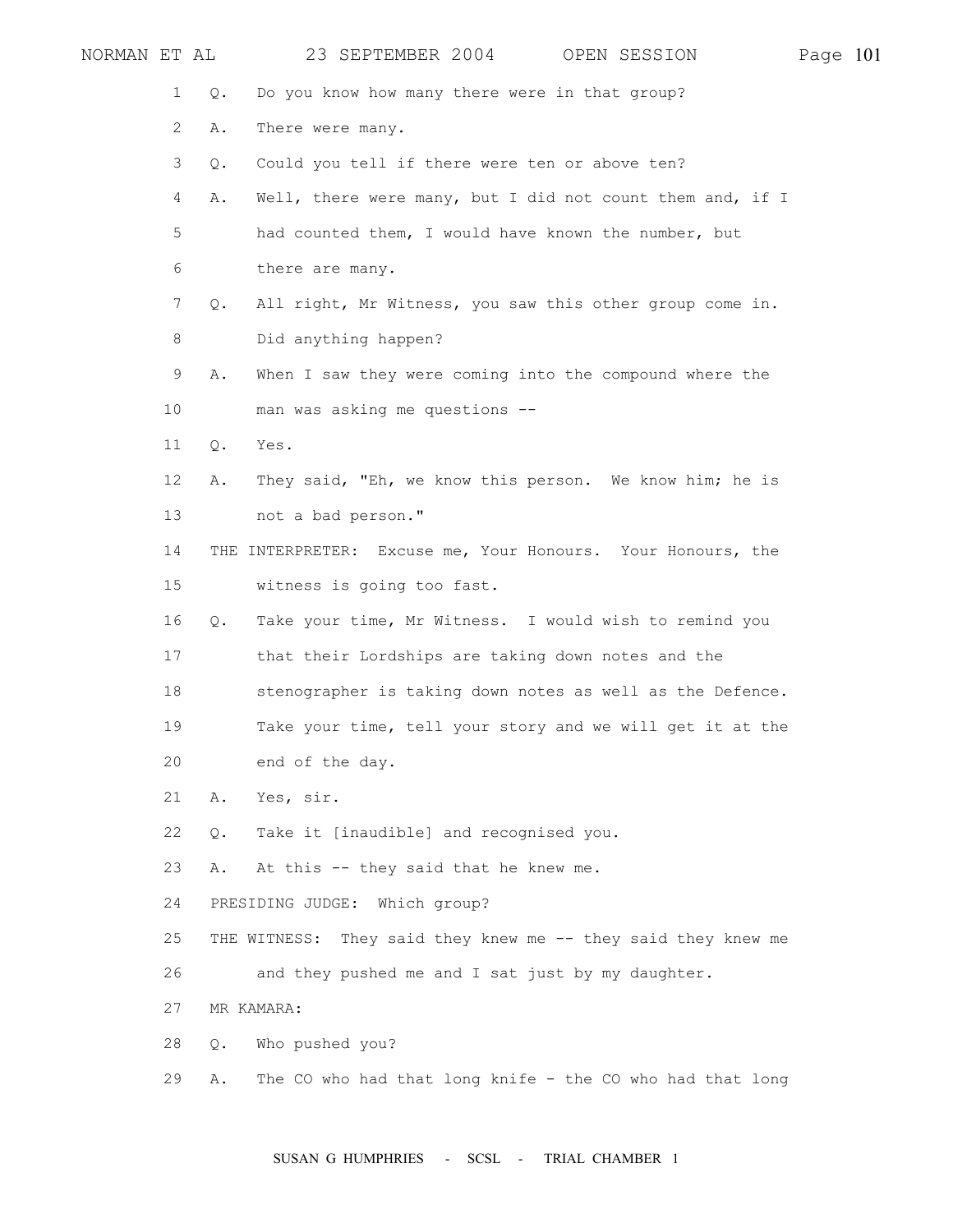Q. Do you know how many there were in that group?

A. There were many.

Q. Could you tell if there were ten or above ten?

A. Well, there were many, but I did not count them and, if I had counted them, I would have known the number, but there are many.

Q. All right, Mr Witness, you saw this other group come in. Did anything happen?

A. When I saw they were coming into the compound where the man was asking me questions --

Q. Yes.

A. They said, "Eh, we know this person. We know him; he is not a bad person."

THE INTERPRETER: Excuse me, Your Honours. Your Honours, the witness is going too fast.

Q. Take your time, Mr Witness. I would wish to remind you that their Lordships are taking down notes and the stenographer is taking down notes as well as the Defence. Take your time, tell your story and we will get it at the end of the day.

A. Yes, sir.

Q. Take it [inaudible] and recognised you.

A. At this -- they said that he knew me.

PRESIDING JUDGE: Which group?

THE WITNESS: They said they knew me -- they said they knew me and they pushed me and I sat just by my daughter.

MR KAMARA:

Q. Who pushed you?

A. The CO who had that long knife - the CO who had that long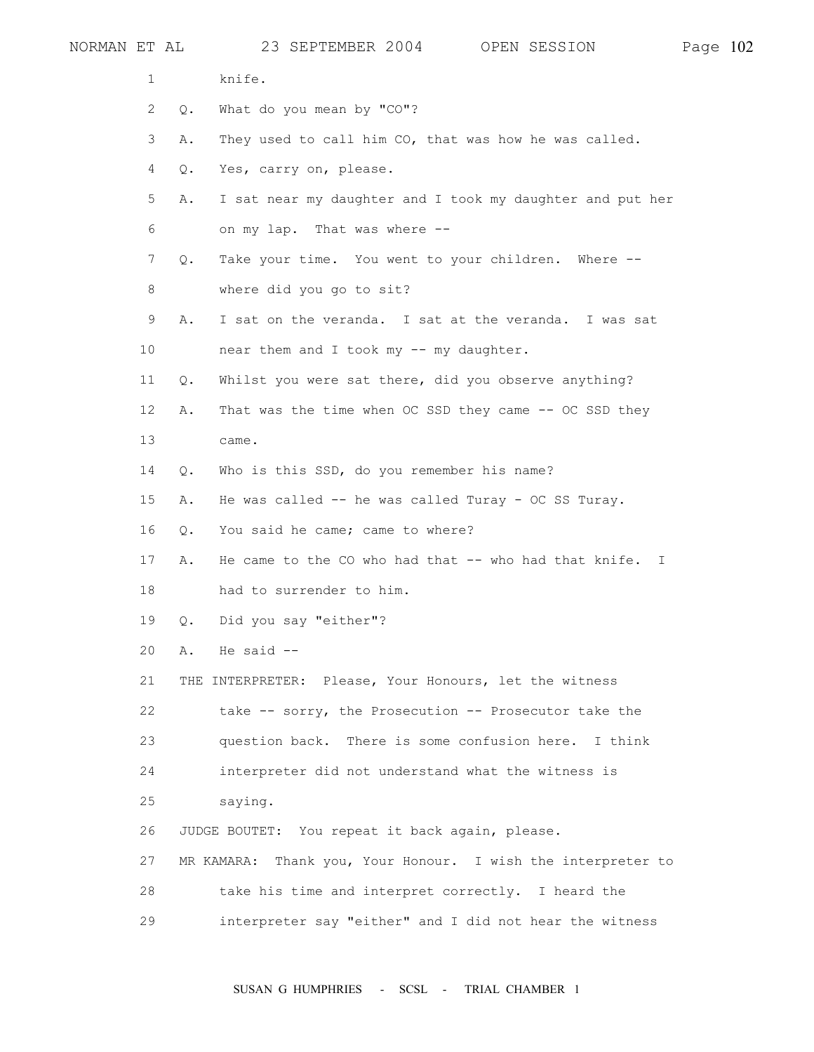knife.

Q. What do you mean by "CO"?

A. They used to call him CO, that was how he was called.

Q. Yes, carry on, please.

A. I sat near my daughter and I took my daughter and put her on my lap. That was where --

Q. Take your time. You went to your children. Where -- where did you go to sit?

A. I sat on the veranda. I sat at the veranda. I was sat near them and I took my -- my daughter.

Q. Whilst you were sat there, did you observe anything?

A. That was the time when OC SSD they came -- OC SSD they came.

Q. Who is this SSD, do you remember his name?

A. He was called -- he was called Turay - OC SS Turay.

Q. You said he came; came to where?

A. He came to the CO who had that -- who had that knife. I had to surrender to him.

Q. Did you say "either"?

A. He said --

THE INTERPRETER: Please, Your Honours, let the witness take -- sorry, the Prosecution -- Prosecutor take the question back. There is some confusion here. I think interpreter did not understand what the witness is saying.

JUDGE BOUTET: You repeat it back again, please.

MR KAMARA: Thank you, Your Honour. I wish the interpreter to take his time and interpret correctly. I heard the interpreter say "either" and I did not hear the witness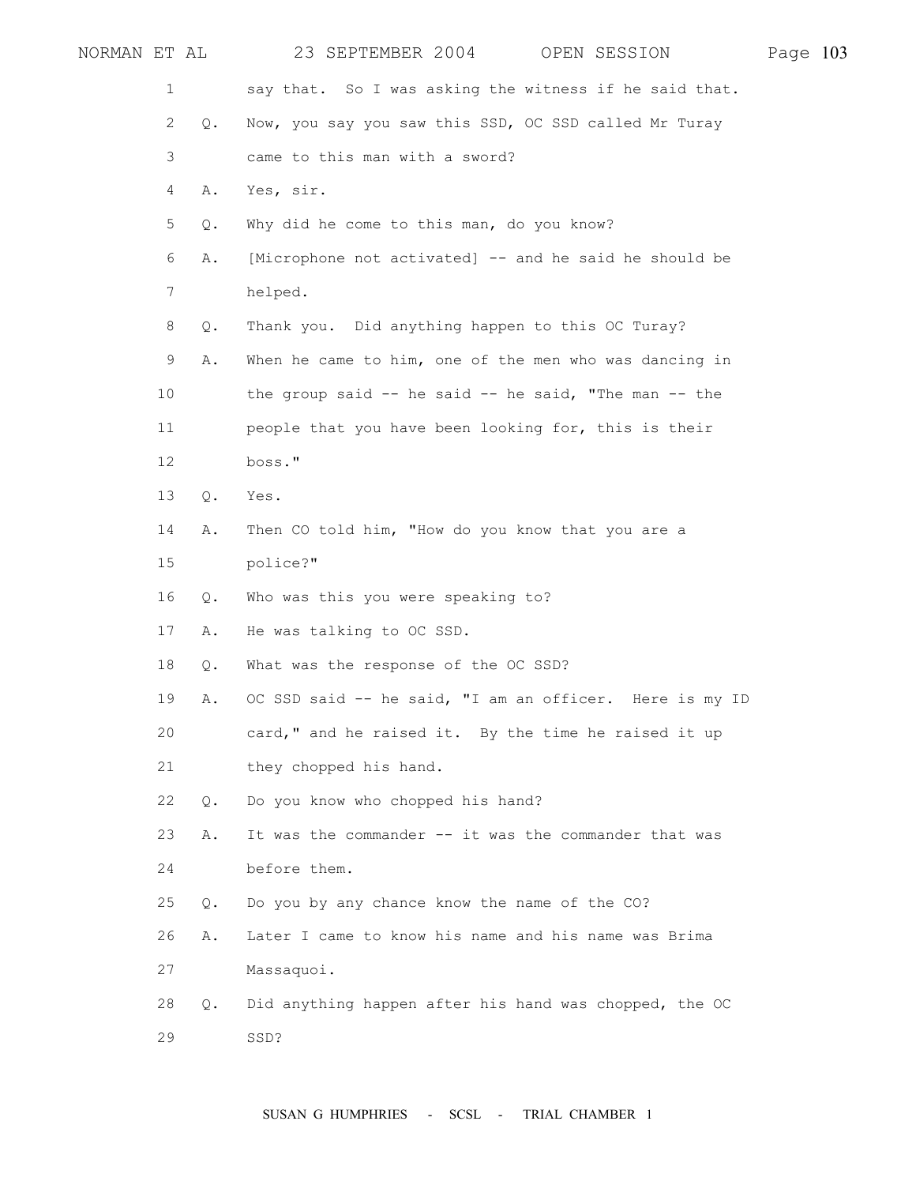1 say that. So I was asking the witness if he said that.

2 Q. Now, you say you saw this SSD, OC SSD called Mr Turay

3 came to this man with a sword?

4 A. Yes, sir.

5 Q. Why did he come to this man, do you know?

6 A. [Microphone not activated] -- and he said he should be

7 helped.

8 Q. Thank you. Did anything happen to this OC Turay?

9 A. When he came to him, one of the men who was dancing in

10 the group said -- he said -- he said, "The man -- the

11 people that you have been looking for, this is their

12 boss."

13 Q. Yes.

14 A. Then CO told him, "How do you know that you are a

15 police?"

16 Q. Who was this you were speaking to?

17 A. He was talking to OC SSD.

18 Q. What was the response of the OC SSD?

19 A. OC SSD said -- he said, "I am an officer. Here is my ID

20 card," and he raised it. By the time he raised it up

21 they chopped his hand.

22 Q. Do you know who chopped his hand?

23 A. It was the commander -- it was the commander that was

24 before them.

25 Q. Do you by any chance know the name of the CO?

26 A. Later I came to know his name and his name was Brima

27 Massaquoi.

28 Q. Did anything happen after his hand was chopped, the OC

29 SSD?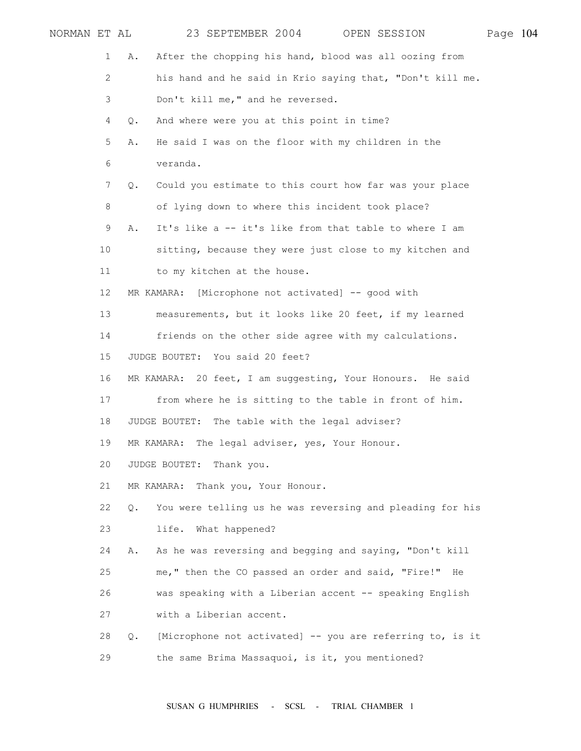A. After the chopping his hand, blood was all oozing from his hand and he said in Krio saying that, "Don't kill me. Don't kill me," and he reversed.

Q. And where were you at this point in time?

A. He said I was on the floor with my children in the veranda.

Q. Could you estimate to this court how far was your place of lying down to where this incident took place?

A. It's like a -- it's like from that table to where I am sitting, because they were just close to my kitchen and to my kitchen at the house.

MR KAMARA: [Microphone not activated] -- good with measurements, but it looks like 20 feet, if my learned friends on the other side agree with my calculations.

JUDGE BOUTET: You said 20 feet?

MR KAMARA: 20 feet, I am suggesting, Your Honours. He said from where he is sitting to the table in front of him.

JUDGE BOUTET: The table with the legal adviser?

MR KAMARA: The legal adviser, yes, Your Honour.

JUDGE BOUTET: Thank you.

MR KAMARA: Thank you, Your Honour.

Q. You were telling us he was reversing and pleading for his life. What happened?

A. As he was reversing and begging and saying, "Don't kill me," then the CO passed an order and said, "Fire!" He was speaking with a Liberian accent -- speaking English with a Liberian accent.

Q. [Microphone not activated] -- you are referring to, is it the same Brima Massaquoi, is it, you mentioned?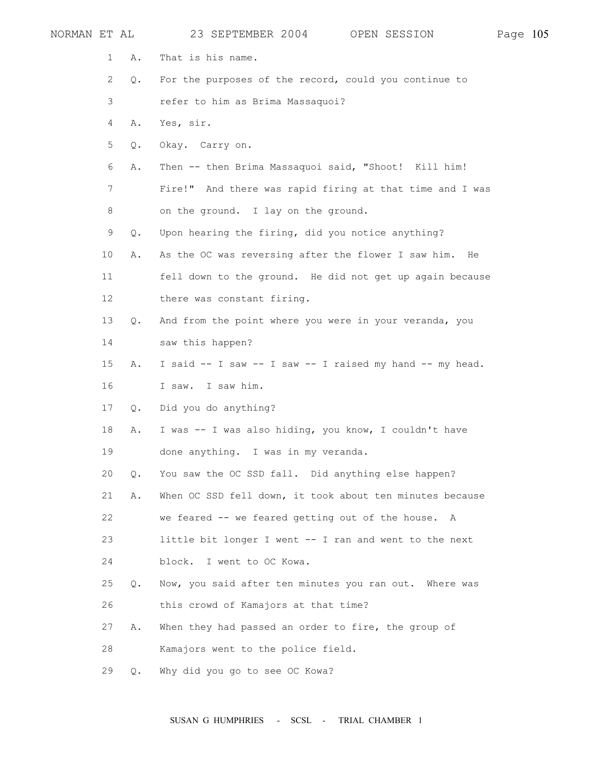1 A. That is his name.

2 Q. For the purposes of the record, could you continue to

3 refer to him as Brima Massaquoi?

4 A. Yes, sir.

5 Q. Okay. Carry on.

6 A. Then -- then Brima Massaquoi said, "Shoot! Kill him!

7 Fire!" And there was rapid firing at that time and I was

8 on the ground. I lay on the ground.

9 Q. Upon hearing the firing, did you notice anything?

10 A. As the OC was reversing after the flower I saw him. He

11 fell down to the ground. He did not get up again because

12 there was constant firing.

13 Q. And from the point where you were in your veranda, you

14 saw this happen?

15 A. I said -- I saw -- I saw -- I raised my hand -- my head.

16 I saw. I saw him.

17 Q. Did you do anything?

18 A. I was -- I was also hiding, you know, I couldn't have

19 done anything. I was in my veranda.

20 Q. You saw the OC SSD fall. Did anything else happen?

21 A. When OC SSD fell down, it took about ten minutes because

22 we feared -- we feared getting out of the house. A

23 little bit longer I went -- I ran and went to the next

24 block. I went to OC Kowa.

25 Q. Now, you said after ten minutes you ran out. Where was

26 this crowd of Kamajors at that time?

27 A. When they had passed an order to fire, the group of

28 Kamajors went to the police field.

29 Q. Why did you go to see OC Kowa?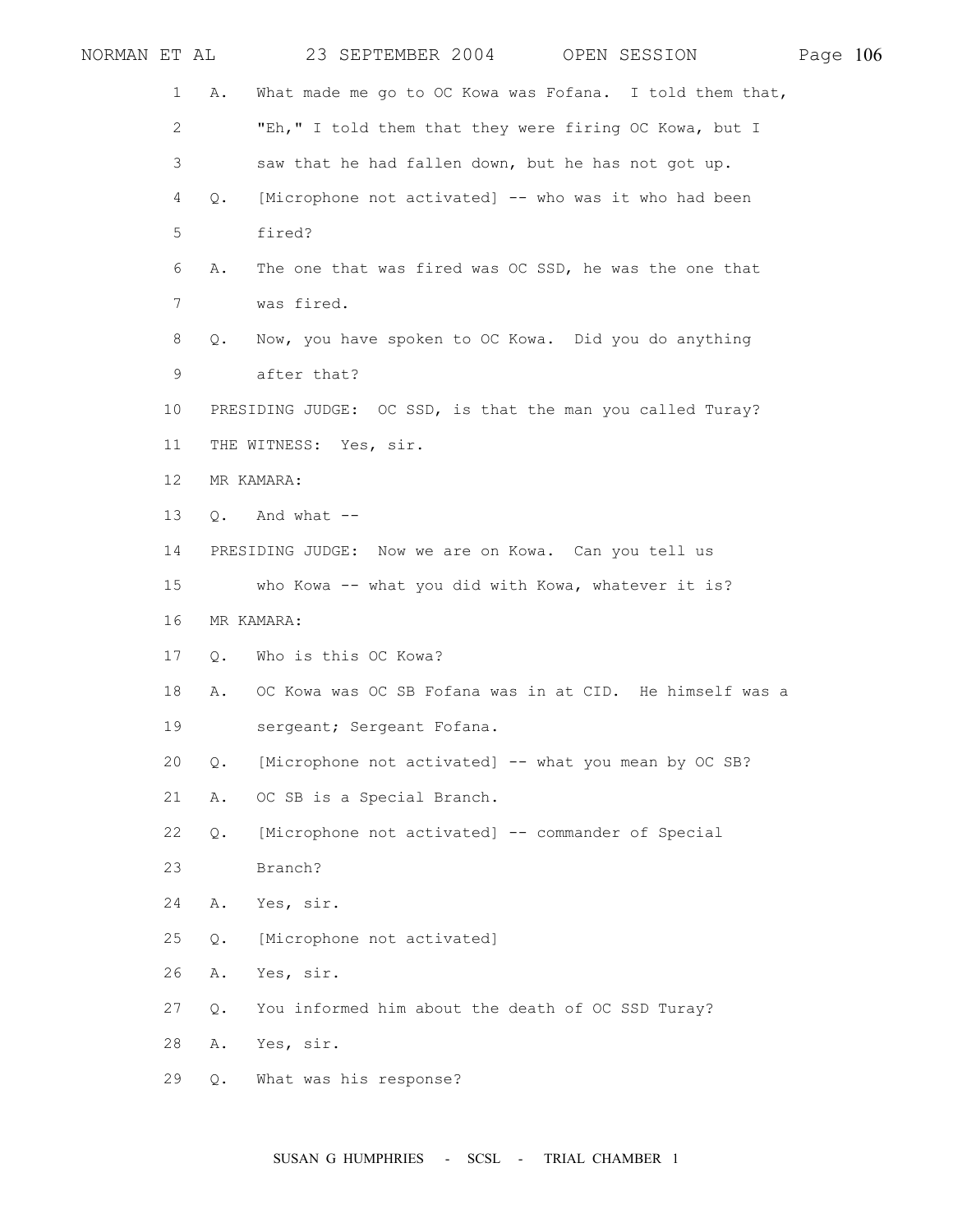1 A. What made me go to OC Kowa was Fofana. I told them that,

2 "Eh," I told them that they were firing OC Kowa, but I

3 saw that he had fallen down, but he has not got up.

4 Q. [Microphone not activated] -- who was it who had been

5 fired?

6 A. The one that was fired was OC SSD, he was the one that

7 was fired.

8 Q. Now, you have spoken to OC Kowa. Did you do anything

9 after that?

10 PRESIDING JUDGE: OC SSD, is that the man you called Turay?

11 THE WITNESS: Yes, sir.

12 MR KAMARA:

13 Q. And what --

14 PRESIDING JUDGE: Now we are on Kowa. Can you tell us

15 who Kowa -- what you did with Kowa, whatever it is?

16 MR KAMARA:

17 Q. Who is this OC Kowa?

18 A. OC Kowa was OC SB Fofana was in at CID. He himself was a

19 sergeant; Sergeant Fofana.

20 Q. [Microphone not activated] -- what you mean by OC SB?

21 A. OC SB is a Special Branch.

22 Q. [Microphone not activated] -- commander of Special

23 Branch?

24 A. Yes, sir.

25 Q. [Microphone not activated]

26 A. Yes, sir.

27 Q. You informed him about the death of OC SSD Turay?

28 A. Yes, sir.

29 Q. What was his response?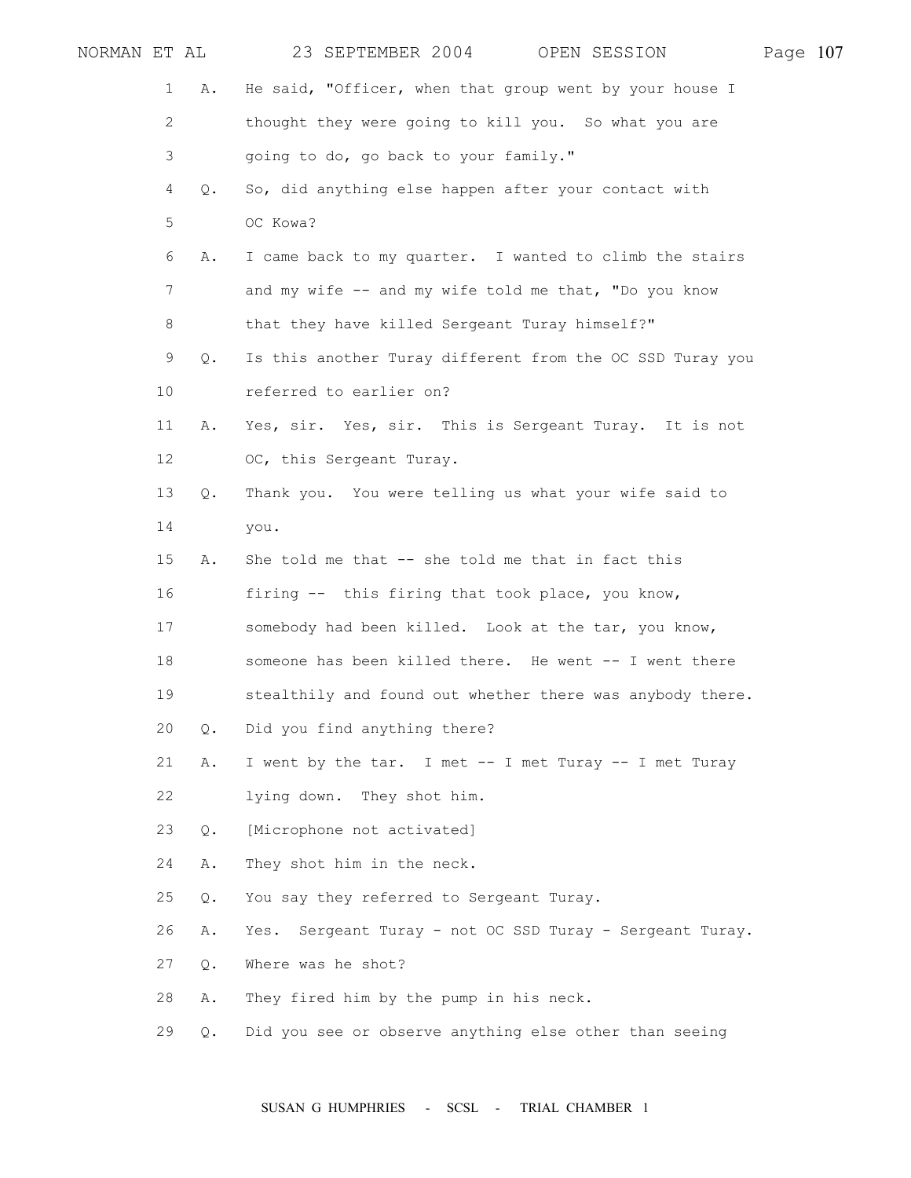1 A. He said, "Officer, when that group went by your house I
2 thought they were going to kill you. So what you are
3 going to do, go back to your family."
4 Q. So, did anything else happen after your contact with
5 OC Kowa?
6 A. I came back to my quarter. I wanted to climb the stairs
7 and my wife -- and my wife told me that, "Do you know
8 that they have killed Sergeant Turay himself?"
9 Q. Is this another Turay different from the OC SSD Turay you
10 referred to earlier on?
11 A. Yes, sir. Yes, sir. This is Sergeant Turay. It is not
12 OC, this Sergeant Turay.
13 Q. Thank you. You were telling us what your wife said to
14 you.
15 A. She told me that -- she told me that in fact this
16 firing -- this firing that took place, you know,
17 somebody had been killed. Look at the tar, you know,
18 someone has been killed there. He went -- I went there
19 stealthily and found out whether there was anybody there.
20 Q. Did you find anything there?
21 A. I went by the tar. I met -- I met Turay -- I met Turay
22 lying down. They shot him.
23 Q. [Microphone not activated]
24 A. They shot him in the neck.
25 Q. You say they referred to Sergeant Turay.
26 A. Yes. Sergeant Turay - not OC SSD Turay - Sergeant Turay.
27 Q. Where was he shot?
28 A. They fired him by the pump in his neck.
29 Q. Did you see or observe anything else other than seeing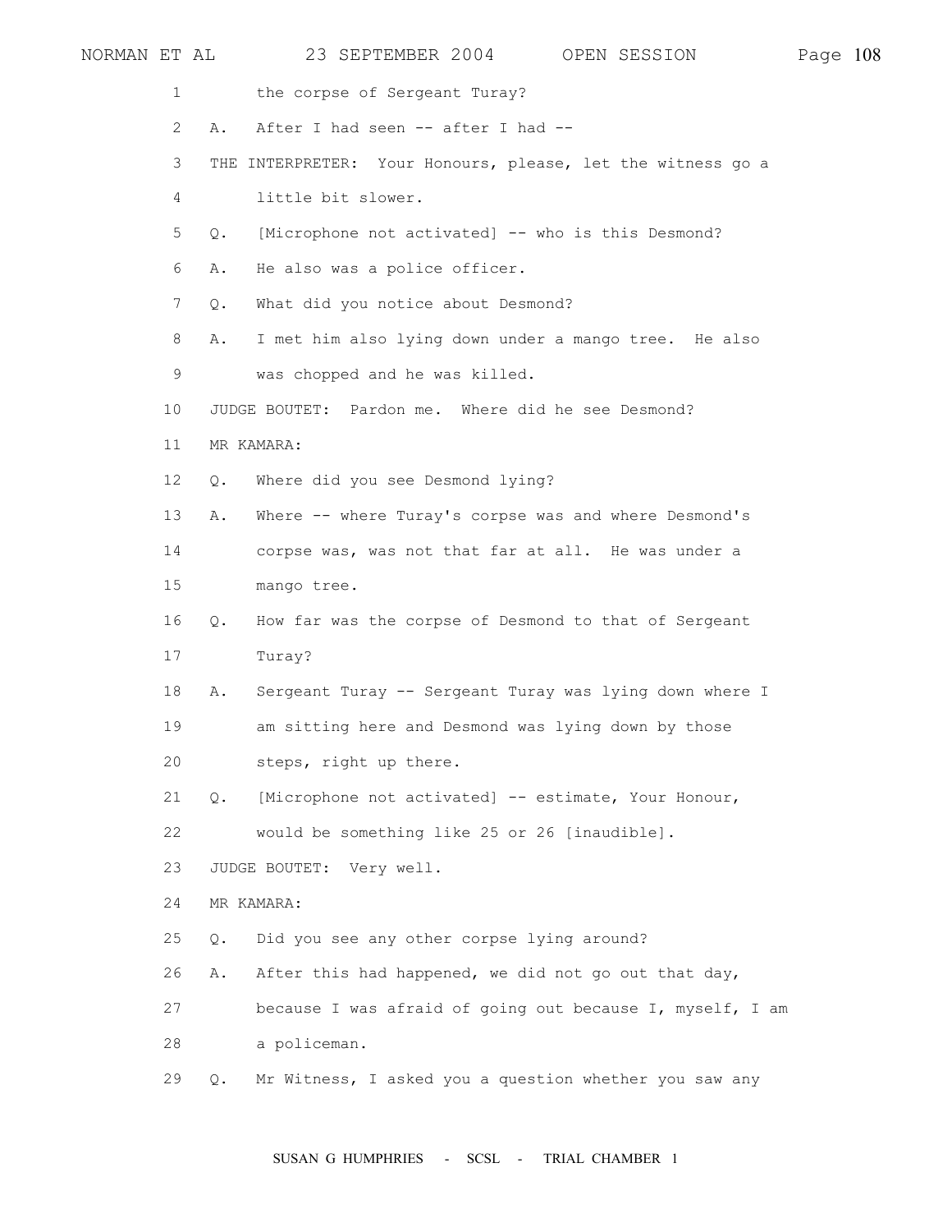1 the corpse of Sergeant Turay?

2 A. After I had seen -- after I had --

3 THE INTERPRETER: Your Honours, please, let the witness go a

4 little bit slower.

5 Q. [Microphone not activated] -- who is this Desmond?

6 A. He also was a police officer.

7 Q. What did you notice about Desmond?

8 A. I met him also lying down under a mango tree. He also

9 was chopped and he was killed.

10 JUDGE BOUTET: Pardon me. Where did he see Desmond?

11 MR KAMARA:

12 Q. Where did you see Desmond lying?

13 A. Where -- where Turay's corpse was and where Desmond's

14 corpse was, was not that far at all. He was under a

15 mango tree.

16 Q. How far was the corpse of Desmond to that of Sergeant

17 Turay?

18 A. Sergeant Turay -- Sergeant Turay was lying down where I

19 am sitting here and Desmond was lying down by those

20 steps, right up there.

21 Q. [Microphone not activated] -- estimate, Your Honour,

22 would be something like 25 or 26 [inaudible].

23 JUDGE BOUTET: Very well.

24 MR KAMARA:

25 Q. Did you see any other corpse lying around?

26 A. After this had happened, we did not go out that day,

27 because I was afraid of going out because I, myself, I am

28 a policeman.

29 Q. Mr Witness, I asked you a question whether you saw any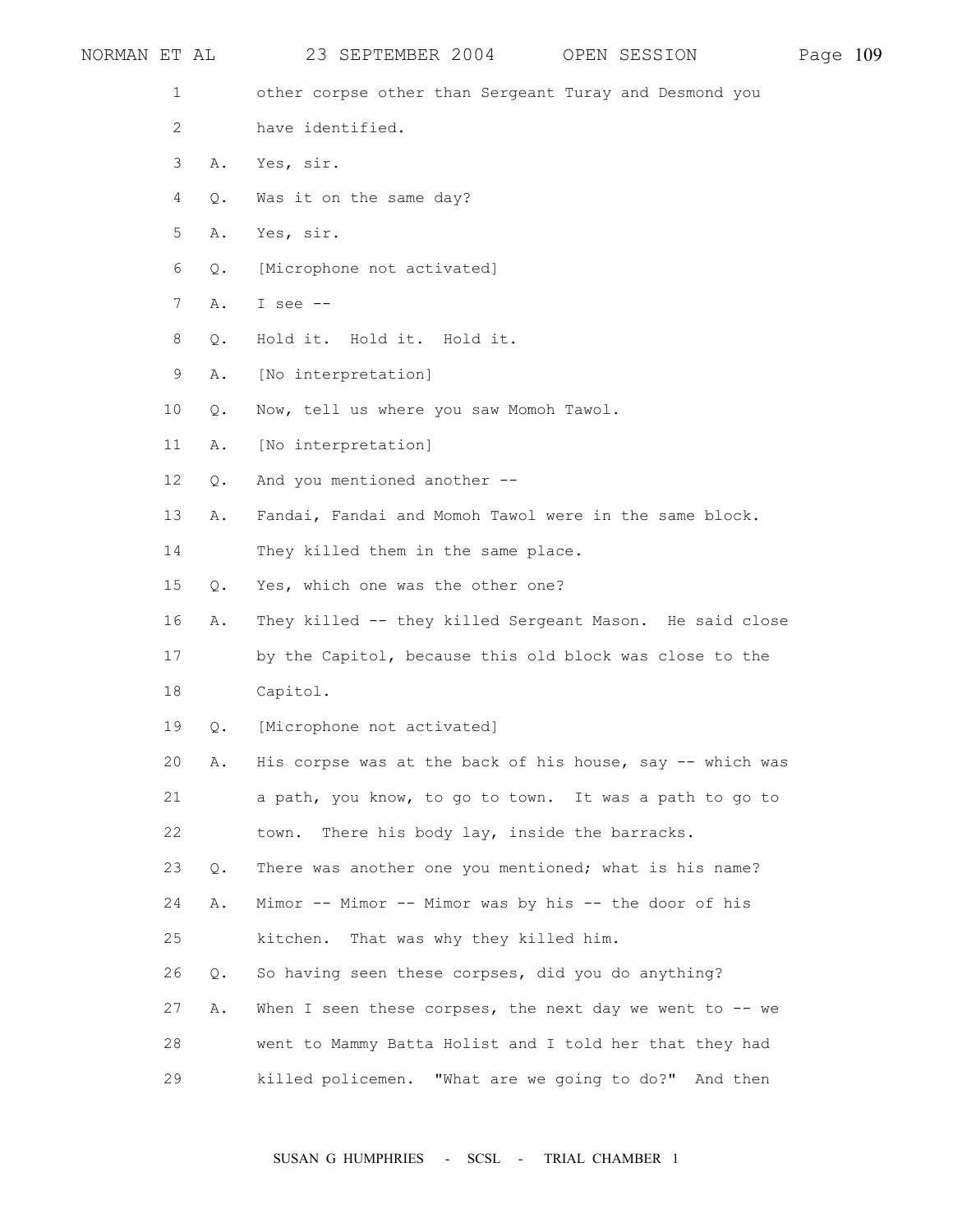1 other corpse other than Sergeant Turay and Desmond you
2 have identified.
3 A. Yes, sir.
4 Q. Was it on the same day?
5 A. Yes, sir.
6 Q. [Microphone not activated]
7 A. I see --
8 Q. Hold it. Hold it. Hold it.
9 A. [No interpretation]
10 Q. Now, tell us where you saw Momoh Tawol.
11 A. [No interpretation]
12 Q. And you mentioned another --
13 A. Fandai, Fandai and Momoh Tawol were in the same block.
14 They killed them in the same place.
15 Q. Yes, which one was the other one?
16 A. They killed -- they killed Sergeant Mason. He said close
17 by the Capitol, because this old block was close to the
18 Capitol.
19 Q. [Microphone not activated]
20 A. His corpse was at the back of his house, say -- which was
21 a path, you know, to go to town. It was a path to go to
22 town. There his body lay, inside the barracks.
23 Q. There was another one you mentioned; what is his name?
24 A. Mimor -- Mimor -- Mimor was by his -- the door of his
25 kitchen. That was why they killed him.
26 Q. So having seen these corpses, did you do anything?
27 A. When I seen these corpses, the next day we went to -- we
28 went to Mammy Batta Holist and I told her that they had
29 killed policemen. "What are we going to do?" And then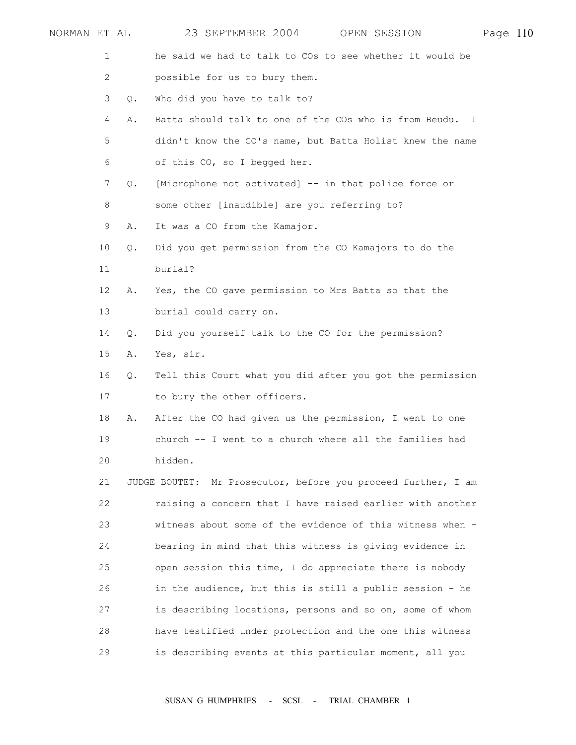1 he said we had to talk to COs to see whether it would be

2 possible for us to bury them.

3 Q. Who did you have to talk to?

4 A. Batta should talk to one of the COs who is from Beudu. I

5 didn't know the CO's name, but Batta Holist knew the name

6 of this CO, so I begged her.

7 Q. [Microphone not activated] -- in that police force or

8 some other [inaudible] are you referring to?

9 A. It was a CO from the Kamajor.

10 Q. Did you get permission from the CO Kamajors to do the

11 burial?

12 A. Yes, the CO gave permission to Mrs Batta so that the

13 burial could carry on.

14 Q. Did you yourself talk to the CO for the permission?

15 A. Yes, sir.

16 Q. Tell this Court what you did after you got the permission

17 to bury the other officers.

18 A. After the CO had given us the permission, I went to one

19 church -- I went to a church where all the families had

20 hidden.

21 JUDGE BOUTET: Mr Prosecutor, before you proceed further, I am

22 raising a concern that I have raised earlier with another

23 witness about some of the evidence of this witness when -

24 bearing in mind that this witness is giving evidence in

25 open session this time, I do appreciate there is nobody

26 in the audience, but this is still a public session - he

27 is describing locations, persons and so on, some of whom

28 have testified under protection and the one this witness

29 is describing events at this particular moment, all you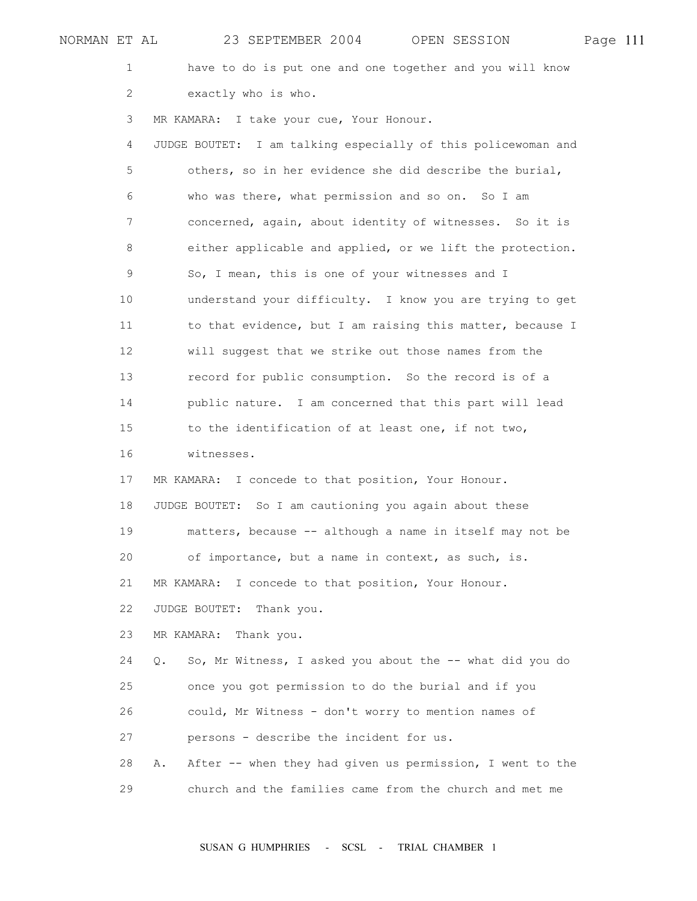have to do is put one and one together and you will know exactly who is who.

MR KAMARA: I take your cue, Your Honour.

JUDGE BOUTET: I am talking especially of this policewoman and others, so in her evidence she did describe the burial, who was there, what permission and so on. So I am concerned, again, about identity of witnesses. So it is either applicable and applied, or we lift the protection. So, I mean, this is one of your witnesses and I understand your difficulty. I know you are trying to get to that evidence, but I am raising this matter, because I will suggest that we strike out those names from the record for public consumption. So the record is of a public nature. I am concerned that this part will lead to the identification of at least one, if not two, witnesses.

MR KAMARA: I concede to that position, Your Honour.

JUDGE BOUTET: So I am cautioning you again about these matters, because -- although a name in itself may not be of importance, but a name in context, as such, is.

MR KAMARA: I concede to that position, Your Honour.

JUDGE BOUTET: Thank you.

MR KAMARA: Thank you.

Q. So, Mr Witness, I asked you about the -- what did you do once you got permission to do the burial and if you could, Mr Witness - don't worry to mention names of persons - describe the incident for us.

A. After -- when they had given us permission, I went to the church and the families came from the church and met me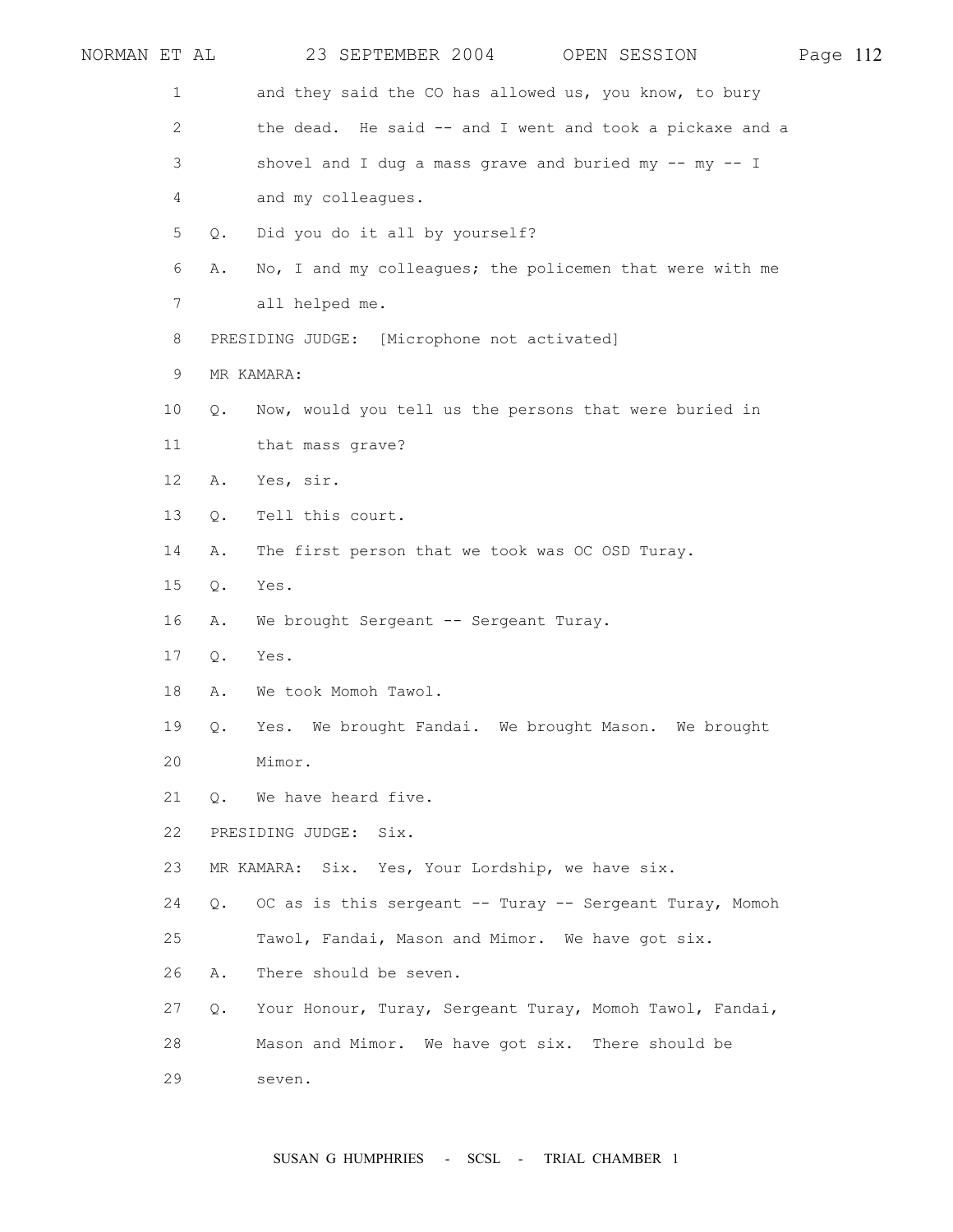1 and they said the CO has allowed us, you know, to bury
2 the dead. He said -- and I went and took a pickaxe and a
3 shovel and I dug a mass grave and buried my -- my -- I
4 and my colleagues.
5 Q. Did you do it all by yourself?
6 A. No, I and my colleagues; the policemen that were with me
7 all helped me.
8 PRESIDING JUDGE: [Microphone not activated]
9 MR KAMARA:
10 Q. Now, would you tell us the persons that were buried in
11 that mass grave?
12 A. Yes, sir.
13 Q. Tell this court.
14 A. The first person that we took was OC OSD Turay.
15 Q. Yes.
16 A. We brought Sergeant -- Sergeant Turay.
17 Q. Yes.
18 A. We took Momoh Tawol.
19 Q. Yes. We brought Fandai. We brought Mason. We brought
20 Mimor.
21 Q. We have heard five.
22 PRESIDING JUDGE: Six.
23 MR KAMARA: Six. Yes, Your Lordship, we have six.
24 Q. OC as is this sergeant -- Turay -- Sergeant Turay, Momoh
25 Tawol, Fandai, Mason and Mimor. We have got six.
26 A. There should be seven.
27 Q. Your Honour, Turay, Sergeant Turay, Momoh Tawol, Fandai,
28 Mason and Mimor. We have got six. There should be
29 seven.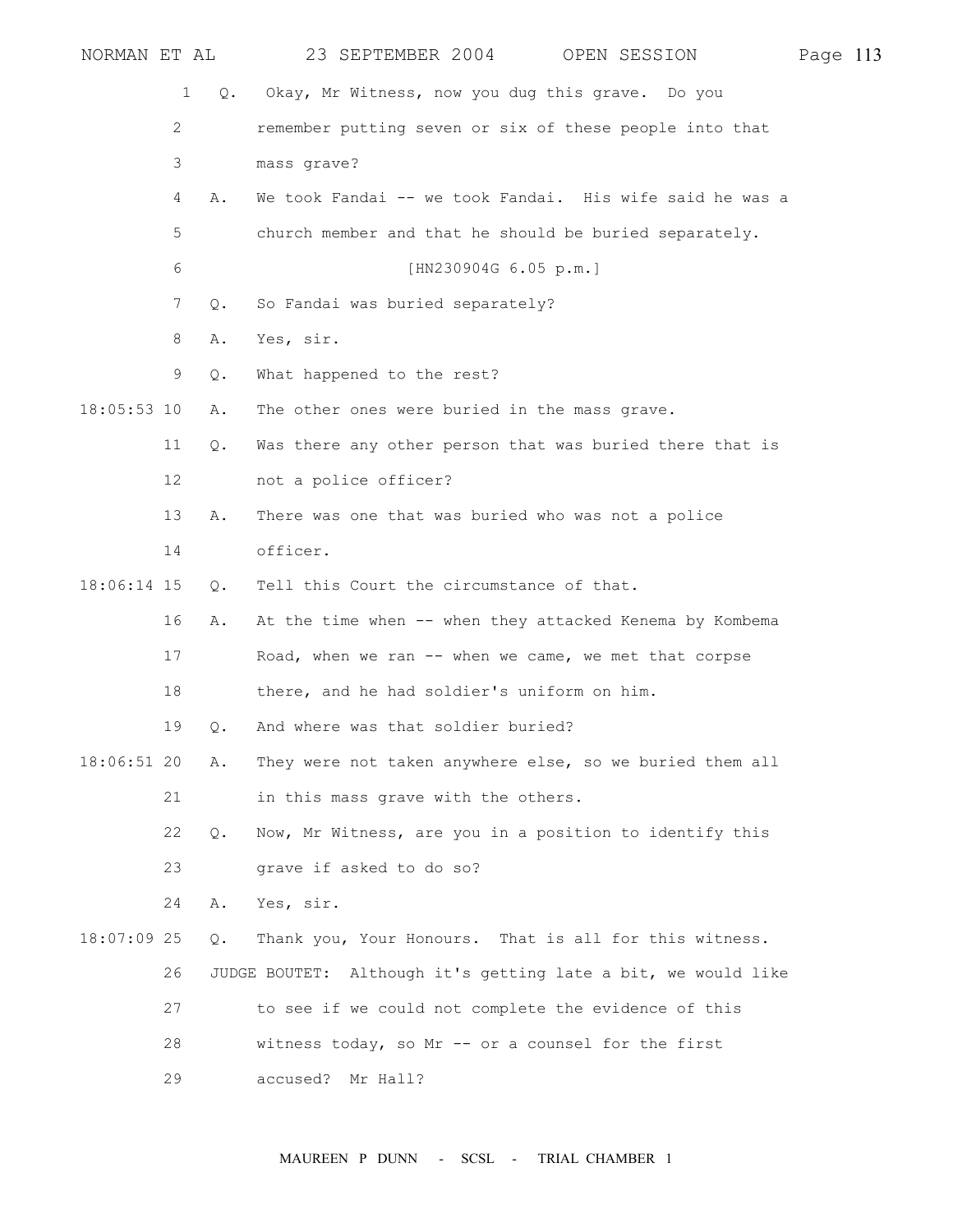1 Q. Okay, Mr Witness, now you dug this grave. Do you
2 remember putting seven or six of these people into that
3 mass grave?
4 A. We took Fandai -- we took Fandai. His wife said he was a
5 church member and that he should be buried separately.
6 [HN230904G 6.05 p.m.]
7 Q. So Fandai was buried separately?
8 A. Yes, sir.
9 Q. What happened to the rest?
18:05:53 10 A. The other ones were buried in the mass grave.
11 Q. Was there any other person that was buried there that is
12 not a police officer?
13 A. There was one that was buried who was not a police
14 officer.
18:06:14 15 Q. Tell this Court the circumstance of that.
16 A. At the time when -- when they attacked Kenema by Kombema
17 Road, when we ran -- when we came, we met that corpse
18 there, and he had soldier's uniform on him.
19 Q. And where was that soldier buried?
18:06:51 20 A. They were not taken anywhere else, so we buried them all
21 in this mass grave with the others.
22 Q. Now, Mr Witness, are you in a position to identify this
23 grave if asked to do so?
24 A. Yes, sir.
18:07:09 25 Q. Thank you, Your Honours. That is all for this witness.
26 JUDGE BOUTET: Although it's getting late a bit, we would like
27 to see if we could not complete the evidence of this
28 witness today, so Mr -- or a counsel for the first
29 accused? Mr Hall?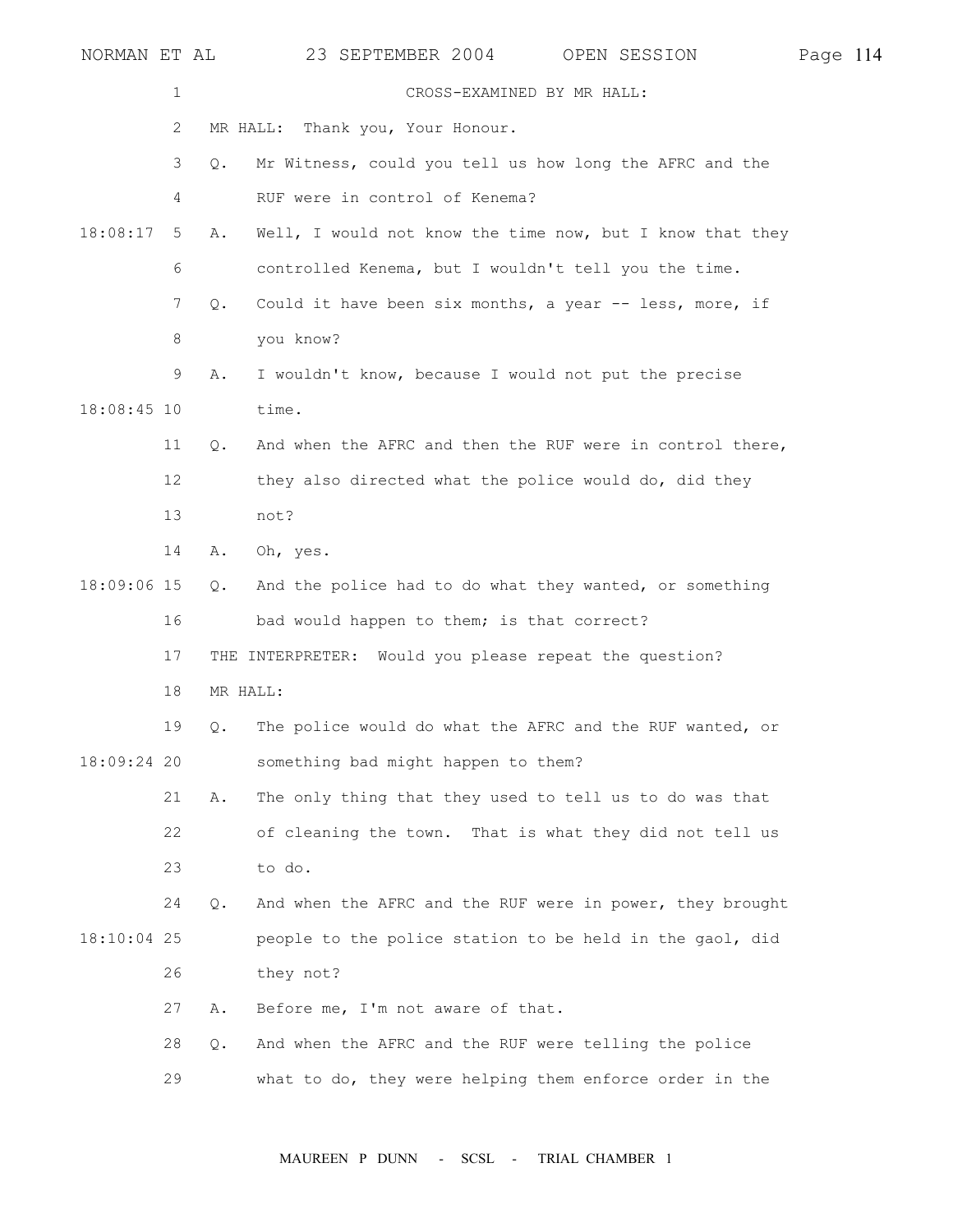CROSS-EXAMINED BY MR HALL:

MR HALL: Thank you, Your Honour.

Q. Mr Witness, could you tell us how long the AFRC and the RUF were in control of Kenema?

A. Well, I would not know the time now, but I know that they controlled Kenema, but I wouldn't tell you the time.

Q. Could it have been six months, a year -- less, more, if you know?

A. I wouldn't know, because I would not put the precise time.

Q. And when the AFRC and then the RUF were in control there, they also directed what the police would do, did they not?

A. Oh, yes.

Q. And the police had to do what they wanted, or something bad would happen to them; is that correct?

THE INTERPRETER: Would you please repeat the question?

MR HALL:

Q. The police would do what the AFRC and the RUF wanted, or something bad might happen to them?

A. The only thing that they used to tell us to do was that of cleaning the town. That is what they did not tell us to do.

Q. And when the AFRC and the RUF were in power, they brought people to the police station to be held in the gaol, did they not?

A. Before me, I'm not aware of that.

Q. And when the AFRC and the RUF were telling the police what to do, they were helping them enforce order in the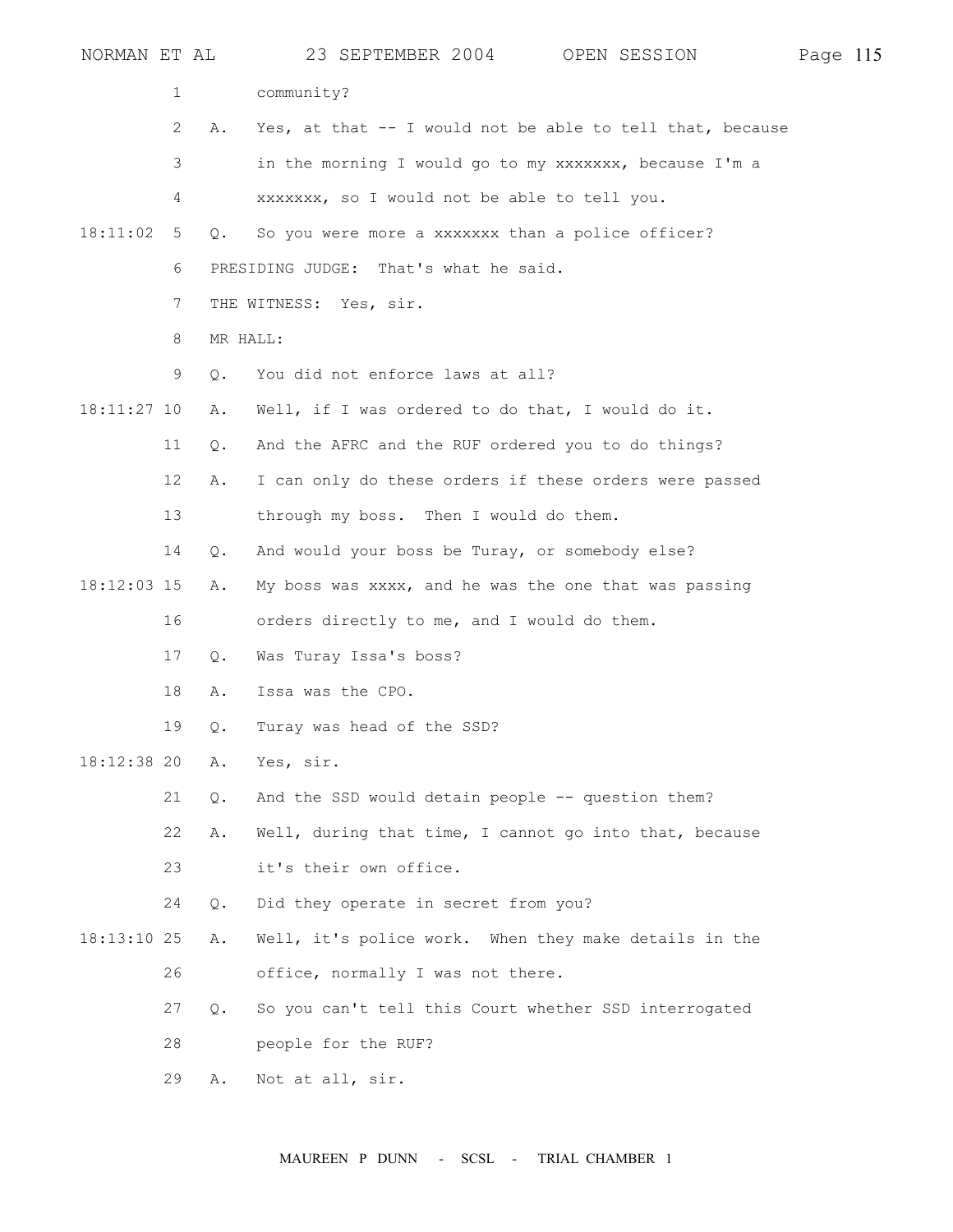community?

A. Yes, at that -- I would not be able to tell that, because in the morning I would go to my xxxxxxx, because I'm a xxxxxxx, so I would not be able to tell you.

Q. So you were more a xxxxxxx than a police officer?

PRESIDING JUDGE: That's what he said.

THE WITNESS: Yes, sir.

MR HALL:

Q. You did not enforce laws at all?

A. Well, if I was ordered to do that, I would do it.

Q. And the AFRC and the RUF ordered you to do things?

A. I can only do these orders if these orders were passed through my boss. Then I would do them.

Q. And would your boss be Turay, or somebody else?

A. My boss was xxxx, and he was the one that was passing orders directly to me, and I would do them.

Q. Was Turay Issa's boss?

A. Issa was the CPO.

Q. Turay was head of the SSD?

A. Yes, sir.

Q. And the SSD would detain people -- question them?

A. Well, during that time, I cannot go into that, because it's their own office.

Q. Did they operate in secret from you?

A. Well, it's police work. When they make details in the office, normally I was not there.

Q. So you can't tell this Court whether SSD interrogated people for the RUF?

A. Not at all, sir.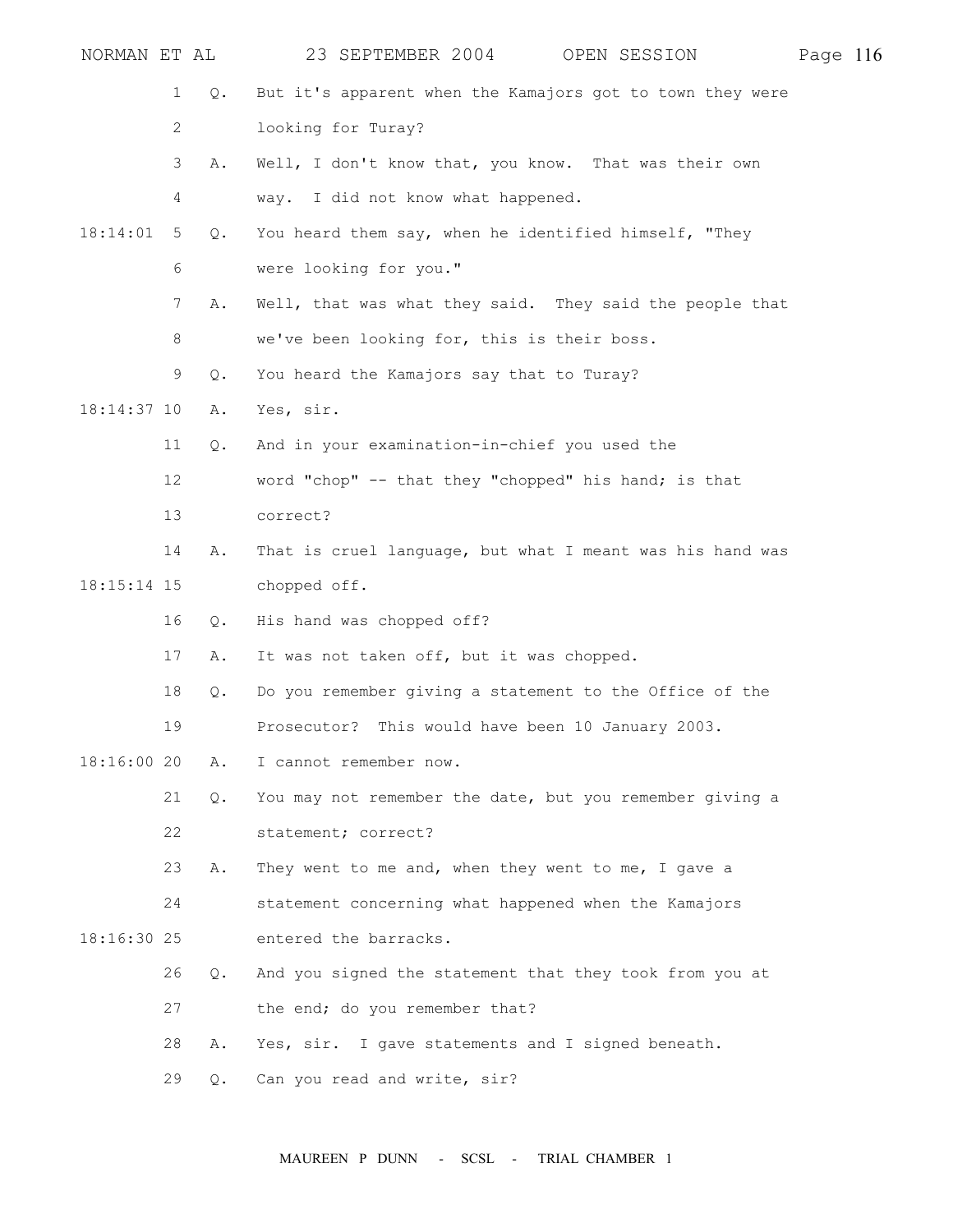1 Q. But it's apparent when the Kamajors got to town they were looking for Turay?

3 A. Well, I don't know that, you know. That was their own way. I did not know what happened.

18:14:01 5 Q. You heard them say, when he identified himself, "They were looking for you."

7 A. Well, that was what they said. They said the people that we've been looking for, this is their boss.

9 Q. You heard the Kamajors say that to Turay?

18:14:37 10 A. Yes, sir.

11 Q. And in your examination-in-chief you used the word "chop" -- that they "chopped" his hand; is that correct?

14 A. That is cruel language, but what I meant was his hand was

18:15:14 15 chopped off.

16 Q. His hand was chopped off?

17 A. It was not taken off, but it was chopped.

18 Q. Do you remember giving a statement to the Office of the Prosecutor? This would have been 10 January 2003.

18:16:00 20 A. I cannot remember now.

21 Q. You may not remember the date, but you remember giving a statement; correct?

23 A. They went to me and, when they went to me, I gave a statement concerning what happened when the Kamajors

18:16:30 25 entered the barracks.

26 Q. And you signed the statement that they took from you at the end; do you remember that?

28 A. Yes, sir. I gave statements and I signed beneath.

29 Q. Can you read and write, sir?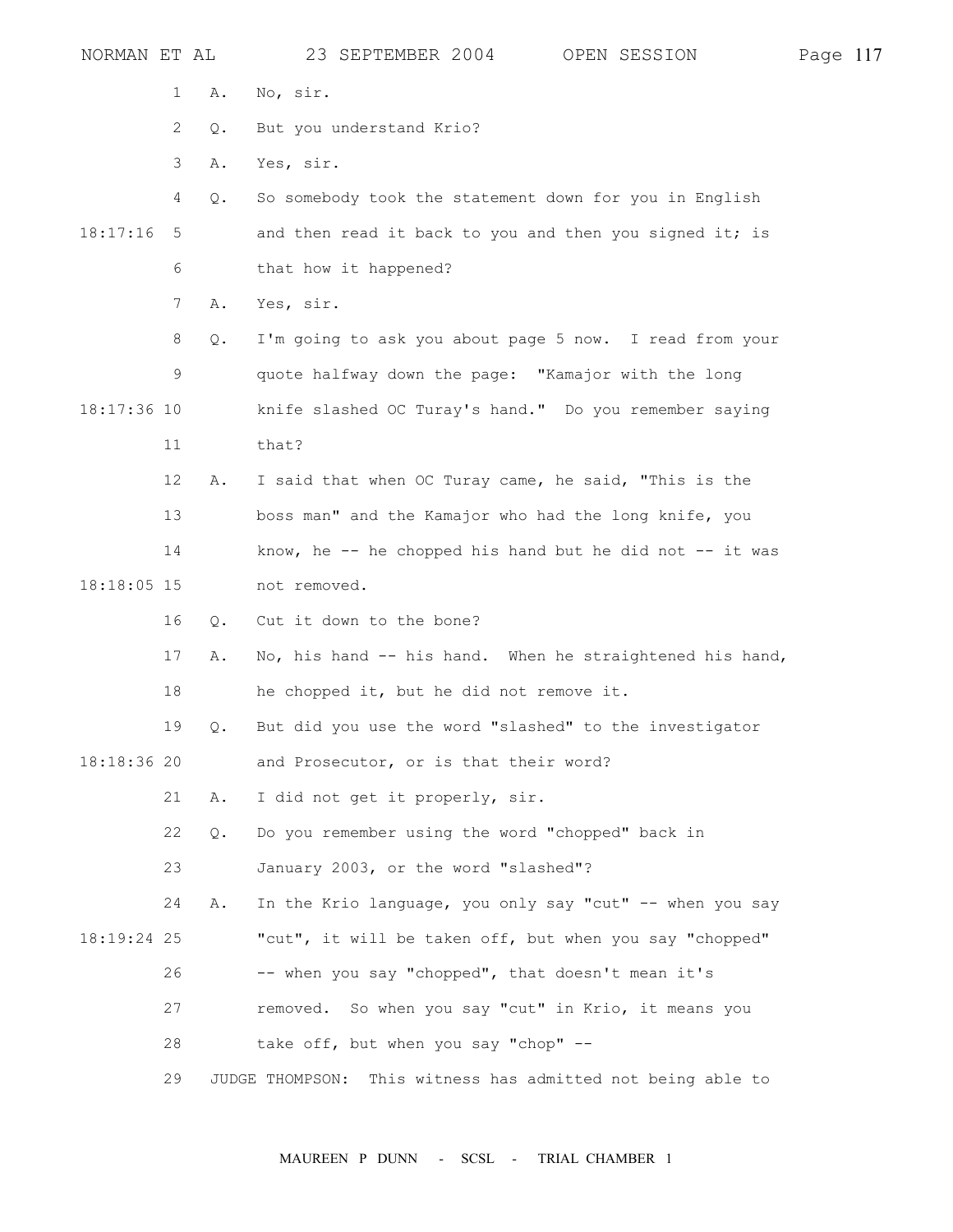1 A. No, sir.

2 Q. But you understand Krio?

3 A. Yes, sir.

4 Q. So somebody took the statement down for you in English

18:17:16 5 and then read it back to you and then you signed it; is

6 that how it happened?

7 A. Yes, sir.

8 Q. I'm going to ask you about page 5 now. I read from your

9 quote halfway down the page: "Kamajor with the long

18:17:36 10 knife slashed OC Turay's hand." Do you remember saying

11 that?

12 A. I said that when OC Turay came, he said, "This is the

13 boss man" and the Kamajor who had the long knife, you

14 know, he -- he chopped his hand but he did not -- it was

18:18:05 15 not removed.

16 Q. Cut it down to the bone?

17 A. No, his hand -- his hand. When he straightened his hand,

18 he chopped it, but he did not remove it.

19 Q. But did you use the word "slashed" to the investigator

18:18:36 20 and Prosecutor, or is that their word?

21 A. I did not get it properly, sir.

22 Q. Do you remember using the word "chopped" back in

23 January 2003, or the word "slashed"?

24 A. In the Krio language, you only say "cut" -- when you say

18:19:24 25 "cut", it will be taken off, but when you say "chopped"

26 -- when you say "chopped", that doesn't mean it's

27 removed. So when you say "cut" in Krio, it means you

28 take off, but when you say "chop" --

29 JUDGE THOMPSON: This witness has admitted not being able to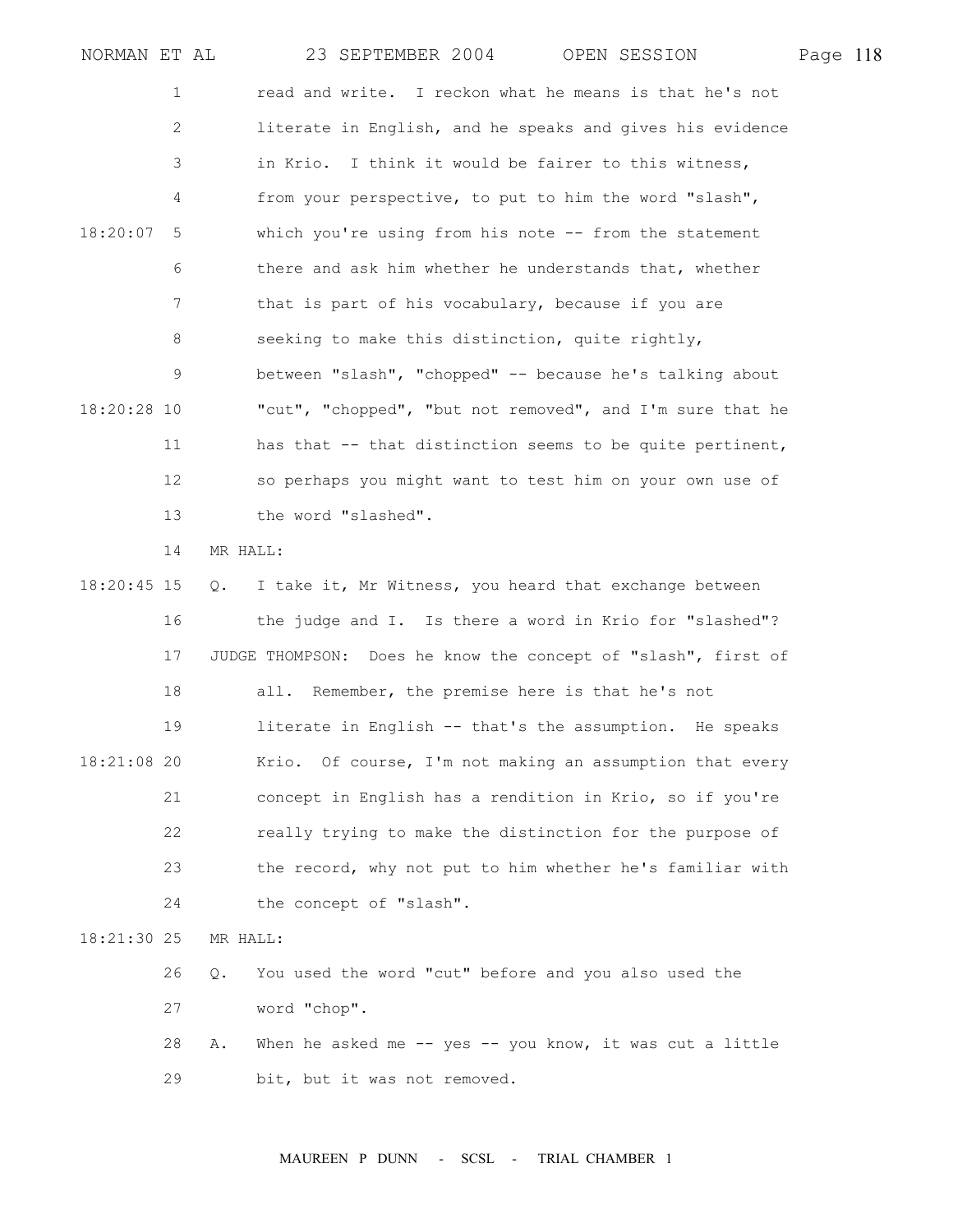read and write. I reckon what he means is that he's not literate in English, and he speaks and gives his evidence in Krio. I think it would be fairer to this witness, from your perspective, to put to him the word "slash", which you're using from his note -- from the statement there and ask him whether he understands that, whether that is part of his vocabulary, because if you are seeking to make this distinction, quite rightly, between "slash", "chopped" -- because he's talking about "cut", "chopped", "but not removed", and I'm sure that he has that -- that distinction seems to be quite pertinent, so perhaps you might want to test him on your own use of the word "slashed".

MR HALL:

Q. I take it, Mr Witness, you heard that exchange between the judge and I. Is there a word in Krio for "slashed"?

JUDGE THOMPSON: Does he know the concept of "slash", first of all. Remember, the premise here is that he's not literate in English -- that's the assumption. He speaks Krio. Of course, I'm not making an assumption that every concept in English has a rendition in Krio, so if you're really trying to make the distinction for the purpose of the record, why not put to him whether he's familiar with the concept of "slash".

MR HALL:

Q. You used the word "cut" before and you also used the word "chop".

A. When he asked me -- yes -- you know, it was cut a little bit, but it was not removed.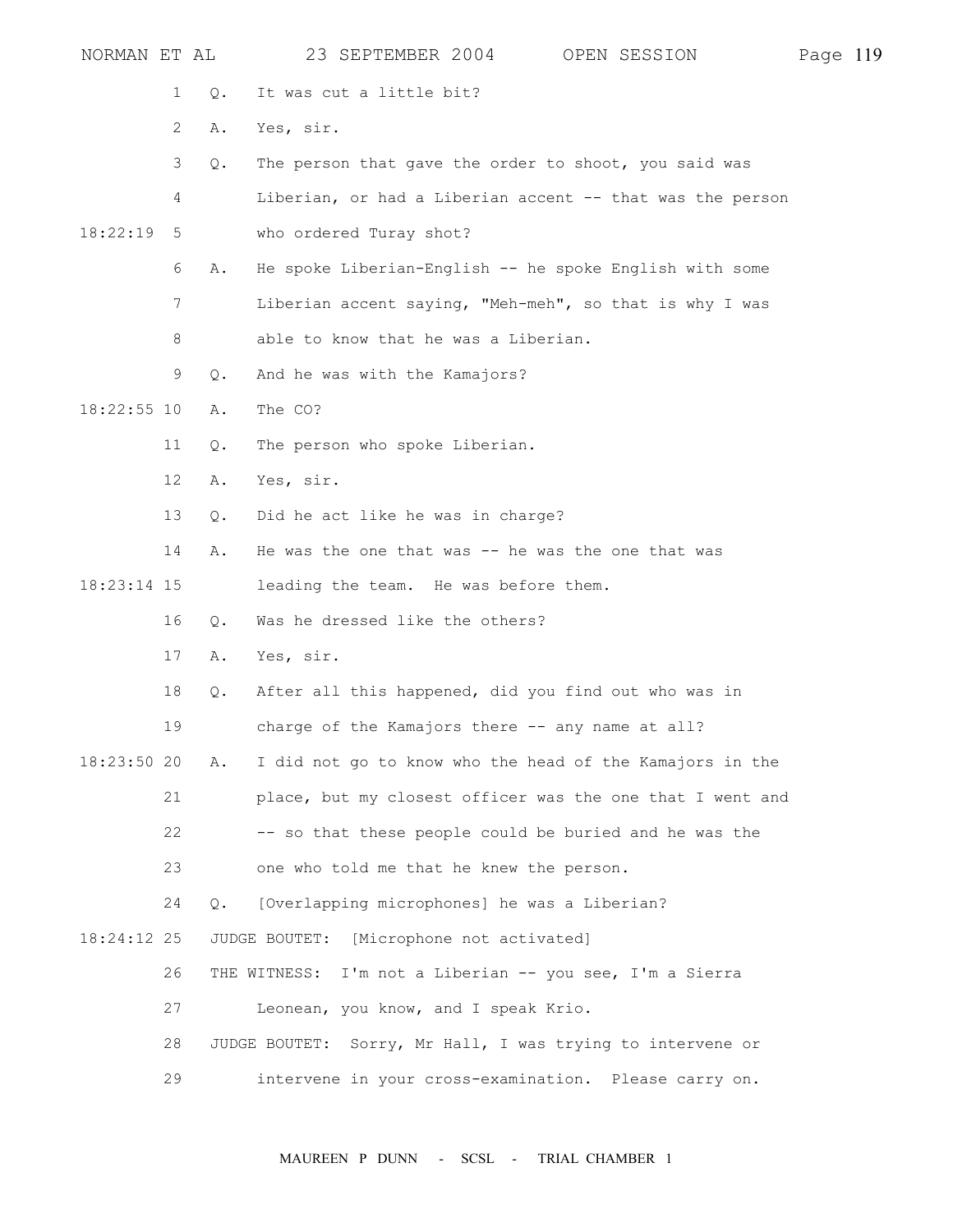Q. It was cut a little bit?

A. Yes, sir.

Q. The person that gave the order to shoot, you said was Liberian, or had a Liberian accent -- that was the person who ordered Turay shot?

A. He spoke Liberian-English -- he spoke English with some Liberian accent saying, "Meh-meh", so that is why I was able to know that he was a Liberian.

Q. And he was with the Kamajors?

A. The CO?

Q. The person who spoke Liberian.

A. Yes, sir.

Q. Did he act like he was in charge?

A. He was the one that was -- he was the one that was leading the team. He was before them.

Q. Was he dressed like the others?

A. Yes, sir.

Q. After all this happened, did you find out who was in charge of the Kamajors there -- any name at all?

A. I did not go to know who the head of the Kamajors in the place, but my closest officer was the one that I went and -- so that these people could be buried and he was the one who told me that he knew the person.

Q. [Overlapping microphones] he was a Liberian?

JUDGE BOUTET: [Microphone not activated]

THE WITNESS: I'm not a Liberian -- you see, I'm a Sierra Leonean, you know, and I speak Krio.

JUDGE BOUTET: Sorry, Mr Hall, I was trying to intervene or intervene in your cross-examination. Please carry on.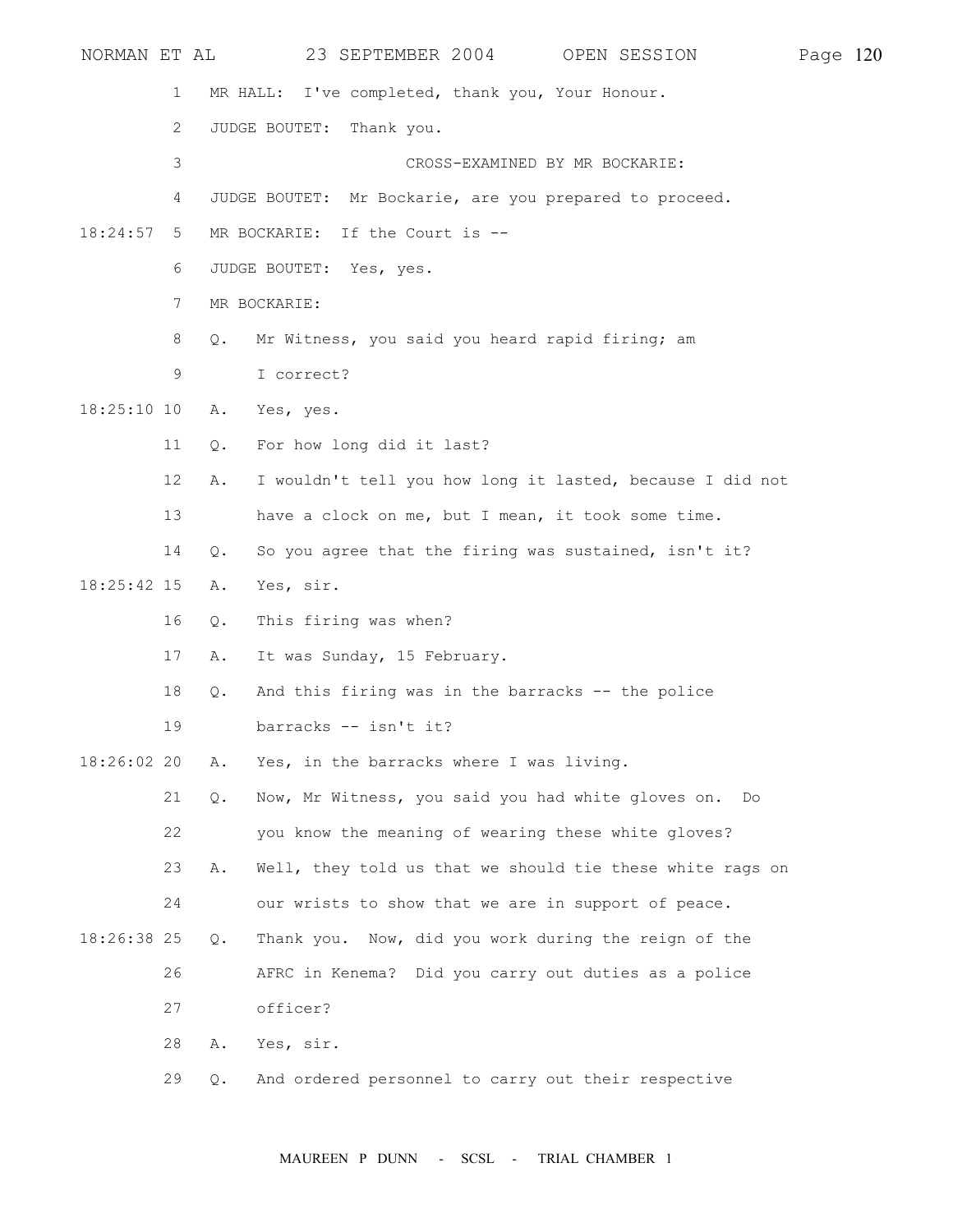MR HALL: I've completed, thank you, Your Honour.

JUDGE BOUTET: Thank you.

CROSS-EXAMINED BY MR BOCKARIE:

JUDGE BOUTET: Mr Bockarie, are you prepared to proceed.

MR BOCKARIE: If the Court is --

JUDGE BOUTET: Yes, yes.

MR BOCKARIE:

Q. Mr Witness, you said you heard rapid firing; am I correct?

A. Yes, yes.

Q. For how long did it last?

A. I wouldn't tell you how long it lasted, because I did not have a clock on me, but I mean, it took some time.

Q. So you agree that the firing was sustained, isn't it?

A. Yes, sir.

Q. This firing was when?

A. It was Sunday, 15 February.

Q. And this firing was in the barracks -- the police barracks -- isn't it?

A. Yes, in the barracks where I was living.

Q. Now, Mr Witness, you said you had white gloves on. Do you know the meaning of wearing these white gloves?

A. Well, they told us that we should tie these white rags on our wrists to show that we are in support of peace.

Q. Thank you. Now, did you work during the reign of the AFRC in Kenema? Did you carry out duties as a police officer?

A. Yes, sir.

Q. And ordered personnel to carry out their respective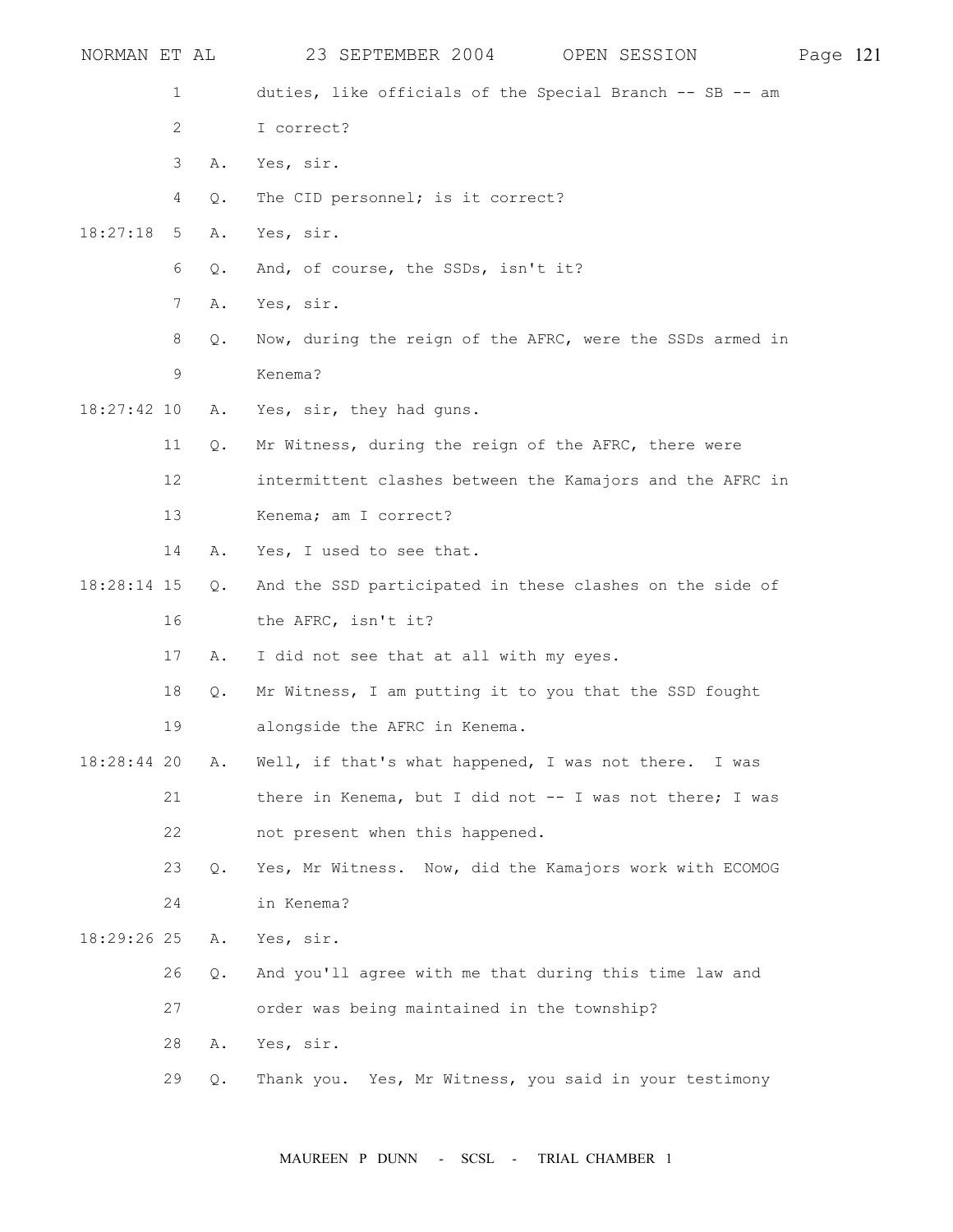duties, like officials of the Special Branch -- SB -- am I correct?

A. Yes, sir.

Q. The CID personnel; is it correct?

A. Yes, sir.

Q. And, of course, the SSDs, isn't it?

A. Yes, sir.

Q. Now, during the reign of the AFRC, were the SSDs armed in Kenema?

A. Yes, sir, they had guns.

Q. Mr Witness, during the reign of the AFRC, there were intermittent clashes between the Kamajors and the AFRC in Kenema; am I correct?

A. Yes, I used to see that.

Q. And the SSD participated in these clashes on the side of the AFRC, isn't it?

A. I did not see that at all with my eyes.

Q. Mr Witness, I am putting it to you that the SSD fought alongside the AFRC in Kenema.

A. Well, if that's what happened, I was not there. I was there in Kenema, but I did not -- I was not there; I was not present when this happened.

Q. Yes, Mr Witness. Now, did the Kamajors work with ECOMOG in Kenema?

A. Yes, sir.

Q. And you'll agree with me that during this time law and order was being maintained in the township?

A. Yes, sir.

Q. Thank you. Yes, Mr Witness, you said in your testimony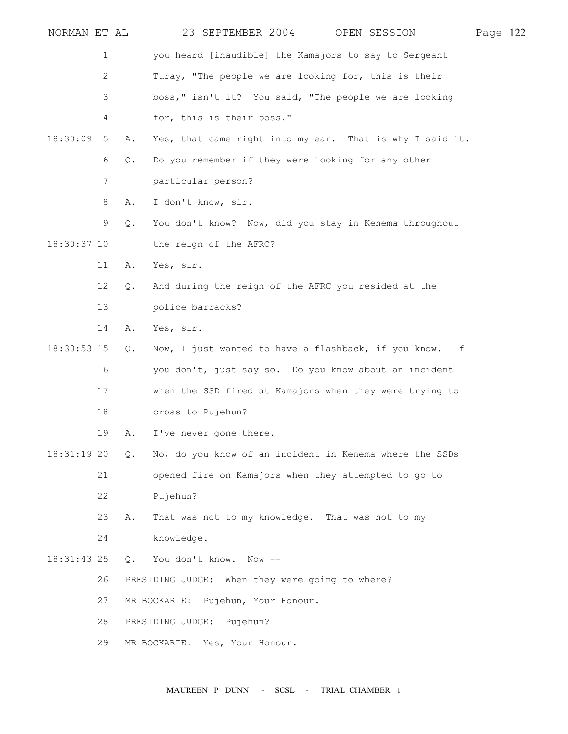you heard [inaudible] the Kamajors to say to Sergeant Turay, "The people we are looking for, this is their boss," isn't it? You said, "The people we are looking for, this is their boss."

A. Yes, that came right into my ear. That is why I said it.

Q. Do you remember if they were looking for any other particular person?

A. I don't know, sir.

Q. You don't know? Now, did you stay in Kenema throughout the reign of the AFRC?

A. Yes, sir.

Q. And during the reign of the AFRC you resided at the police barracks?

A. Yes, sir.

Q. Now, I just wanted to have a flashback, if you know. If you don't, just say so. Do you know about an incident when the SSD fired at Kamajors when they were trying to cross to Pujehun?

A. I've never gone there.

Q. No, do you know of an incident in Kenema where the SSDs opened fire on Kamajors when they attempted to go to Pujehun?

A. That was not to my knowledge. That was not to my knowledge.

Q. You don't know. Now --

PRESIDING JUDGE: When they were going to where?

MR BOCKARIE: Pujehun, Your Honour.

PRESIDING JUDGE: Pujehun?

MR BOCKARIE: Yes, Your Honour.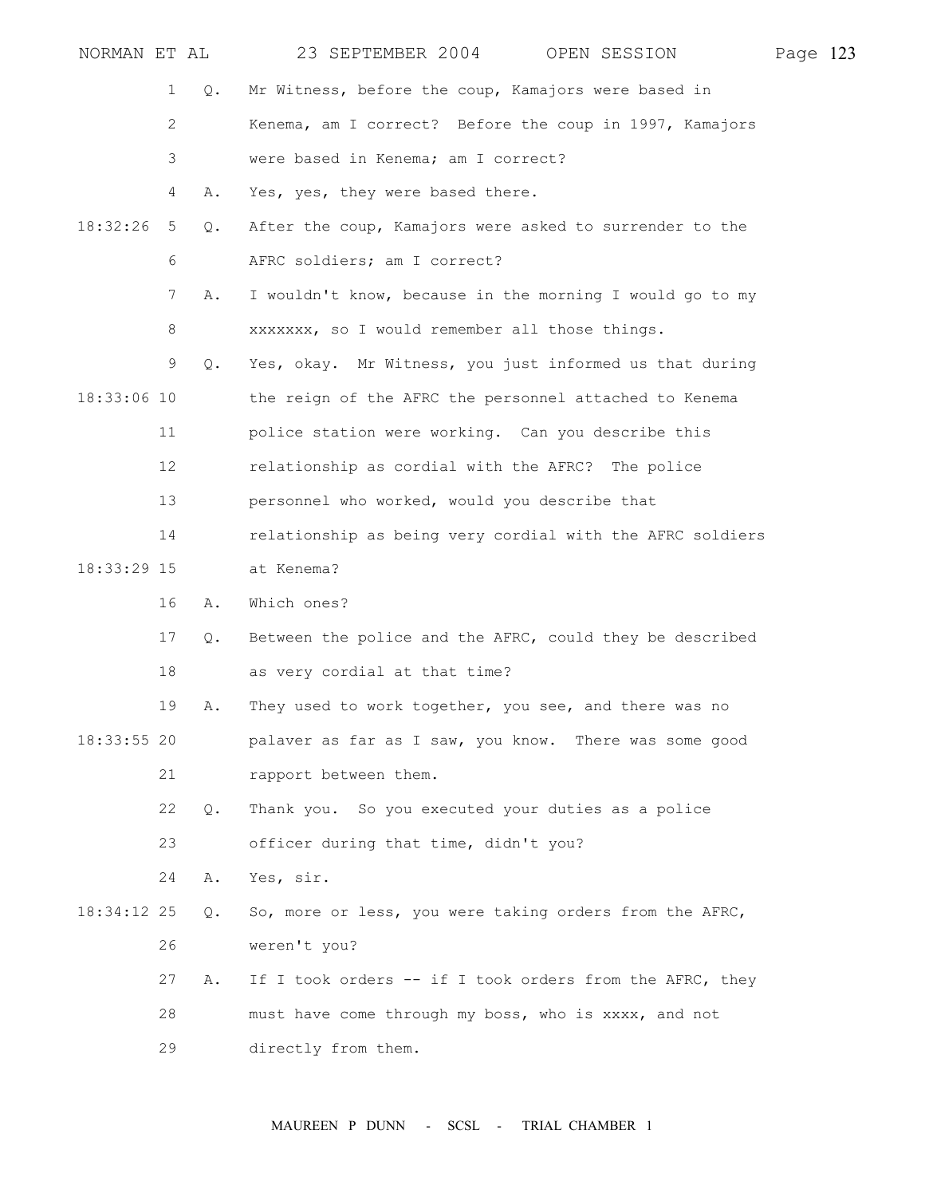Q. Mr Witness, before the coup, Kamajors were based in Kenema, am I correct? Before the coup in 1997, Kamajors were based in Kenema; am I correct?

A. Yes, yes, they were based there.

Q. After the coup, Kamajors were asked to surrender to the AFRC soldiers; am I correct?

A. I wouldn't know, because in the morning I would go to my xxxxxxx, so I would remember all those things.

Q. Yes, okay. Mr Witness, you just informed us that during the reign of the AFRC the personnel attached to Kenema police station were working. Can you describe this relationship as cordial with the AFRC? The police personnel who worked, would you describe that relationship as being very cordial with the AFRC soldiers at Kenema?

A. Which ones?

Q. Between the police and the AFRC, could they be described as very cordial at that time?

A. They used to work together, you see, and there was no palaver as far as I saw, you know. There was some good rapport between them.

Q. Thank you. So you executed your duties as a police officer during that time, didn't you?

A. Yes, sir.

Q. So, more or less, you were taking orders from the AFRC, weren't you?

A. If I took orders -- if I took orders from the AFRC, they must have come through my boss, who is xxxx, and not directly from them.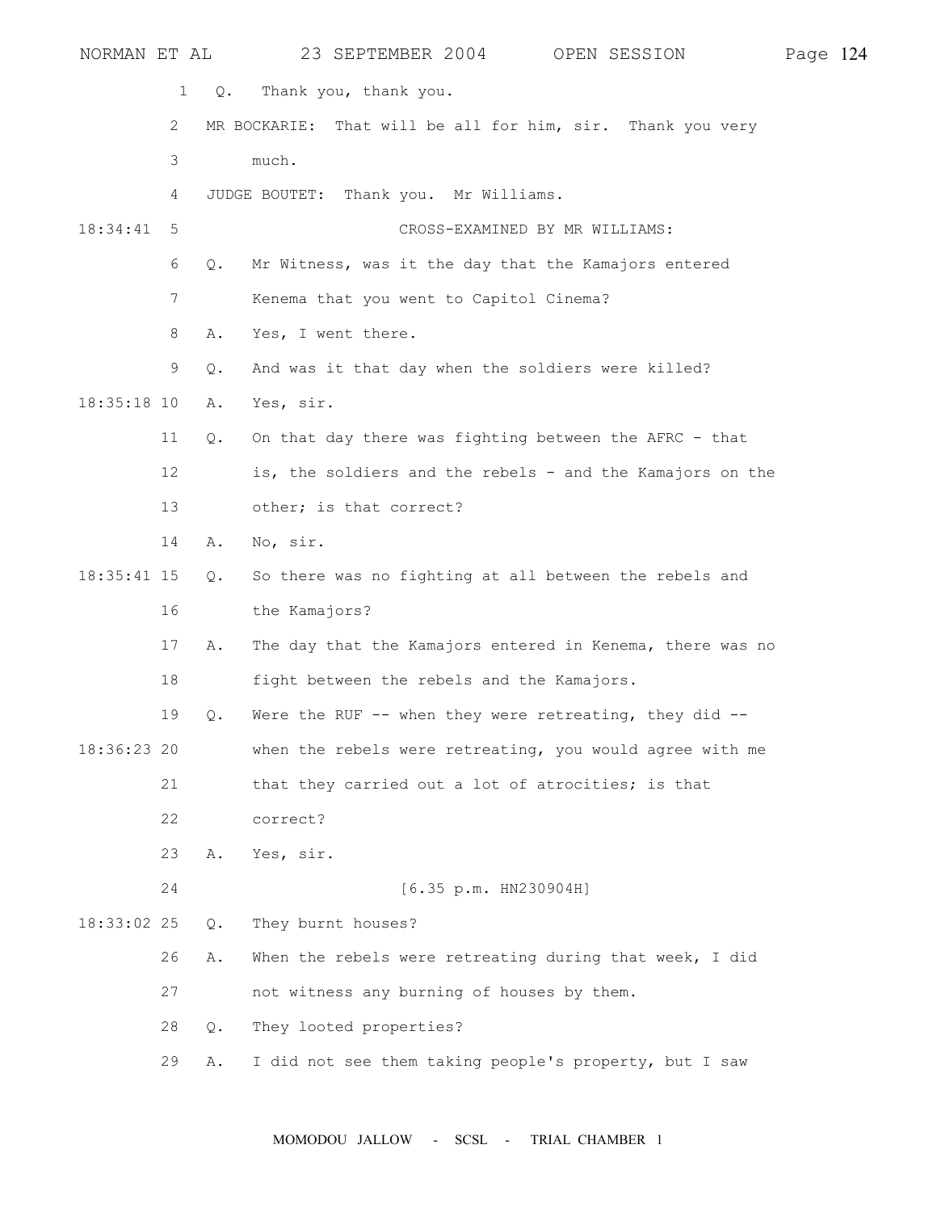Q. Thank you, thank you.

MR BOCKARIE: That will be all for him, sir. Thank you very much.

JUDGE BOUTET: Thank you. Mr Williams.

CROSS-EXAMINED BY MR WILLIAMS:

Q. Mr Witness, was it the day that the Kamajors entered Kenema that you went to Capitol Cinema?

A. Yes, I went there.

Q. And was it that day when the soldiers were killed?

A. Yes, sir.

Q. On that day there was fighting between the AFRC - that is, the soldiers and the rebels - and the Kamajors on the other; is that correct?

A. No, sir.

Q. So there was no fighting at all between the rebels and the Kamajors?

A. The day that the Kamajors entered in Kenema, there was no fight between the rebels and the Kamajors.

Q. Were the RUF -- when they were retreating, they did -- when the rebels were retreating, you would agree with me that they carried out a lot of atrocities; is that correct?

A. Yes, sir.

[6.35 p.m. HN230904H]

Q. They burnt houses?

A. When the rebels were retreating during that week, I did not witness any burning of houses by them.

Q. They looted properties?

A. I did not see them taking people's property, but I saw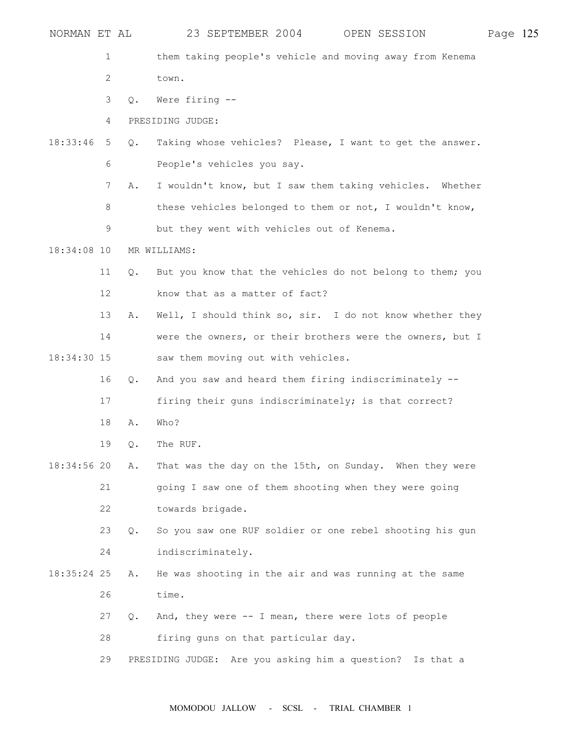them taking people's vehicle and moving away from Kenema town.

Q. Were firing --

PRESIDING JUDGE:

Q. Taking whose vehicles? Please, I want to get the answer. People's vehicles you say.

A. I wouldn't know, but I saw them taking vehicles. Whether these vehicles belonged to them or not, I wouldn't know, but they went with vehicles out of Kenema.

MR WILLIAMS:

Q. But you know that the vehicles do not belong to them; you know that as a matter of fact?

A. Well, I should think so, sir. I do not know whether they were the owners, or their brothers were the owners, but I saw them moving out with vehicles.

Q. And you saw and heard them firing indiscriminately -- firing their guns indiscriminately; is that correct?

A. Who?

Q. The RUF.

A. That was the day on the 15th, on Sunday. When they were going I saw one of them shooting when they were going towards brigade.

Q. So you saw one RUF soldier or one rebel shooting his gun indiscriminately.

A. He was shooting in the air and was running at the same time.

Q. And, they were -- I mean, there were lots of people firing guns on that particular day.

PRESIDING JUDGE: Are you asking him a question? Is that a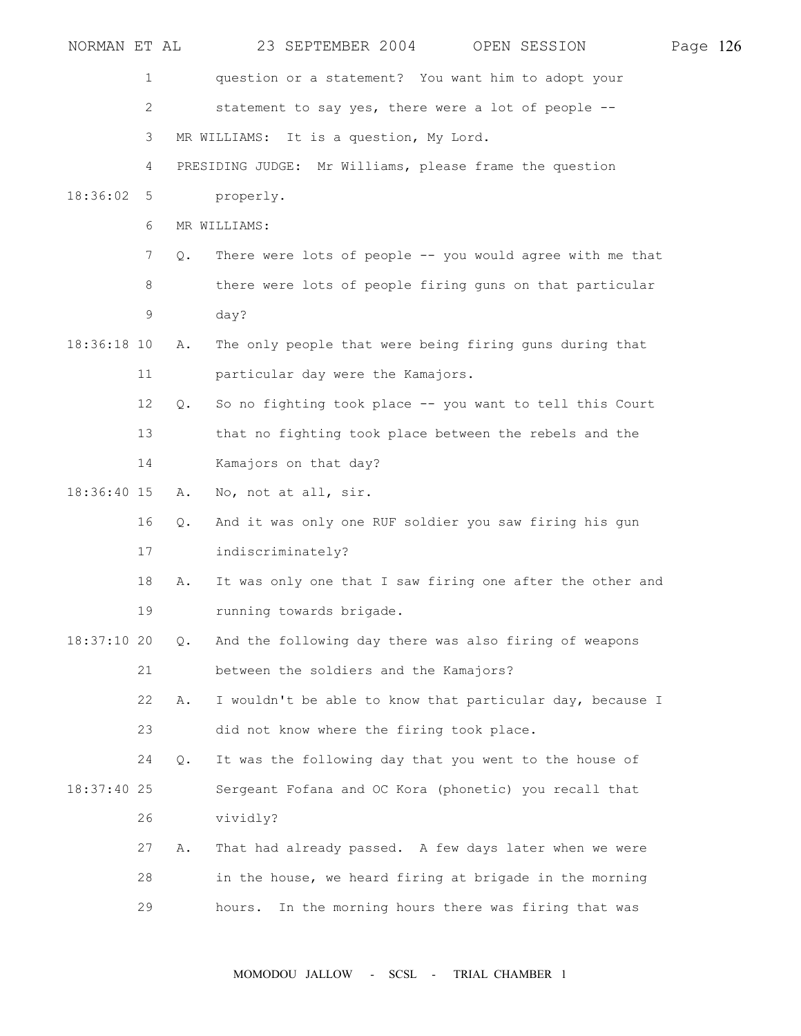question or a statement? You want him to adopt your statement to say yes, there were a lot of people --

MR WILLIAMS: It is a question, My Lord.

PRESIDING JUDGE: Mr Williams, please frame the question properly.

MR WILLIAMS:

Q. There were lots of people -- you would agree with me that there were lots of people firing guns on that particular day?

A. The only people that were being firing guns during that particular day were the Kamajors.

Q. So no fighting took place -- you want to tell this Court that no fighting took place between the rebels and the Kamajors on that day?

A. No, not at all, sir.

Q. And it was only one RUF soldier you saw firing his gun indiscriminately?

A. It was only one that I saw firing one after the other and running towards brigade.

Q. And the following day there was also firing of weapons between the soldiers and the Kamajors?

A. I wouldn't be able to know that particular day, because I did not know where the firing took place.

Q. It was the following day that you went to the house of Sergeant Fofana and OC Kora (phonetic) you recall that vividly?

A. That had already passed. A few days later when we were in the house, we heard firing at brigade in the morning hours. In the morning hours there was firing that was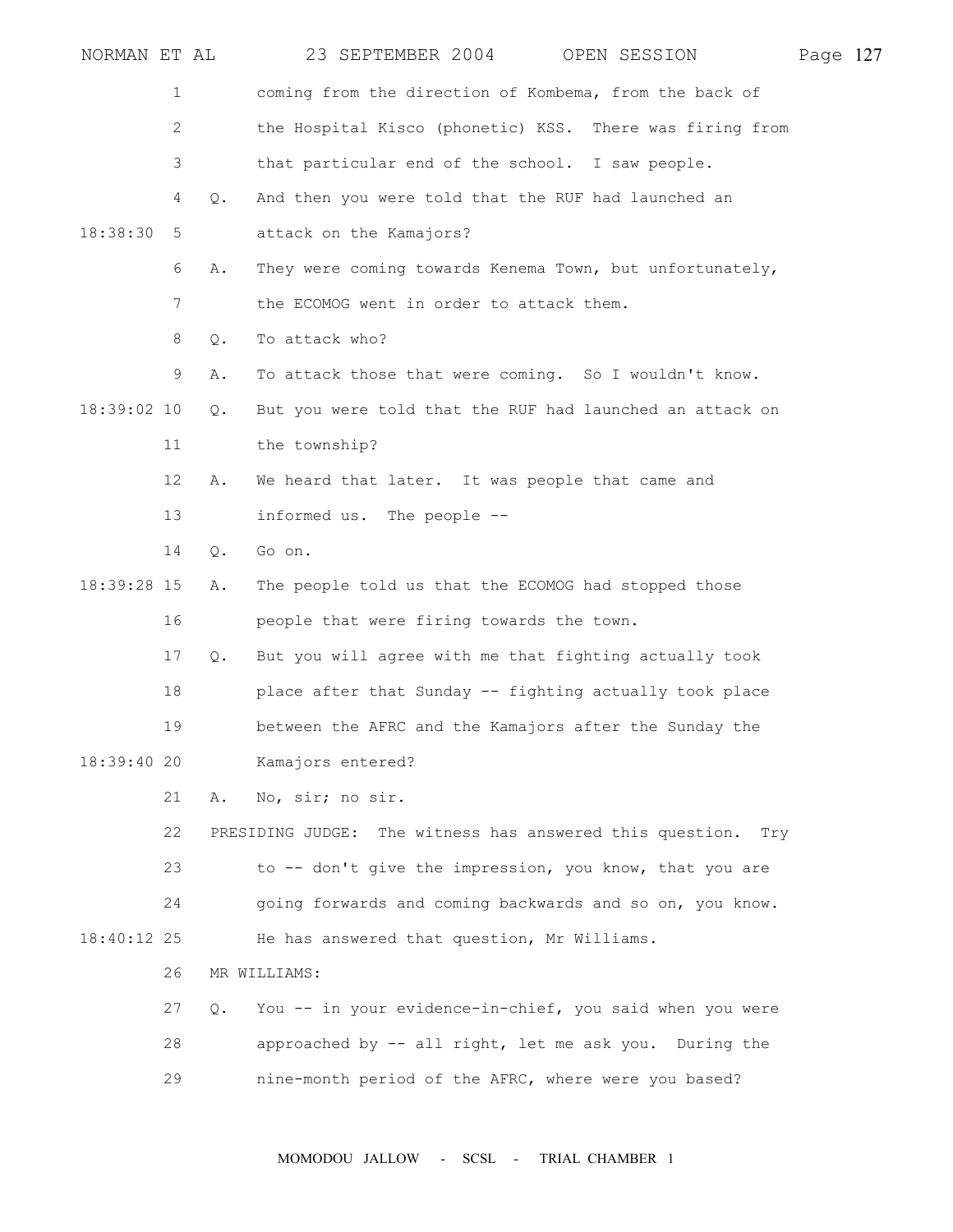coming from the direction of Kombema, from the back of the Hospital Kisco (phonetic) KSS. There was firing from that particular end of the school. I saw people.

Q. And then you were told that the RUF had launched an attack on the Kamajors?

A. They were coming towards Kenema Town, but unfortunately, the ECOMOG went in order to attack them.

Q. To attack who?

A. To attack those that were coming. So I wouldn't know.

Q. But you were told that the RUF had launched an attack on the township?

A. We heard that later. It was people that came and informed us. The people --

Q. Go on.

A. The people told us that the ECOMOG had stopped those people that were firing towards the town.

Q. But you will agree with me that fighting actually took place after that Sunday -- fighting actually took place between the AFRC and the Kamajors after the Sunday the Kamajors entered?

A. No, sir; no sir.

PRESIDING JUDGE: The witness has answered this question. Try to -- don't give the impression, you know, that you are going forwards and coming backwards and so on, you know. He has answered that question, Mr Williams.

MR WILLIAMS:

Q. You -- in your evidence-in-chief, you said when you were approached by -- all right, let me ask you. During the nine-month period of the AFRC, where were you based?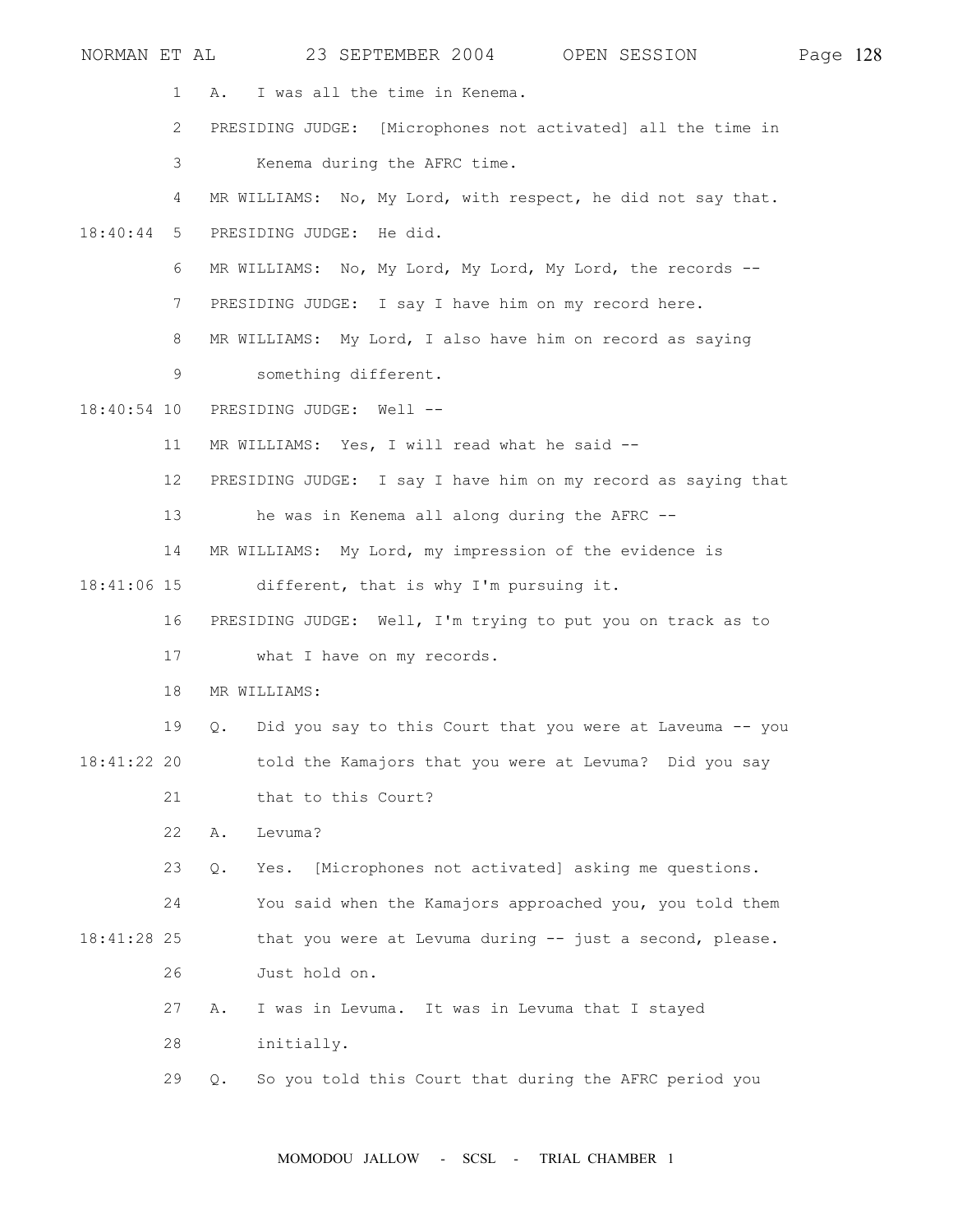1 A. I was all the time in Kenema.

2 PRESIDING JUDGE: [Microphones not activated] all the time in

3 Kenema during the AFRC time.

4 MR WILLIAMS: No, My Lord, with respect, he did not say that.

18:40:44 5 PRESIDING JUDGE: He did.

6 MR WILLIAMS: No, My Lord, My Lord, My Lord, the records --

7 PRESIDING JUDGE: I say I have him on my record here.

8 MR WILLIAMS: My Lord, I also have him on record as saying

9 something different.

18:40:54 10 PRESIDING JUDGE: Well --

11 MR WILLIAMS: Yes, I will read what he said --

12 PRESIDING JUDGE: I say I have him on my record as saying that

13 he was in Kenema all along during the AFRC --

14 MR WILLIAMS: My Lord, my impression of the evidence is

18:41:06 15 different, that is why I'm pursuing it.

16 PRESIDING JUDGE: Well, I'm trying to put you on track as to

17 what I have on my records.

18 MR WILLIAMS:

19 Q. Did you say to this Court that you were at Laveuma -- you

18:41:22 20 told the Kamajors that you were at Levuma? Did you say

21 that to this Court?

22 A. Levuma?

23 Q. Yes. [Microphones not activated] asking me questions.

24 You said when the Kamajors approached you, you told them

18:41:28 25 that you were at Levuma during -- just a second, please.

26 Just hold on.

27 A. I was in Levuma. It was in Levuma that I stayed

28 initially.

29 Q. So you told this Court that during the AFRC period you

MOMODOU JALLOW - SCSL - TRIAL CHAMBER 1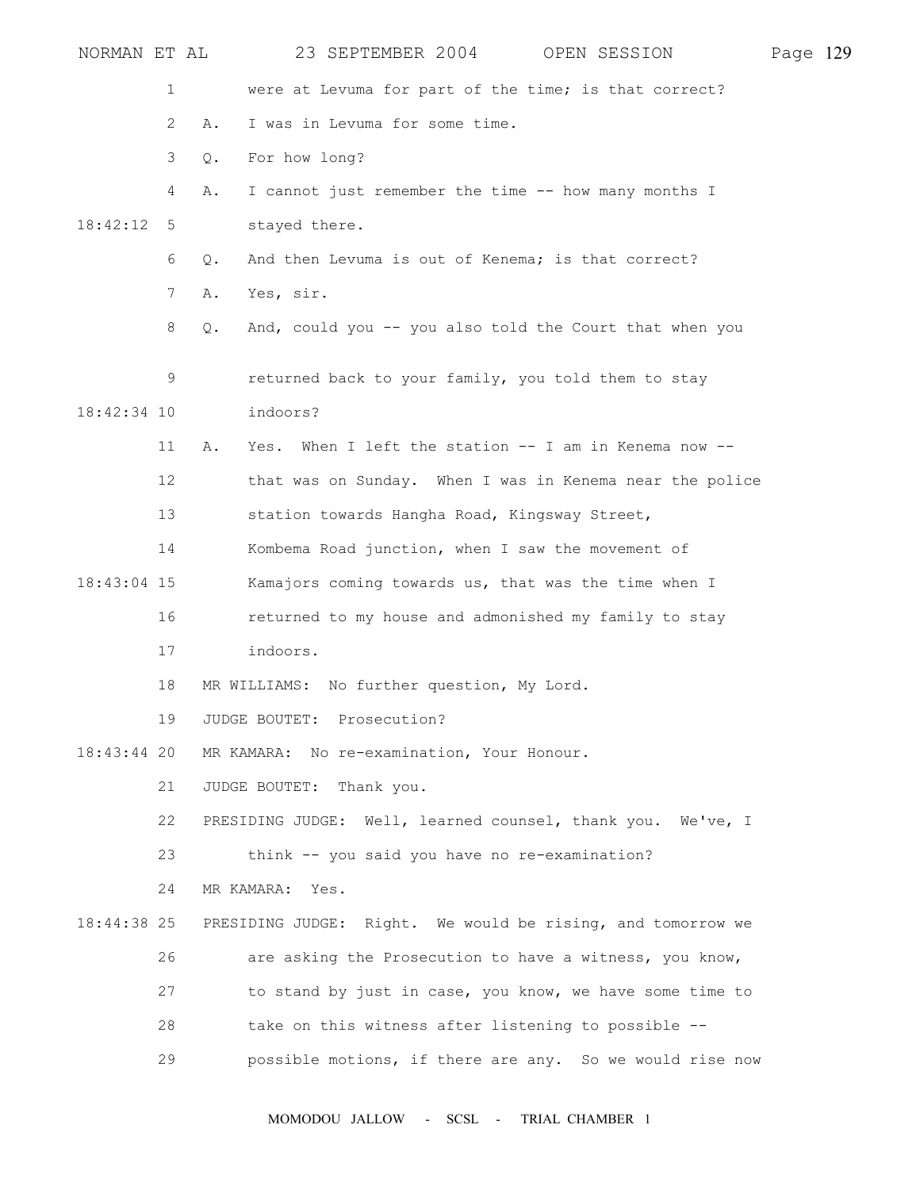were at Levuma for part of the time; is that correct?

A. I was in Levuma for some time.

Q. For how long?

A. I cannot just remember the time -- how many months I stayed there.

Q. And then Levuma is out of Kenema; is that correct?

A. Yes, sir.

Q. And, could you -- you also told the Court that when you returned back to your family, you told them to stay indoors?

A. Yes. When I left the station -- I am in Kenema now -- that was on Sunday. When I was in Kenema near the police station towards Hangha Road, Kingsway Street, Kombema Road junction, when I saw the movement of Kamajors coming towards us, that was the time when I returned to my house and admonished my family to stay indoors.

MR WILLIAMS: No further question, My Lord.

JUDGE BOUTET: Prosecution?

MR KAMARA: No re-examination, Your Honour.

JUDGE BOUTET: Thank you.

PRESIDING JUDGE: Well, learned counsel, thank you. We've, I think -- you said you have no re-examination?

MR KAMARA: Yes.

PRESIDING JUDGE: Right. We would be rising, and tomorrow we are asking the Prosecution to have a witness, you know, to stand by just in case, you know, we have some time to take on this witness after listening to possible -- possible motions, if there are any. So we would rise now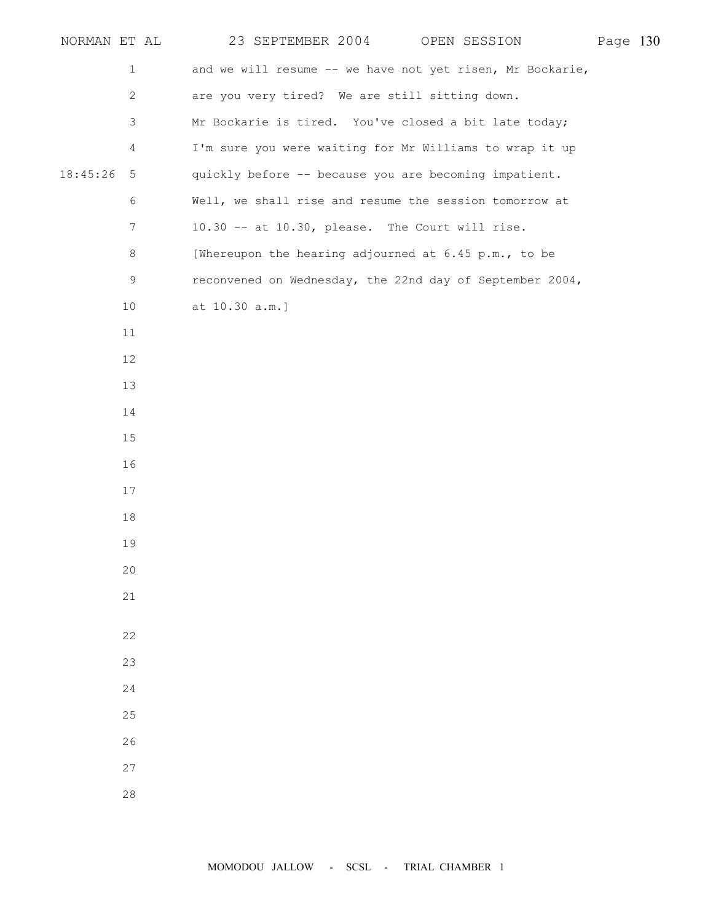and we will resume -- we have not yet risen, Mr Bockarie, are you very tired? We are still sitting down. Mr Bockarie is tired. You've closed a bit late today; I'm sure you were waiting for Mr Williams to wrap it up quickly before -- because you are becoming impatient. Well, we shall rise and resume the session tomorrow at 10.30 -- at 10.30, please. The Court will rise.

[Whereupon the hearing adjourned at 6.45 p.m., to be reconvened on Wednesday, the 22nd day of September 2004, at 10.30 a.m.]